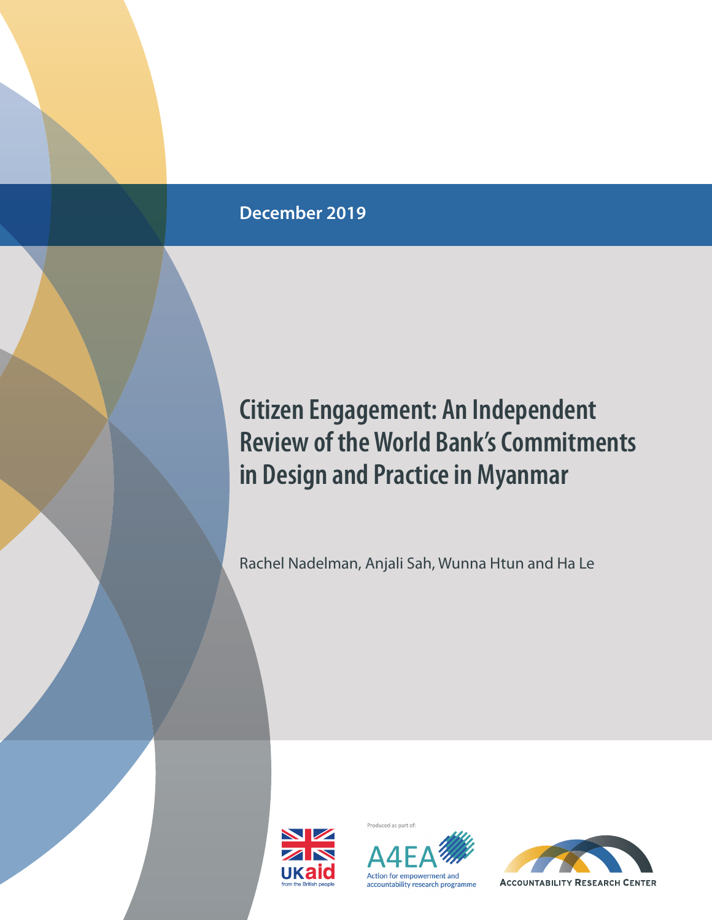December 2019

# Citizen Engagement: An Independent Review of the World Bank's Commitments in Design and Practice in Myanmar

Rachel Nadelman, Anjali Sah, Wunna Htun and Ha Le

UKaid from the British people

Produced as part of:

A4EA Action for empowerment and accountability research programme

Accountability Research Center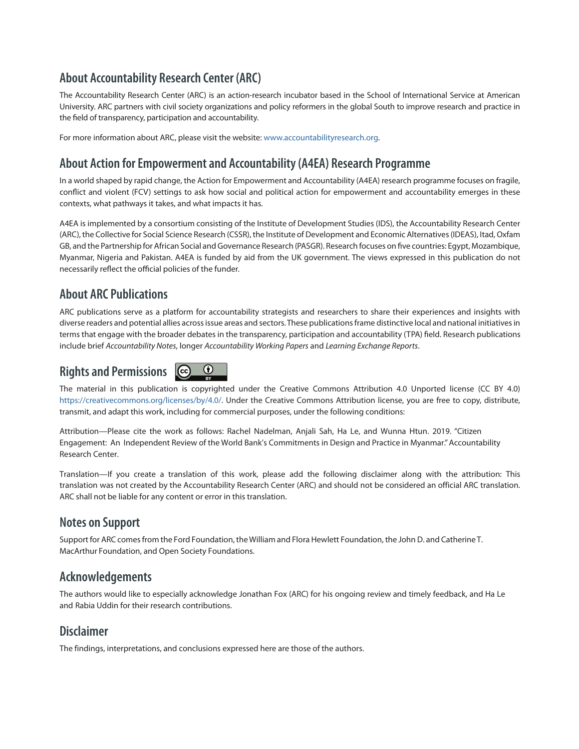## About Accountability Research Center (ARC)

The Accountability Research Center (ARC) is an action-research incubator based in the School of International Service at American University. ARC partners with civil society organizations and policy reformers in the global South to improve research and practice in the field of transparency, participation and accountability.

For more information about ARC, please visit the website: www.accountabilityresearch.org.

## About Action for Empowerment and Accountability (A4EA) Research Programme

In a world shaped by rapid change, the Action for Empowerment and Accountability (A4EA) research programme focuses on fragile, conflict and violent (FCV) settings to ask how social and political action for empowerment and accountability emerges in these contexts, what pathways it takes, and what impacts it has.

A4EA is implemented by a consortium consisting of the Institute of Development Studies (IDS), the Accountability Research Center (ARC), the Collective for Social Science Research (CSSR), the Institute of Development and Economic Alternatives (IDEAS), Itad, Oxfam GB, and the Partnership for African Social and Governance Research (PASGR). Research focuses on five countries: Egypt, Mozambique, Myanmar, Nigeria and Pakistan. A4EA is funded by aid from the UK government. The views expressed in this publication do not necessarily reflect the official policies of the funder.

## About ARC Publications

ARC publications serve as a platform for accountability strategists and researchers to share their experiences and insights with diverse readers and potential allies across issue areas and sectors. These publications frame distinctive local and national initiatives in terms that engage with the broader debates in the transparency, participation and accountability (TPA) field. Research publications include brief *Accountability Notes*, longer *Accountability Working Papers* and *Learning Exchange Reports*.

## Rights and Permissions

The material in this publication is copyrighted under the Creative Commons Attribution 4.0 Unported license (CC BY 4.0) https://creativecommons.org/licenses/by/4.0/. Under the Creative Commons Attribution license, you are free to copy, distribute, transmit, and adapt this work, including for commercial purposes, under the following conditions:

Attribution—Please cite the work as follows: Rachel Nadelman, Anjali Sah, Ha Le, and Wunna Htun. 2019. "Citizen Engagement: An Independent Review of the World Bank's Commitments in Design and Practice in Myanmar." Accountability Research Center.

Translation—If you create a translation of this work, please add the following disclaimer along with the attribution: This translation was not created by the Accountability Research Center (ARC) and should not be considered an official ARC translation. ARC shall not be liable for any content or error in this translation.

## Notes on Support

Support for ARC comes from the Ford Foundation, the William and Flora Hewlett Foundation, the John D. and Catherine T. MacArthur Foundation, and Open Society Foundations.

## Acknowledgements

The authors would like to especially acknowledge Jonathan Fox (ARC) for his ongoing review and timely feedback, and Ha Le and Rabia Uddin for their research contributions.

## Disclaimer

The findings, interpretations, and conclusions expressed here are those of the authors.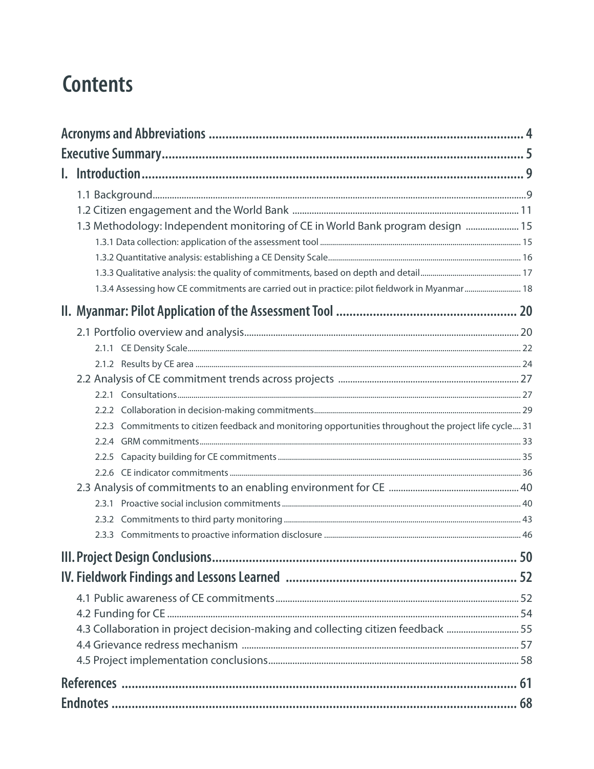# Contents

**Acronyms and Abbreviations** ..... 4

**Executive Summary** ..... 5

**I. Introduction** ..... 9

- 1.1 Background ..... 9
- 1.2 Citizen engagement and the World Bank ..... 11
- 1.3 Methodology: Independent monitoring of CE in World Bank program design ..... 15
  - 1.3.1 Data collection: application of the assessment tool ..... 15
  - 1.3.2 Quantitative analysis: establishing a CE Density Scale ..... 16
  - 1.3.3 Qualitative analysis: the quality of commitments, based on depth and detail ..... 17
  - 1.3.4 Assessing how CE commitments are carried out in practice: pilot fieldwork in Myanmar ..... 18

**II. Myanmar: Pilot Application of the Assessment Tool** ..... 20

- 2.1 Portfolio overview and analysis ..... 20
  - 2.1.1 CE Density Scale ..... 22
  - 2.1.2 Results by CE area ..... 24
- 2.2 Analysis of CE commitment trends across projects ..... 27
  - 2.2.1 Consultations ..... 27
  - 2.2.2 Collaboration in decision-making commitments ..... 29
  - 2.2.3 Commitments to citizen feedback and monitoring opportunities throughout the project life cycle ..... 31
  - 2.2.4 GRM commitments ..... 33
  - 2.2.5 Capacity building for CE commitments ..... 35
  - 2.2.6 CE indicator commitments ..... 36
- 2.3 Analysis of commitments to an enabling environment for CE ..... 40
  - 2.3.1 Proactive social inclusion commitments ..... 40
  - 2.3.2 Commitments to third party monitoring ..... 43
  - 2.3.3 Commitments to proactive information disclosure ..... 46

**III. Project Design Conclusions** ..... 50

**IV. Fieldwork Findings and Lessons Learned** ..... 52

- 4.1 Public awareness of CE commitments ..... 52
- 4.2 Funding for CE ..... 54
- 4.3 Collaboration in project decision-making and collecting citizen feedback ..... 55
- 4.4 Grievance redress mechanism ..... 57
- 4.5 Project implementation conclusions ..... 58

**References** ..... 61

**Endnotes** ..... 68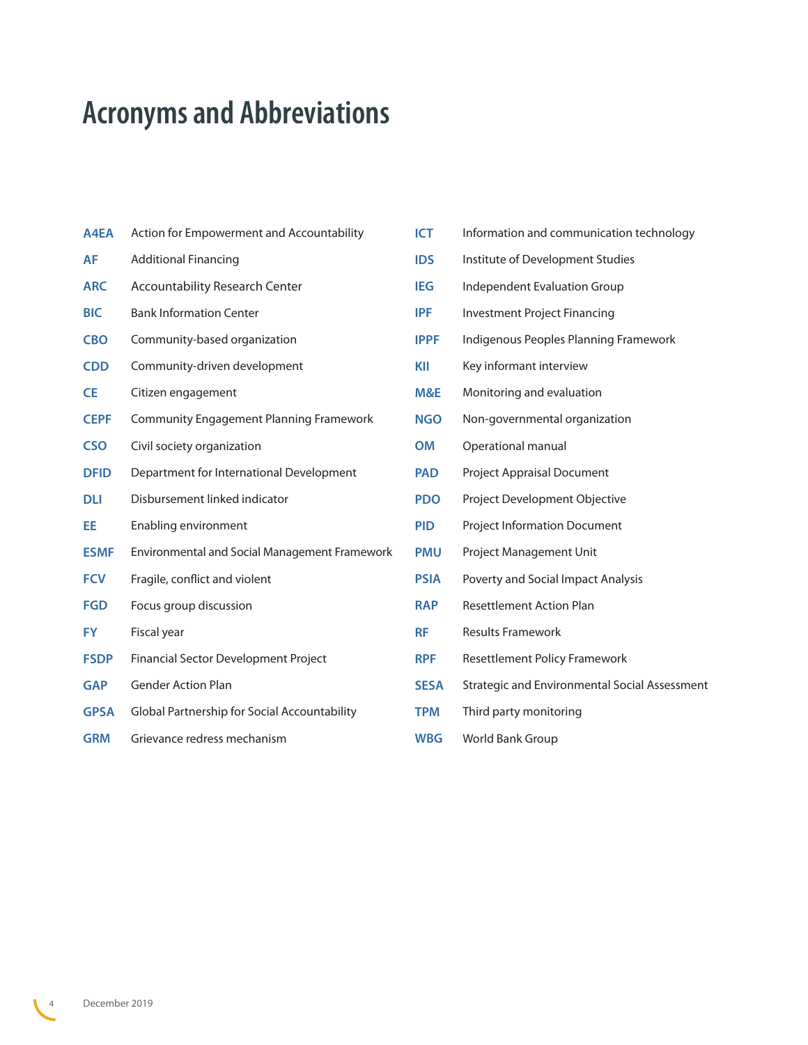# Acronyms and Abbreviations

| | |
|---|---|
| **A4EA** | Action for Empowerment and Accountability |
| **AF** | Additional Financing |
| **ARC** | Accountability Research Center |
| **BIC** | Bank Information Center |
| **CBO** | Community-based organization |
| **CDD** | Community-driven development |
| **CE** | Citizen engagement |
| **CEPF** | Community Engagement Planning Framework |
| **CSO** | Civil society organization |
| **DFID** | Department for International Development |
| **DLI** | Disbursement linked indicator |
| **EE** | Enabling environment |
| **ESMF** | Environmental and Social Management Framework |
| **FCV** | Fragile, conflict and violent |
| **FGD** | Focus group discussion |
| **FY** | Fiscal year |
| **FSDP** | Financial Sector Development Project |
| **GAP** | Gender Action Plan |
| **GPSA** | Global Partnership for Social Accountability |
| **GRM** | Grievance redress mechanism |
| **ICT** | Information and communication technology |
| **IDS** | Institute of Development Studies |
| **IEG** | Independent Evaluation Group |
| **IPF** | Investment Project Financing |
| **IPPF** | Indigenous Peoples Planning Framework |
| **KII** | Key informant interview |
| **M&E** | Monitoring and evaluation |
| **NGO** | Non-governmental organization |
| **OM** | Operational manual |
| **PAD** | Project Appraisal Document |
| **PDO** | Project Development Objective |
| **PID** | Project Information Document |
| **PMU** | Project Management Unit |
| **PSIA** | Poverty and Social Impact Analysis |
| **RAP** | Resettlement Action Plan |
| **RF** | Results Framework |
| **RPF** | Resettlement Policy Framework |
| **SESA** | Strategic and Environmental Social Assessment |
| **TPM** | Third party monitoring |
| **WBG** | World Bank Group |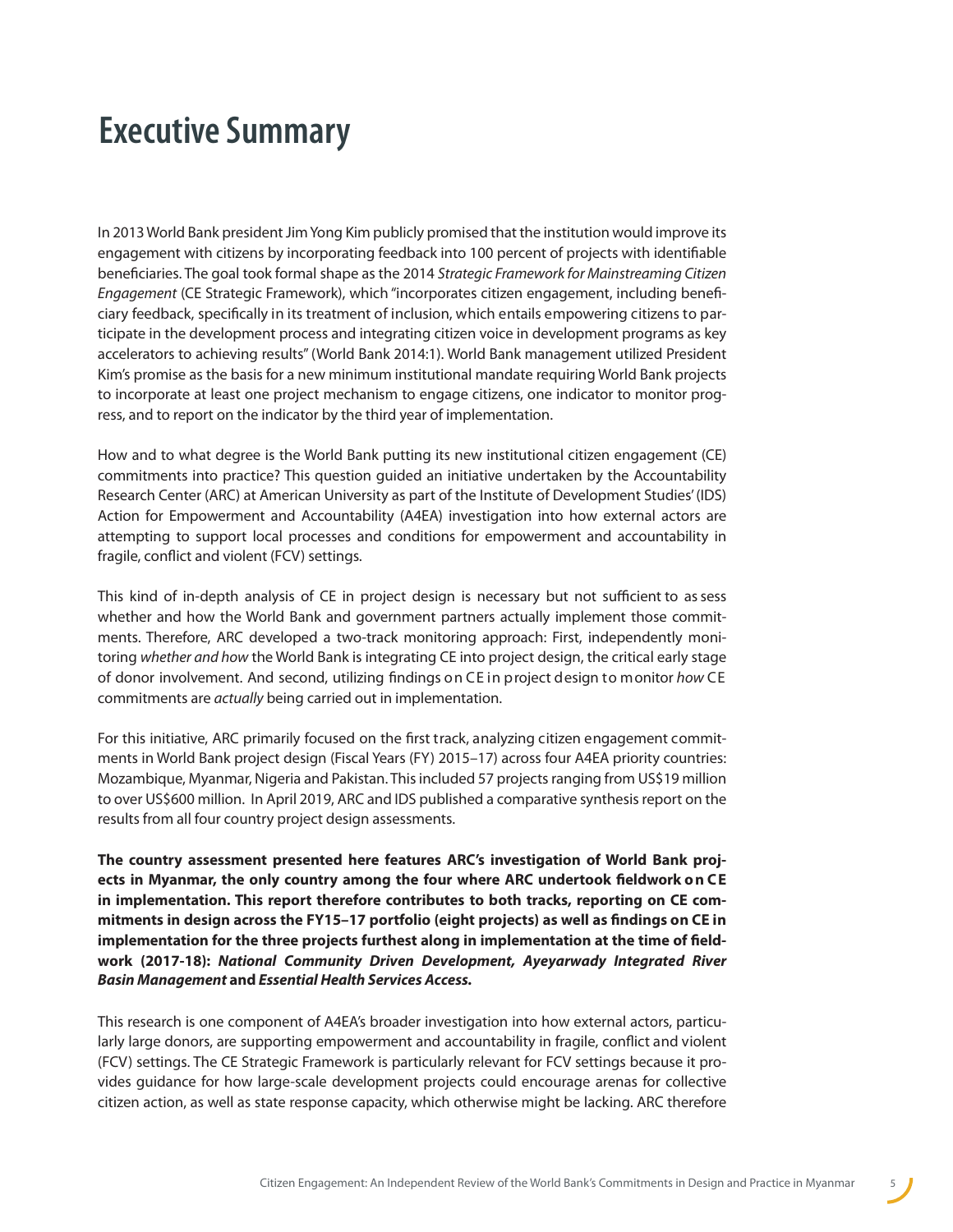# Executive Summary

In 2013 World Bank president Jim Yong Kim publicly promised that the institution would improve its engagement with citizens by incorporating feedback into 100 percent of projects with identifiable beneficiaries. The goal took formal shape as the 2014 *Strategic Framework for Mainstreaming Citizen Engagement* (CE Strategic Framework), which "incorporates citizen engagement, including beneficiary feedback, specifically in its treatment of inclusion, which entails empowering citizens to participate in the development process and integrating citizen voice in development programs as key accelerators to achieving results" (World Bank 2014:1). World Bank management utilized President Kim's promise as the basis for a new minimum institutional mandate requiring World Bank projects to incorporate at least one project mechanism to engage citizens, one indicator to monitor progress, and to report on the indicator by the third year of implementation.

How and to what degree is the World Bank putting its new institutional citizen engagement (CE) commitments into practice? This question guided an initiative undertaken by the Accountability Research Center (ARC) at American University as part of the Institute of Development Studies' (IDS) Action for Empowerment and Accountability (A4EA) investigation into how external actors are attempting to support local processes and conditions for empowerment and accountability in fragile, conflict and violent (FCV) settings.

This kind of in-depth analysis of CE in project design is necessary but not sufficient to assess whether and how the World Bank and government partners actually implement those commitments. Therefore, ARC developed a two-track monitoring approach: First, independently monitoring *whether and how* the World Bank is integrating CE into project design, the critical early stage of donor involvement. And second, utilizing findings on CE in project design to monitor *how* CE commitments are *actually* being carried out in implementation.

For this initiative, ARC primarily focused on the first track, analyzing citizen engagement commitments in World Bank project design (Fiscal Years (FY) 2015–17) across four A4EA priority countries: Mozambique, Myanmar, Nigeria and Pakistan. This included 57 projects ranging from US$19 million to over US$600 million. In April 2019, ARC and IDS published a comparative synthesis report on the results from all four country project design assessments.

**The country assessment presented here features ARC's investigation of World Bank projects in Myanmar, the only country among the four where ARC undertook fieldwork on CE in implementation. This report therefore contributes to both tracks, reporting on CE commitments in design across the FY15–17 portfolio (eight projects) as well as findings on CE in implementation for the three projects furthest along in implementation at the time of fieldwork (2017-18): *National Community Driven Development, Ayeyarwady Integrated River Basin Management* and *Essential Health Services Access.***

This research is one component of A4EA's broader investigation into how external actors, particularly large donors, are supporting empowerment and accountability in fragile, conflict and violent (FCV) settings. The CE Strategic Framework is particularly relevant for FCV settings because it provides guidance for how large-scale development projects could encourage arenas for collective citizen action, as well as state response capacity, which otherwise might be lacking. ARC therefore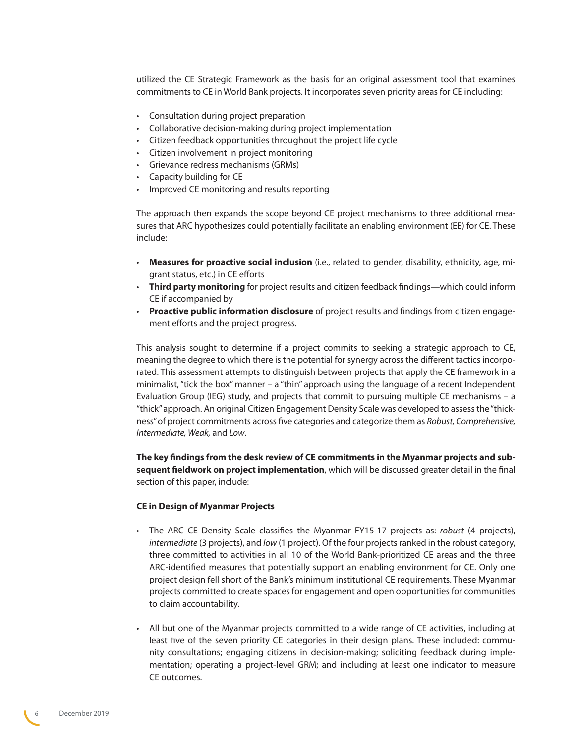utilized the CE Strategic Framework as the basis for an original assessment tool that examines commitments to CE in World Bank projects. It incorporates seven priority areas for CE including:

- Consultation during project preparation
- Collaborative decision-making during project implementation
- Citizen feedback opportunities throughout the project life cycle
- Citizen involvement in project monitoring
- Grievance redress mechanisms (GRMs)
- Capacity building for CE
- Improved CE monitoring and results reporting

The approach then expands the scope beyond CE project mechanisms to three additional measures that ARC hypothesizes could potentially facilitate an enabling environment (EE) for CE. These include:

- **Measures for proactive social inclusion** (i.e., related to gender, disability, ethnicity, age, migrant status, etc.) in CE efforts
- **Third party monitoring** for project results and citizen feedback findings—which could inform CE if accompanied by
- **Proactive public information disclosure** of project results and findings from citizen engagement efforts and the project progress.

This analysis sought to determine if a project commits to seeking a strategic approach to CE, meaning the degree to which there is the potential for synergy across the different tactics incorporated. This assessment attempts to distinguish between projects that apply the CE framework in a minimalist, "tick the box" manner – a "thin" approach using the language of a recent Independent Evaluation Group (IEG) study, and projects that commit to pursuing multiple CE mechanisms – a "thick" approach. An original Citizen Engagement Density Scale was developed to assess the "thickness" of project commitments across five categories and categorize them as *Robust, Comprehensive, Intermediate, Weak,* and *Low*.

**The key findings from the desk review of CE commitments in the Myanmar projects and subsequent fieldwork on project implementation**, which will be discussed greater detail in the final section of this paper, include:

**CE in Design of Myanmar Projects**

- The ARC CE Density Scale classifies the Myanmar FY15-17 projects as: *robust* (4 projects), *intermediate* (3 projects), and *low* (1 project). Of the four projects ranked in the robust category, three committed to activities in all 10 of the World Bank-prioritized CE areas and the three ARC-identified measures that potentially support an enabling environment for CE. Only one project design fell short of the Bank's minimum institutional CE requirements. These Myanmar projects committed to create spaces for engagement and open opportunities for communities to claim accountability.

- All but one of the Myanmar projects committed to a wide range of CE activities, including at least five of the seven priority CE categories in their design plans. These included: community consultations; engaging citizens in decision-making; soliciting feedback during implementation; operating a project-level GRM; and including at least one indicator to measure CE outcomes.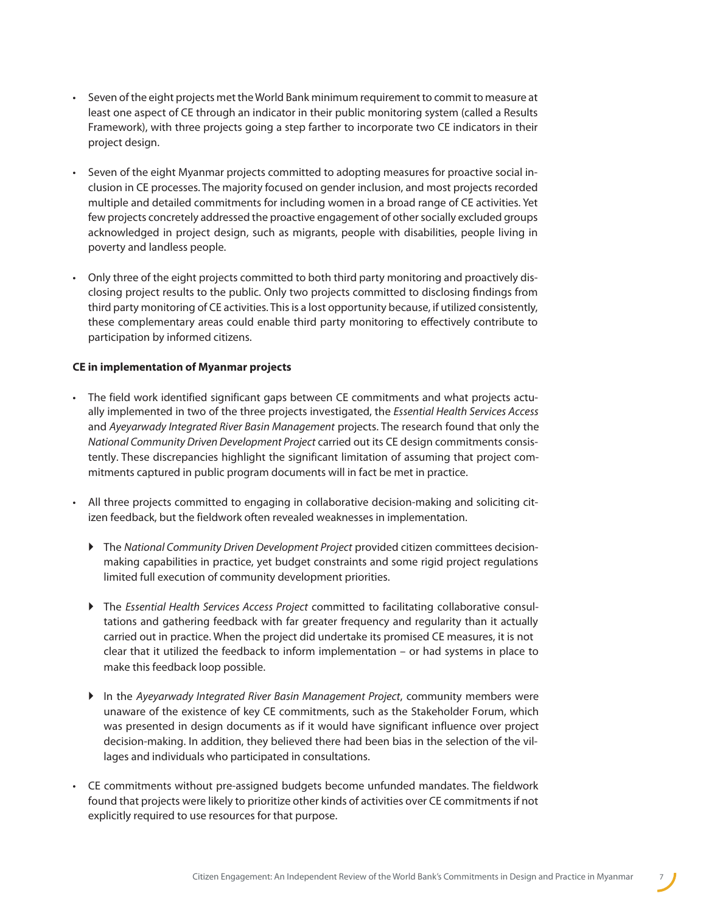- Seven of the eight projects met the World Bank minimum requirement to commit to measure at least one aspect of CE through an indicator in their public monitoring system (called a Results Framework), with three projects going a step farther to incorporate two CE indicators in their project design.
- Seven of the eight Myanmar projects committed to adopting measures for proactive social inclusion in CE processes. The majority focused on gender inclusion, and most projects recorded multiple and detailed commitments for including women in a broad range of CE activities. Yet few projects concretely addressed the proactive engagement of other socially excluded groups acknowledged in project design, such as migrants, people with disabilities, people living in poverty and landless people.
- Only three of the eight projects committed to both third party monitoring and proactively disclosing project results to the public. Only two projects committed to disclosing findings from third party monitoring of CE activities. This is a lost opportunity because, if utilized consistently, these complementary areas could enable third party monitoring to effectively contribute to participation by informed citizens.

**CE in implementation of Myanmar projects**

- The field work identified significant gaps between CE commitments and what projects actually implemented in two of the three projects investigated, the *Essential Health Services Access* and *Ayeyarwady Integrated River Basin Management* projects. The research found that only the *National Community Driven Development Project* carried out its CE design commitments consistently. These discrepancies highlight the significant limitation of assuming that project commitments captured in public program documents will in fact be met in practice.
- All three projects committed to engaging in collaborative decision-making and soliciting citizen feedback, but the fieldwork often revealed weaknesses in implementation.
  - The *National Community Driven Development Project* provided citizen committees decision-making capabilities in practice, yet budget constraints and some rigid project regulations limited full execution of community development priorities.
  - The *Essential Health Services Access Project* committed to facilitating collaborative consultations and gathering feedback with far greater frequency and regularity than it actually carried out in practice. When the project did undertake its promised CE measures, it is not clear that it utilized the feedback to inform implementation – or had systems in place to make this feedback loop possible.
  - In the *Ayeyarwady Integrated River Basin Management Project*, community members were unaware of the existence of key CE commitments, such as the Stakeholder Forum, which was presented in design documents as if it would have significant influence over project decision-making. In addition, they believed there had been bias in the selection of the villages and individuals who participated in consultations.
- CE commitments without pre-assigned budgets become unfunded mandates. The fieldwork found that projects were likely to prioritize other kinds of activities over CE commitments if not explicitly required to use resources for that purpose.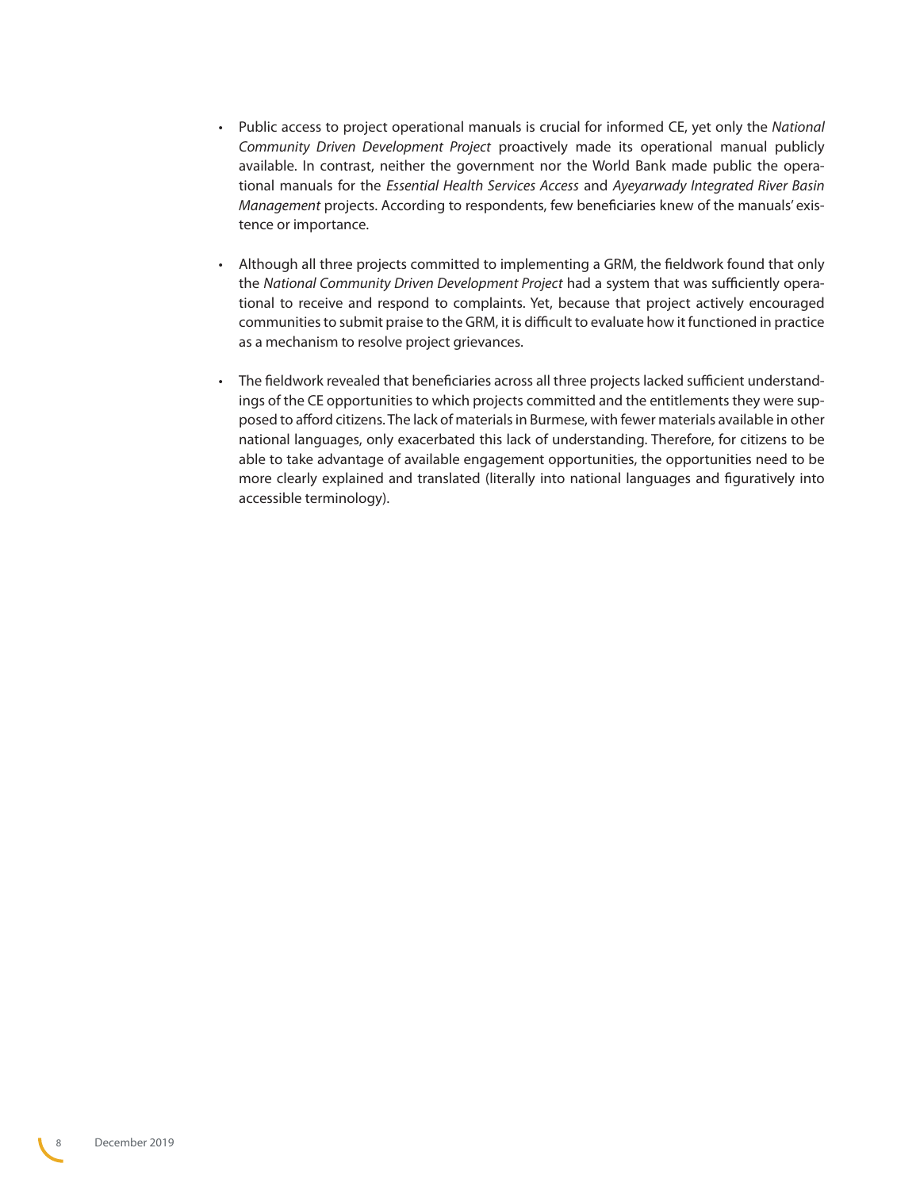- Public access to project operational manuals is crucial for informed CE, yet only the *National Community Driven Development Project* proactively made its operational manual publicly available. In contrast, neither the government nor the World Bank made public the operational manuals for the *Essential Health Services Access* and *Ayeyarwady Integrated River Basin Management* projects. According to respondents, few beneficiaries knew of the manuals' existence or importance.

- Although all three projects committed to implementing a GRM, the fieldwork found that only the *National Community Driven Development Project* had a system that was sufficiently operational to receive and respond to complaints. Yet, because that project actively encouraged communities to submit praise to the GRM, it is difficult to evaluate how it functioned in practice as a mechanism to resolve project grievances.

- The fieldwork revealed that beneficiaries across all three projects lacked sufficient understandings of the CE opportunities to which projects committed and the entitlements they were supposed to afford citizens. The lack of materials in Burmese, with fewer materials available in other national languages, only exacerbated this lack of understanding. Therefore, for citizens to be able to take advantage of available engagement opportunities, the opportunities need to be more clearly explained and translated (literally into national languages and figuratively into accessible terminology).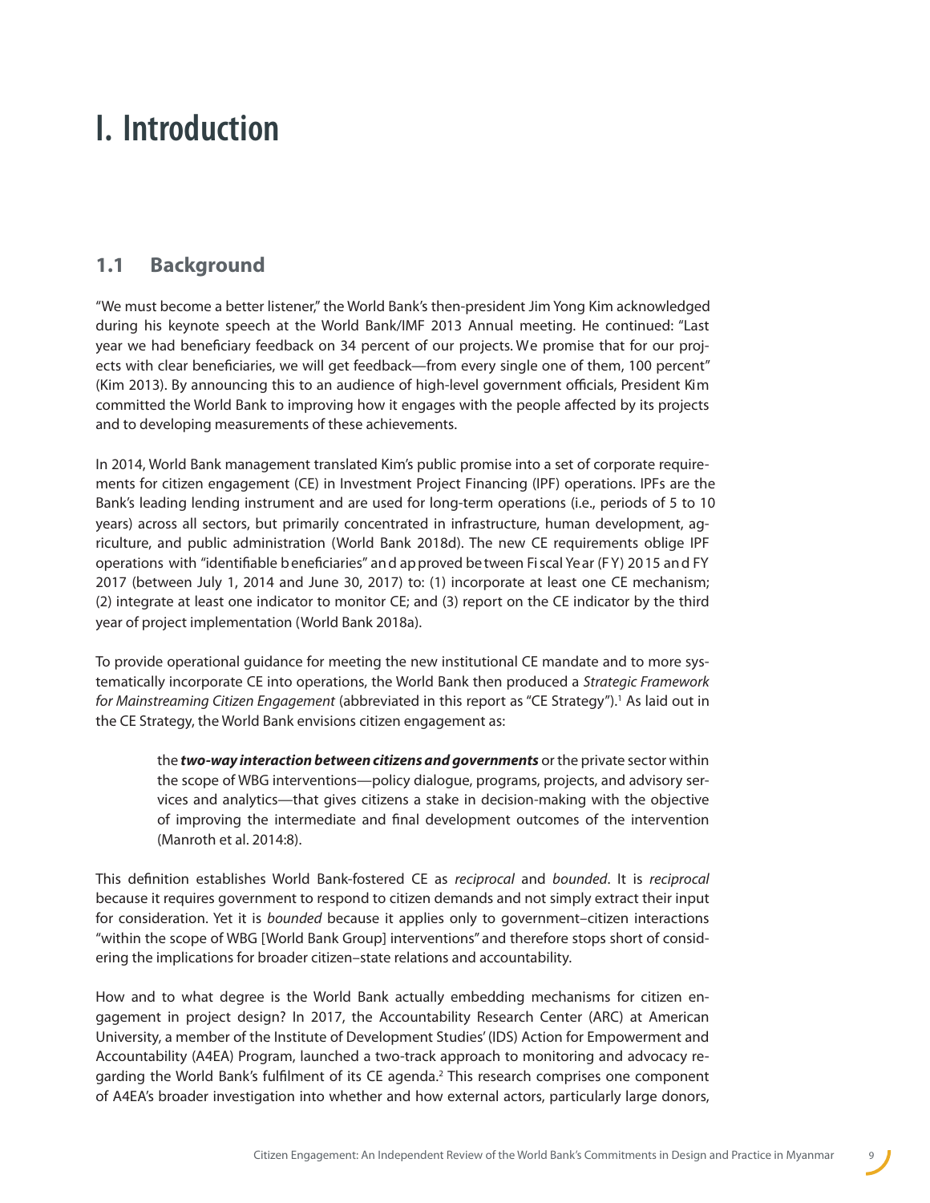# I. Introduction

## 1.1 Background

"We must become a better listener," the World Bank's then-president Jim Yong Kim acknowledged during his keynote speech at the World Bank/IMF 2013 Annual meeting. He continued: "Last year we had beneficiary feedback on 34 percent of our projects. We promise that for our projects with clear beneficiaries, we will get feedback—from every single one of them, 100 percent" (Kim 2013). By announcing this to an audience of high-level government officials, President Kim committed the World Bank to improving how it engages with the people affected by its projects and to developing measurements of these achievements.

In 2014, World Bank management translated Kim's public promise into a set of corporate requirements for citizen engagement (CE) in Investment Project Financing (IPF) operations. IPFs are the Bank's leading lending instrument and are used for long-term operations (i.e., periods of 5 to 10 years) across all sectors, but primarily concentrated in infrastructure, human development, agriculture, and public administration (World Bank 2018d). The new CE requirements oblige IPF operations with "identifiable beneficiaries" and approved between Fiscal Year (FY) 2015 and FY 2017 (between July 1, 2014 and June 30, 2017) to: (1) incorporate at least one CE mechanism; (2) integrate at least one indicator to monitor CE; and (3) report on the CE indicator by the third year of project implementation (World Bank 2018a).

To provide operational guidance for meeting the new institutional CE mandate and to more systematically incorporate CE into operations, the World Bank then produced a *Strategic Framework for Mainstreaming Citizen Engagement* (abbreviated in this report as "CE Strategy").[1] As laid out in the CE Strategy, the World Bank envisions citizen engagement as:

> the ***two-way interaction between citizens and governments*** or the private sector within the scope of WBG interventions—policy dialogue, programs, projects, and advisory services and analytics—that gives citizens a stake in decision-making with the objective of improving the intermediate and final development outcomes of the intervention (Manroth et al. 2014:8).

This definition establishes World Bank-fostered CE as *reciprocal* and *bounded*. It is *reciprocal* because it requires government to respond to citizen demands and not simply extract their input for consideration. Yet it is *bounded* because it applies only to government–citizen interactions "within the scope of WBG [World Bank Group] interventions" and therefore stops short of considering the implications for broader citizen–state relations and accountability.

How and to what degree is the World Bank actually embedding mechanisms for citizen engagement in project design? In 2017, the Accountability Research Center (ARC) at American University, a member of the Institute of Development Studies' (IDS) Action for Empowerment and Accountability (A4EA) Program, launched a two-track approach to monitoring and advocacy regarding the World Bank's fulfilment of its CE agenda.[2] This research comprises one component of A4EA's broader investigation into whether and how external actors, particularly large donors,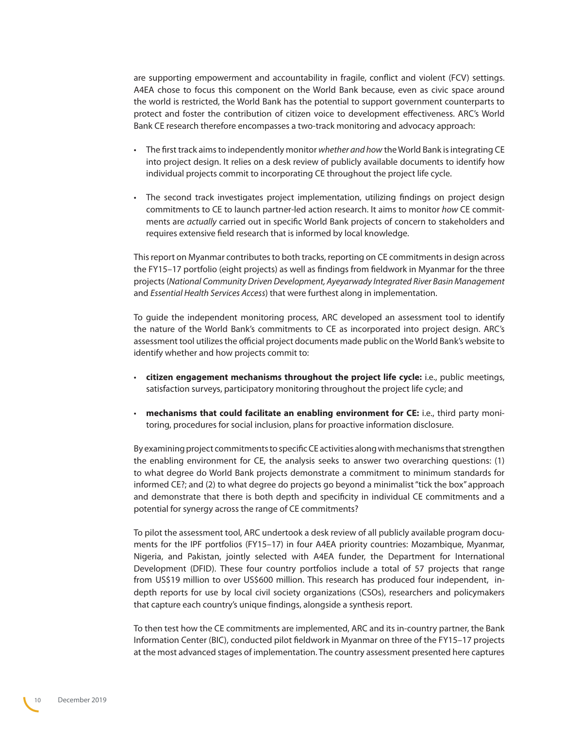are supporting empowerment and accountability in fragile, conflict and violent (FCV) settings. A4EA chose to focus this component on the World Bank because, even as civic space around the world is restricted, the World Bank has the potential to support government counterparts to protect and foster the contribution of citizen voice to development effectiveness. ARC's World Bank CE research therefore encompasses a two-track monitoring and advocacy approach:

- The first track aims to independently monitor *whether and how* the World Bank is integrating CE into project design. It relies on a desk review of publicly available documents to identify how individual projects commit to incorporating CE throughout the project life cycle.
- The second track investigates project implementation, utilizing findings on project design commitments to CE to launch partner-led action research. It aims to monitor *how* CE commitments are *actually* carried out in specific World Bank projects of concern to stakeholders and requires extensive field research that is informed by local knowledge.

This report on Myanmar contributes to both tracks, reporting on CE commitments in design across the FY15–17 portfolio (eight projects) as well as findings from fieldwork in Myanmar for the three projects (*National Community Driven Development, Ayeyarwady Integrated River Basin Management* and *Essential Health Services Access*) that were furthest along in implementation.

To guide the independent monitoring process, ARC developed an assessment tool to identify the nature of the World Bank's commitments to CE as incorporated into project design. ARC's assessment tool utilizes the official project documents made public on the World Bank's website to identify whether and how projects commit to:

- **citizen engagement mechanisms throughout the project life cycle:** i.e., public meetings, satisfaction surveys, participatory monitoring throughout the project life cycle; and
- **mechanisms that could facilitate an enabling environment for CE:** i.e., third party monitoring, procedures for social inclusion, plans for proactive information disclosure.

By examining project commitments to specific CE activities along with mechanisms that strengthen the enabling environment for CE, the analysis seeks to answer two overarching questions: (1) to what degree do World Bank projects demonstrate a commitment to minimum standards for informed CE?; and (2) to what degree do projects go beyond a minimalist "tick the box" approach and demonstrate that there is both depth and specificity in individual CE commitments and a potential for synergy across the range of CE commitments?

To pilot the assessment tool, ARC undertook a desk review of all publicly available program documents for the IPF portfolios (FY15–17) in four A4EA priority countries: Mozambique, Myanmar, Nigeria, and Pakistan, jointly selected with A4EA funder, the Department for International Development (DFID). These four country portfolios include a total of 57 projects that range from US$19 million to over US$600 million. This research has produced four independent, in-depth reports for use by local civil society organizations (CSOs), researchers and policymakers that capture each country's unique findings, alongside a synthesis report.

To then test how the CE commitments are implemented, ARC and its in-country partner, the Bank Information Center (BIC), conducted pilot fieldwork in Myanmar on three of the FY15–17 projects at the most advanced stages of implementation. The country assessment presented here captures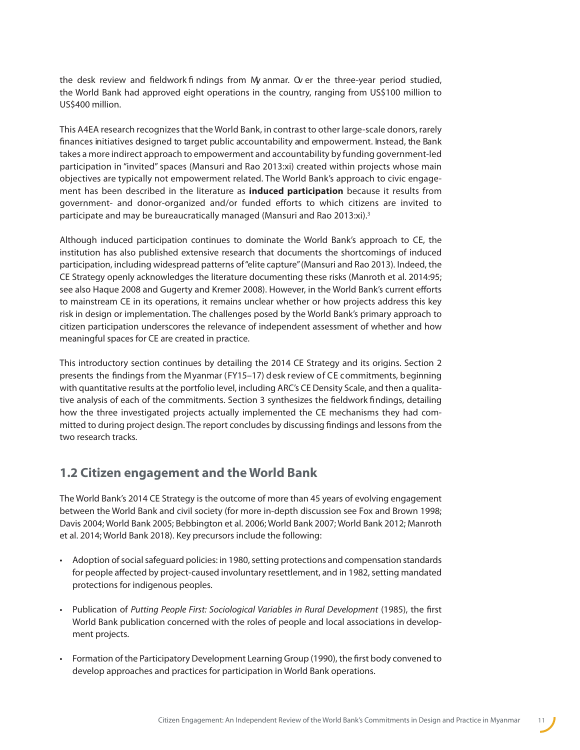the desk review and fieldwork findings from Myanmar. Over the three-year period studied, the World Bank had approved eight operations in the country, ranging from US$100 million to US$400 million.

This A4EA research recognizes that the World Bank, in contrast to other large-scale donors, rarely finances initiatives designed to target public accountability and empowerment. Instead, the Bank takes a more indirect approach to empowerment and accountability by funding government-led participation in "invited" spaces (Mansuri and Rao 2013:xi) created within projects whose main objectives are typically not empowerment related. The World Bank's approach to civic engagement has been described in the literature as **induced participation** because it results from government- and donor-organized and/or funded efforts to which citizens are invited to participate and may be bureaucratically managed (Mansuri and Rao 2013:xi).[3]

Although induced participation continues to dominate the World Bank's approach to CE, the institution has also published extensive research that documents the shortcomings of induced participation, including widespread patterns of "elite capture" (Mansuri and Rao 2013). Indeed, the CE Strategy openly acknowledges the literature documenting these risks (Manroth et al. 2014:95; see also Haque 2008 and Gugerty and Kremer 2008). However, in the World Bank's current efforts to mainstream CE in its operations, it remains unclear whether or how projects address this key risk in design or implementation. The challenges posed by the World Bank's primary approach to citizen participation underscores the relevance of independent assessment of whether and how meaningful spaces for CE are created in practice.

This introductory section continues by detailing the 2014 CE Strategy and its origins. Section 2 presents the findings from the Myanmar (FY15–17) desk review of CE commitments, beginning with quantitative results at the portfolio level, including ARC's CE Density Scale, and then a qualitative analysis of each of the commitments. Section 3 synthesizes the fieldwork findings, detailing how the three investigated projects actually implemented the CE mechanisms they had committed to during project design. The report concludes by discussing findings and lessons from the two research tracks.

## 1.2 Citizen engagement and the World Bank

The World Bank's 2014 CE Strategy is the outcome of more than 45 years of evolving engagement between the World Bank and civil society (for more in-depth discussion see Fox and Brown 1998; Davis 2004; World Bank 2005; Bebbington et al. 2006; World Bank 2007; World Bank 2012; Manroth et al. 2014; World Bank 2018). Key precursors include the following:

- Adoption of social safeguard policies: in 1980, setting protections and compensation standards for people affected by project-caused involuntary resettlement, and in 1982, setting mandated protections for indigenous peoples.
- Publication of *Putting People First: Sociological Variables in Rural Development* (1985), the first World Bank publication concerned with the roles of people and local associations in development projects.
- Formation of the Participatory Development Learning Group (1990), the first body convened to develop approaches and practices for participation in World Bank operations.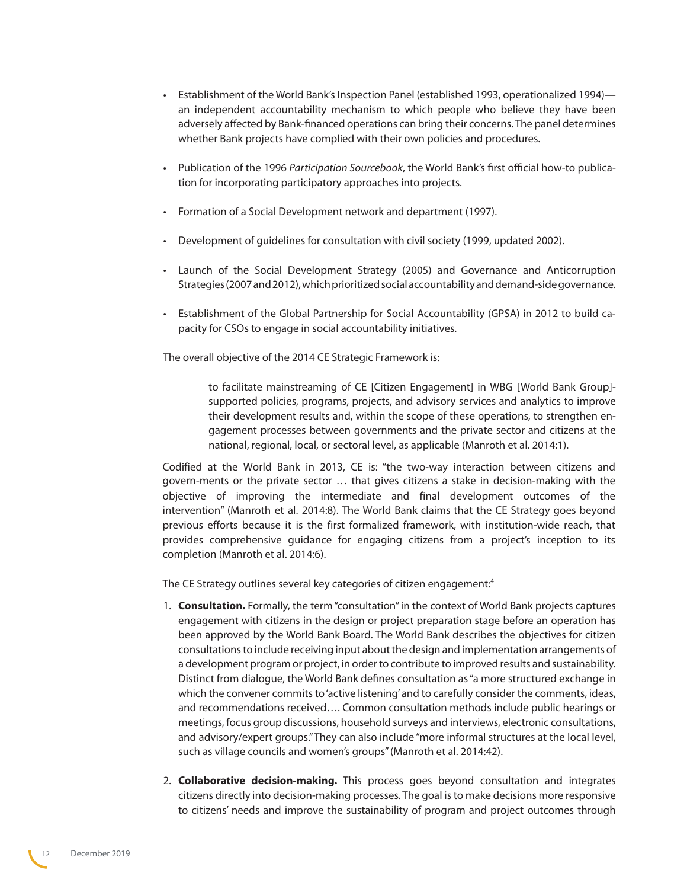- Establishment of the World Bank's Inspection Panel (established 1993, operationalized 1994)—an independent accountability mechanism to which people who believe they have been adversely affected by Bank-financed operations can bring their concerns. The panel determines whether Bank projects have complied with their own policies and procedures.

- Publication of the 1996 *Participation Sourcebook*, the World Bank's first official how-to publication for incorporating participatory approaches into projects.

- Formation of a Social Development network and department (1997).

- Development of guidelines for consultation with civil society (1999, updated 2002).

- Launch of the Social Development Strategy (2005) and Governance and Anticorruption Strategies (2007 and 2012), which prioritized social accountability and demand-side governance.

- Establishment of the Global Partnership for Social Accountability (GPSA) in 2012 to build capacity for CSOs to engage in social accountability initiatives.

The overall objective of the 2014 CE Strategic Framework is:

> to facilitate mainstreaming of CE [Citizen Engagement] in WBG [World Bank Group]-supported policies, programs, projects, and advisory services and analytics to improve their development results and, within the scope of these operations, to strengthen engagement processes between governments and the private sector and citizens at the national, regional, local, or sectoral level, as applicable (Manroth et al. 2014:1).

Codified at the World Bank in 2013, CE is: "the two-way interaction between citizens and govern-ments or the private sector … that gives citizens a stake in decision-making with the objective of improving the intermediate and final development outcomes of the intervention" (Manroth et al. 2014:8). The World Bank claims that the CE Strategy goes beyond previous efforts because it is the first formalized framework, with institution-wide reach, that provides comprehensive guidance for engaging citizens from a project's inception to its completion (Manroth et al. 2014:6).

The CE Strategy outlines several key categories of citizen engagement:[4]

1. **Consultation.** Formally, the term "consultation" in the context of World Bank projects captures engagement with citizens in the design or project preparation stage before an operation has been approved by the World Bank Board. The World Bank describes the objectives for citizen consultations to include receiving input about the design and implementation arrangements of a development program or project, in order to contribute to improved results and sustainability. Distinct from dialogue, the World Bank defines consultation as "a more structured exchange in which the convener commits to 'active listening' and to carefully consider the comments, ideas, and recommendations received…. Common consultation methods include public hearings or meetings, focus group discussions, household surveys and interviews, electronic consultations, and advisory/expert groups." They can also include "more informal structures at the local level, such as village councils and women's groups" (Manroth et al. 2014:42).

2. **Collaborative decision-making.** This process goes beyond consultation and integrates citizens directly into decision-making processes. The goal is to make decisions more responsive to citizens' needs and improve the sustainability of program and project outcomes through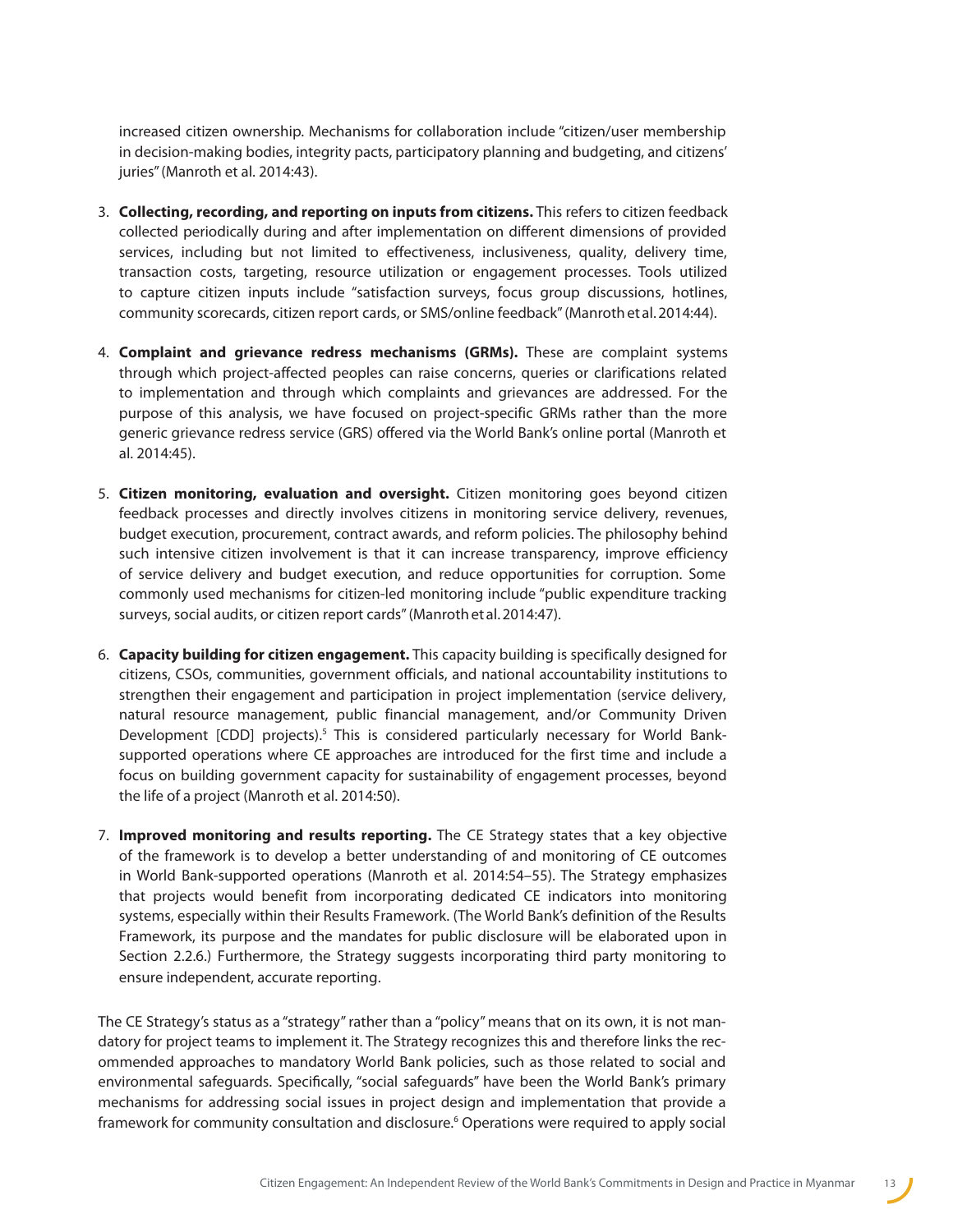increased citizen ownership. Mechanisms for collaboration include "citizen/user membership in decision-making bodies, integrity pacts, participatory planning and budgeting, and citizens' juries" (Manroth et al. 2014:43).

3. **Collecting, recording, and reporting on inputs from citizens.** This refers to citizen feedback collected periodically during and after implementation on different dimensions of provided services, including but not limited to effectiveness, inclusiveness, quality, delivery time, transaction costs, targeting, resource utilization or engagement processes. Tools utilized to capture citizen inputs include "satisfaction surveys, focus group discussions, hotlines, community scorecards, citizen report cards, or SMS/online feedback" (Manroth et al. 2014:44).

4. **Complaint and grievance redress mechanisms (GRMs).** These are complaint systems through which project-affected peoples can raise concerns, queries or clarifications related to implementation and through which complaints and grievances are addressed. For the purpose of this analysis, we have focused on project-specific GRMs rather than the more generic grievance redress service (GRS) offered via the World Bank's online portal (Manroth et al. 2014:45).

5. **Citizen monitoring, evaluation and oversight.** Citizen monitoring goes beyond citizen feedback processes and directly involves citizens in monitoring service delivery, revenues, budget execution, procurement, contract awards, and reform policies. The philosophy behind such intensive citizen involvement is that it can increase transparency, improve efficiency of service delivery and budget execution, and reduce opportunities for corruption. Some commonly used mechanisms for citizen-led monitoring include "public expenditure tracking surveys, social audits, or citizen report cards" (Manroth et al. 2014:47).

6. **Capacity building for citizen engagement.** This capacity building is specifically designed for citizens, CSOs, communities, government officials, and national accountability institutions to strengthen their engagement and participation in project implementation (service delivery, natural resource management, public financial management, and/or Community Driven Development [CDD] projects).[5] This is considered particularly necessary for World Bank-supported operations where CE approaches are introduced for the first time and include a focus on building government capacity for sustainability of engagement processes, beyond the life of a project (Manroth et al. 2014:50).

7. **Improved monitoring and results reporting.** The CE Strategy states that a key objective of the framework is to develop a better understanding of and monitoring of CE outcomes in World Bank-supported operations (Manroth et al. 2014:54–55). The Strategy emphasizes that projects would benefit from incorporating dedicated CE indicators into monitoring systems, especially within their Results Framework. (The World Bank's definition of the Results Framework, its purpose and the mandates for public disclosure will be elaborated upon in Section 2.2.6.) Furthermore, the Strategy suggests incorporating third party monitoring to ensure independent, accurate reporting.

The CE Strategy's status as a "strategy" rather than a "policy" means that on its own, it is not mandatory for project teams to implement it. The Strategy recognizes this and therefore links the recommended approaches to mandatory World Bank policies, such as those related to social and environmental safeguards. Specifically, "social safeguards" have been the World Bank's primary mechanisms for addressing social issues in project design and implementation that provide a framework for community consultation and disclosure.[6] Operations were required to apply social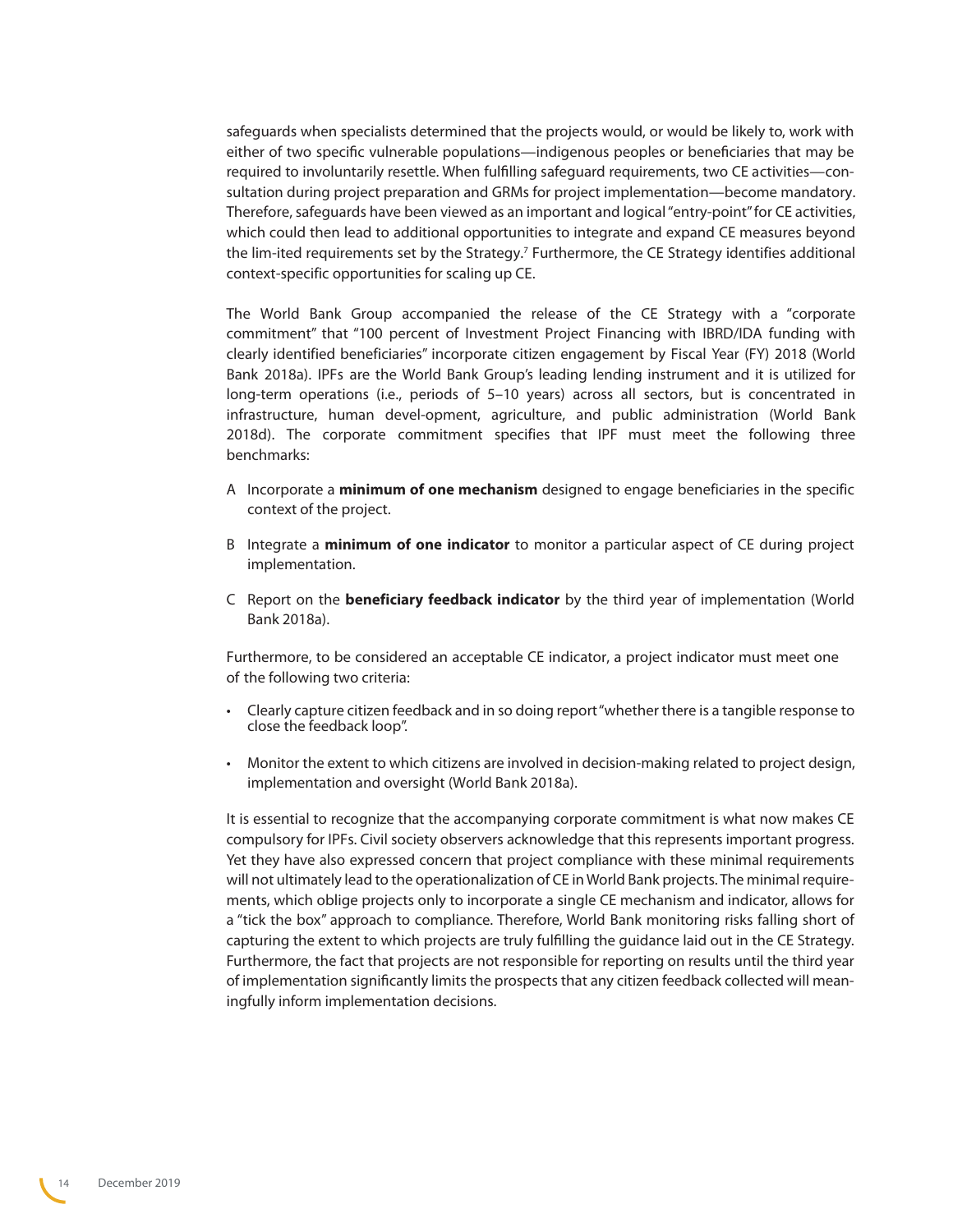safeguards when specialists determined that the projects would, or would be likely to, work with either of two specific vulnerable populations—indigenous peoples or beneficiaries that may be required to involuntarily resettle. When fulfilling safeguard requirements, two CE activities—consultation during project preparation and GRMs for project implementation—become mandatory. Therefore, safeguards have been viewed as an important and logical "entry-point" for CE activities, which could then lead to additional opportunities to integrate and expand CE measures beyond the lim-ited requirements set by the Strategy.[7] Furthermore, the CE Strategy identifies additional context-specific opportunities for scaling up CE.

The World Bank Group accompanied the release of the CE Strategy with a "corporate commitment" that "100 percent of Investment Project Financing with IBRD/IDA funding with clearly identified beneficiaries" incorporate citizen engagement by Fiscal Year (FY) 2018 (World Bank 2018a). IPFs are the World Bank Group's leading lending instrument and it is utilized for long-term operations (i.e., periods of 5–10 years) across all sectors, but is concentrated in infrastructure, human devel-opment, agriculture, and public administration (World Bank 2018d). The corporate commitment specifies that IPF must meet the following three benchmarks:

A Incorporate a **minimum of one mechanism** designed to engage beneficiaries in the specific context of the project.

B Integrate a **minimum of one indicator** to monitor a particular aspect of CE during project implementation.

C Report on the **beneficiary feedback indicator** by the third year of implementation (World Bank 2018a).

Furthermore, to be considered an acceptable CE indicator, a project indicator must meet one of the following two criteria:

- Clearly capture citizen feedback and in so doing report "whether there is a tangible response to close the feedback loop".
- Monitor the extent to which citizens are involved in decision-making related to project design, implementation and oversight (World Bank 2018a).

It is essential to recognize that the accompanying corporate commitment is what now makes CE compulsory for IPFs. Civil society observers acknowledge that this represents important progress. Yet they have also expressed concern that project compliance with these minimal requirements will not ultimately lead to the operationalization of CE in World Bank projects. The minimal requirements, which oblige projects only to incorporate a single CE mechanism and indicator, allows for a "tick the box" approach to compliance. Therefore, World Bank monitoring risks falling short of capturing the extent to which projects are truly fulfilling the guidance laid out in the CE Strategy. Furthermore, the fact that projects are not responsible for reporting on results until the third year of implementation significantly limits the prospects that any citizen feedback collected will meaningfully inform implementation decisions.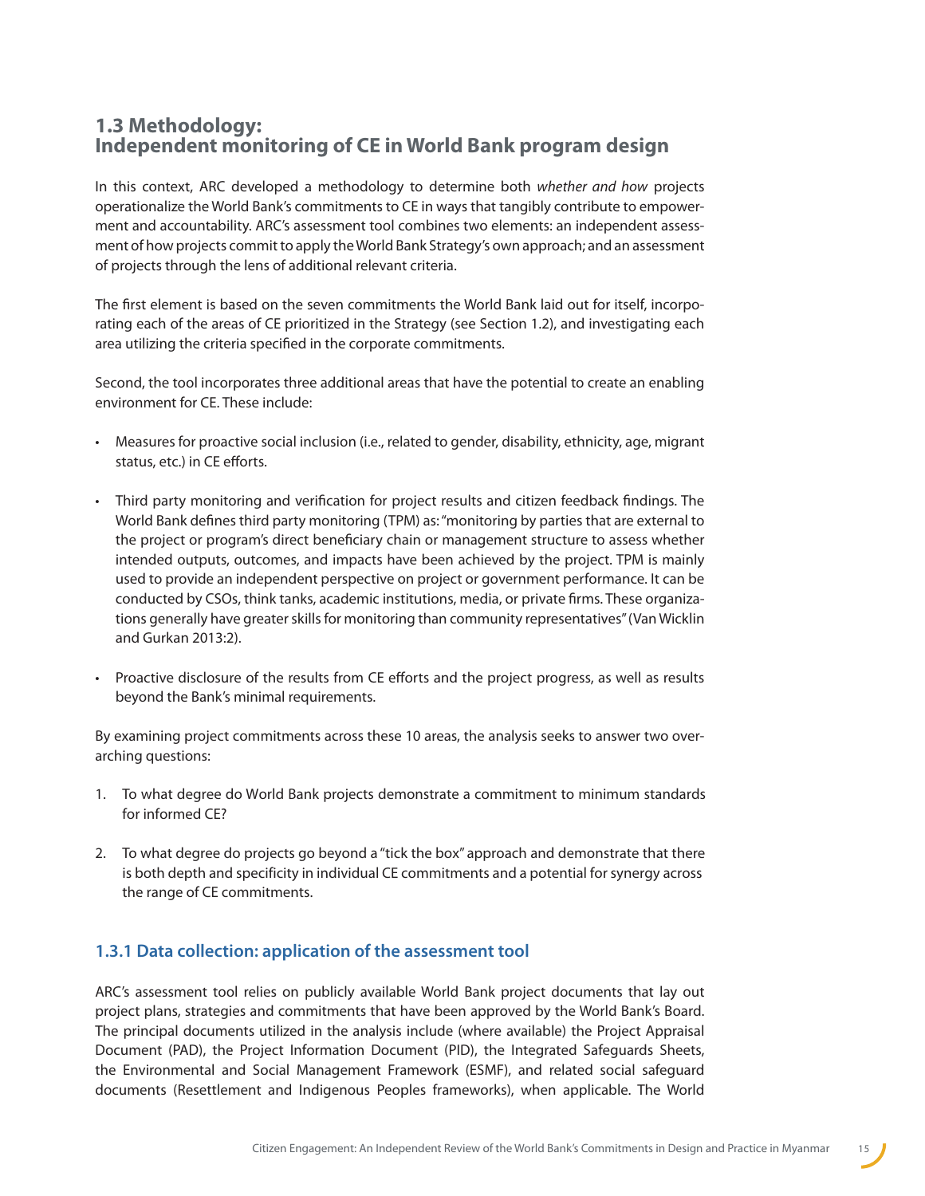## 1.3 Methodology: Independent monitoring of CE in World Bank program design

In this context, ARC developed a methodology to determine both *whether and how* projects operationalize the World Bank's commitments to CE in ways that tangibly contribute to empowerment and accountability. ARC's assessment tool combines two elements: an independent assessment of how projects commit to apply the World Bank Strategy's own approach; and an assessment of projects through the lens of additional relevant criteria.

The first element is based on the seven commitments the World Bank laid out for itself, incorporating each of the areas of CE prioritized in the Strategy (see Section 1.2), and investigating each area utilizing the criteria specified in the corporate commitments.

Second, the tool incorporates three additional areas that have the potential to create an enabling environment for CE. These include:

- Measures for proactive social inclusion (i.e., related to gender, disability, ethnicity, age, migrant status, etc.) in CE efforts.
- Third party monitoring and verification for project results and citizen feedback findings. The World Bank defines third party monitoring (TPM) as: "monitoring by parties that are external to the project or program's direct beneficiary chain or management structure to assess whether intended outputs, outcomes, and impacts have been achieved by the project. TPM is mainly used to provide an independent perspective on project or government performance. It can be conducted by CSOs, think tanks, academic institutions, media, or private firms. These organizations generally have greater skills for monitoring than community representatives" (Van Wicklin and Gurkan 2013:2).
- Proactive disclosure of the results from CE efforts and the project progress, as well as results beyond the Bank's minimal requirements.

By examining project commitments across these 10 areas, the analysis seeks to answer two overarching questions:

1. To what degree do World Bank projects demonstrate a commitment to minimum standards for informed CE?
2. To what degree do projects go beyond a "tick the box" approach and demonstrate that there is both depth and specificity in individual CE commitments and a potential for synergy across the range of CE commitments.

### 1.3.1 Data collection: application of the assessment tool

ARC's assessment tool relies on publicly available World Bank project documents that lay out project plans, strategies and commitments that have been approved by the World Bank's Board. The principal documents utilized in the analysis include (where available) the Project Appraisal Document (PAD), the Project Information Document (PID), the Integrated Safeguards Sheets, the Environmental and Social Management Framework (ESMF), and related social safeguard documents (Resettlement and Indigenous Peoples frameworks), when applicable. The World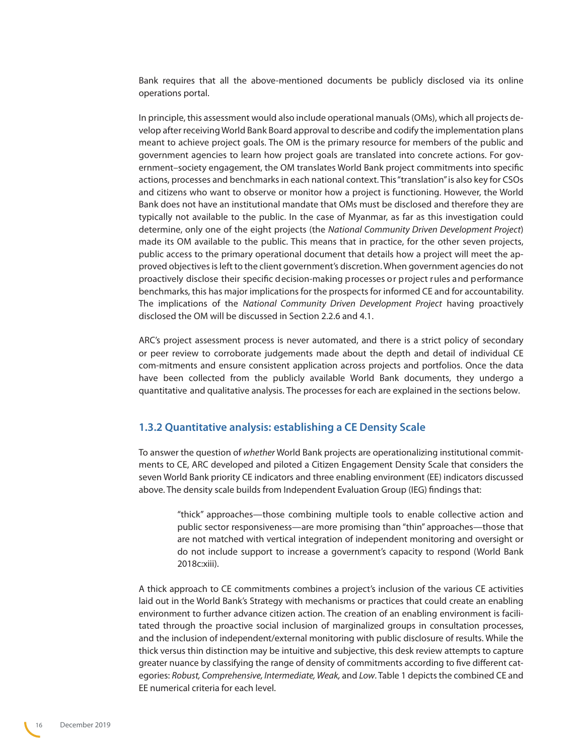Bank requires that all the above-mentioned documents be publicly disclosed via its online operations portal.

In principle, this assessment would also include operational manuals (OMs), which all projects develop after receiving World Bank Board approval to describe and codify the implementation plans meant to achieve project goals. The OM is the primary resource for members of the public and government agencies to learn how project goals are translated into concrete actions. For government–society engagement, the OM translates World Bank project commitments into specific actions, processes and benchmarks in each national context. This "translation" is also key for CSOs and citizens who want to observe or monitor how a project is functioning. However, the World Bank does not have an institutional mandate that OMs must be disclosed and therefore they are typically not available to the public. In the case of Myanmar, as far as this investigation could determine, only one of the eight projects (the *National Community Driven Development Project*) made its OM available to the public. This means that in practice, for the other seven projects, public access to the primary operational document that details how a project will meet the approved objectives is left to the client government's discretion. When government agencies do not proactively disclose their specific decision-making processes or project rules and performance benchmarks, this has major implications for the prospects for informed CE and for accountability. The implications of the *National Community Driven Development Project* having proactively disclosed the OM will be discussed in Section 2.2.6 and 4.1.

ARC's project assessment process is never automated, and there is a strict policy of secondary or peer review to corroborate judgements made about the depth and detail of individual CE com-mitments and ensure consistent application across projects and portfolios. Once the data have been collected from the publicly available World Bank documents, they undergo a quantitative and qualitative analysis. The processes for each are explained in the sections below.

### 1.3.2 Quantitative analysis: establishing a CE Density Scale

To answer the question of *whether* World Bank projects are operationalizing institutional commitments to CE, ARC developed and piloted a Citizen Engagement Density Scale that considers the seven World Bank priority CE indicators and three enabling environment (EE) indicators discussed above. The density scale builds from Independent Evaluation Group (IEG) findings that:

> "thick" approaches—those combining multiple tools to enable collective action and public sector responsiveness—are more promising than "thin" approaches—those that are not matched with vertical integration of independent monitoring and oversight or do not include support to increase a government's capacity to respond (World Bank 2018c:xiii).

A thick approach to CE commitments combines a project's inclusion of the various CE activities laid out in the World Bank's Strategy with mechanisms or practices that could create an enabling environment to further advance citizen action. The creation of an enabling environment is facilitated through the proactive social inclusion of marginalized groups in consultation processes, and the inclusion of independent/external monitoring with public disclosure of results. While the thick versus thin distinction may be intuitive and subjective, this desk review attempts to capture greater nuance by classifying the range of density of commitments according to five different categories: *Robust, Comprehensive, Intermediate, Weak,* and *Low*. Table 1 depicts the combined CE and EE numerical criteria for each level.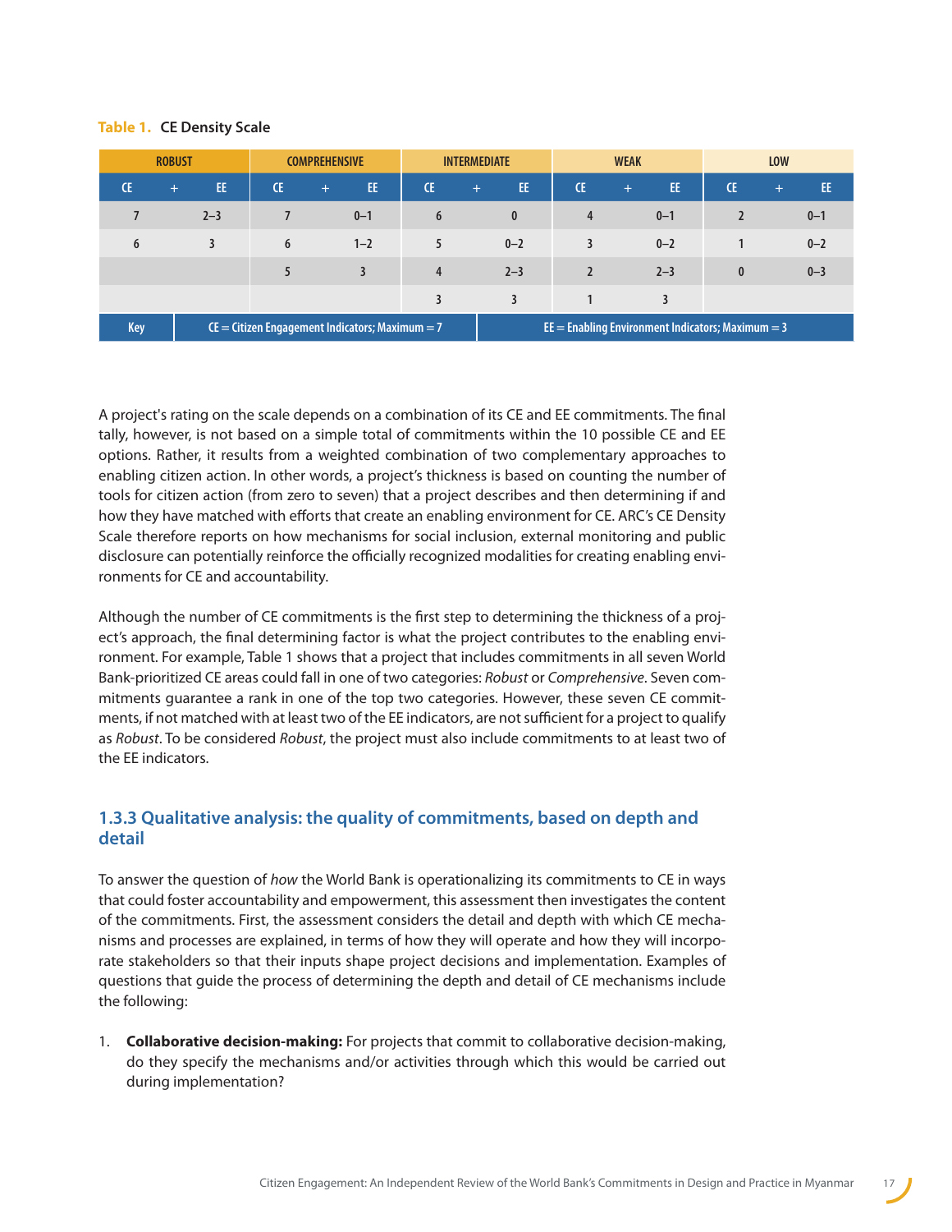**Table 1. CE Density Scale**

| ROBUST | | | COMPREHENSIVE | | | INTERMEDIATE | | | WEAK | | | LOW | | |
|---|---|---|---|---|---|---|---|---|---|---|---|---|---|---|
| CE | + | EE | CE | + | EE | CE | + | EE | CE | + | EE | CE | + | EE |
| 7 | | 2–3 | 7 | | 0–1 | 6 | | 0 | 4 | | 0–1 | 2 | | 0–1 |
| 6 | | 3 | 6 | | 1–2 | 5 | | 0–2 | 3 | | 0–2 | 1 | | 0–2 |
| | | | 5 | | 3 | 4 | | 2–3 | 2 | | 2–3 | 0 | | 0–3 |
| | | | | | | 3 | | 3 | 1 | | 3 | | | |
| Key | CE = Citizen Engagement Indicators; Maximum = 7 | | | | | | | EE = Enabling Environment Indicators; Maximum = 3 | | | | | | |

A project's rating on the scale depends on a combination of its CE and EE commitments. The final tally, however, is not based on a simple total of commitments within the 10 possible CE and EE options. Rather, it results from a weighted combination of two complementary approaches to enabling citizen action. In other words, a project's thickness is based on counting the number of tools for citizen action (from zero to seven) that a project describes and then determining if and how they have matched with efforts that create an enabling environment for CE. ARC's CE Density Scale therefore reports on how mechanisms for social inclusion, external monitoring and public disclosure can potentially reinforce the officially recognized modalities for creating enabling environments for CE and accountability.

Although the number of CE commitments is the first step to determining the thickness of a project's approach, the final determining factor is what the project contributes to the enabling environment. For example, Table 1 shows that a project that includes commitments in all seven World Bank-prioritized CE areas could fall in one of two categories: *Robust* or *Comprehensive*. Seven commitments guarantee a rank in one of the top two categories. However, these seven CE commitments, if not matched with at least two of the EE indicators, are not sufficient for a project to qualify as *Robust*. To be considered *Robust*, the project must also include commitments to at least two of the EE indicators.

### 1.3.3 Qualitative analysis: the quality of commitments, based on depth and detail

To answer the question of *how* the World Bank is operationalizing its commitments to CE in ways that could foster accountability and empowerment, this assessment then investigates the content of the commitments. First, the assessment considers the detail and depth with which CE mechanisms and processes are explained, in terms of how they will operate and how they will incorporate stakeholders so that their inputs shape project decisions and implementation. Examples of questions that guide the process of determining the depth and detail of CE mechanisms include the following:

1. **Collaborative decision-making:** For projects that commit to collaborative decision-making, do they specify the mechanisms and/or activities through which this would be carried out during implementation?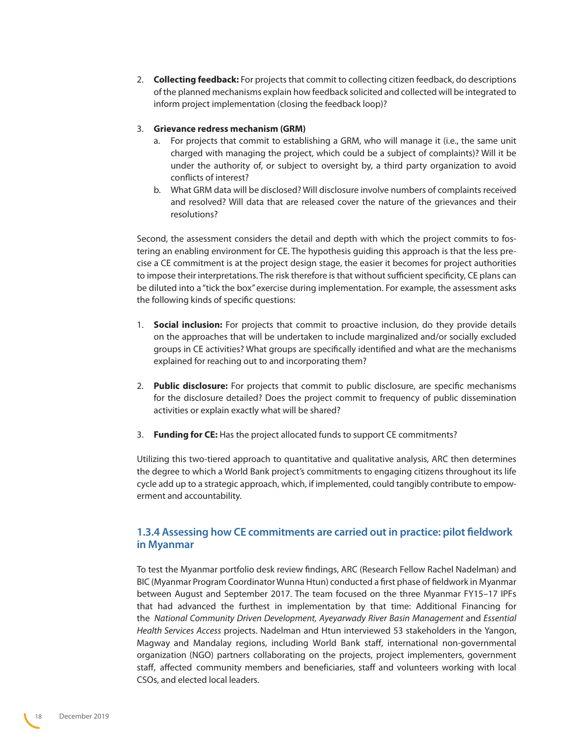2. **Collecting feedback:** For projects that commit to collecting citizen feedback, do descriptions of the planned mechanisms explain how feedback solicited and collected will be integrated to inform project implementation (closing the feedback loop)?

3. **Grievance redress mechanism (GRM)**
   a. For projects that commit to establishing a GRM, who will manage it (i.e., the same unit charged with managing the project, which could be a subject of complaints)? Will it be under the authority of, or subject to oversight by, a third party organization to avoid conflicts of interest?
   b. What GRM data will be disclosed? Will disclosure involve numbers of complaints received and resolved? Will data that are released cover the nature of the grievances and their resolutions?

Second, the assessment considers the detail and depth with which the project commits to fostering an enabling environment for CE. The hypothesis guiding this approach is that the less precise a CE commitment is at the project design stage, the easier it becomes for project authorities to impose their interpretations. The risk therefore is that without sufficient specificity, CE plans can be diluted into a "tick the box" exercise during implementation. For example, the assessment asks the following kinds of specific questions:

1. **Social inclusion:** For projects that commit to proactive inclusion, do they provide details on the approaches that will be undertaken to include marginalized and/or socially excluded groups in CE activities? What groups are specifically identified and what are the mechanisms explained for reaching out to and incorporating them?

2. **Public disclosure:** For projects that commit to public disclosure, are specific mechanisms for the disclosure detailed? Does the project commit to frequency of public dissemination activities or explain exactly what will be shared?

3. **Funding for CE:** Has the project allocated funds to support CE commitments?

Utilizing this two-tiered approach to quantitative and qualitative analysis, ARC then determines the degree to which a World Bank project's commitments to engaging citizens throughout its life cycle add up to a strategic approach, which, if implemented, could tangibly contribute to empowerment and accountability.

### 1.3.4 Assessing how CE commitments are carried out in practice: pilot fieldwork in Myanmar

To test the Myanmar portfolio desk review findings, ARC (Research Fellow Rachel Nadelman) and BIC (Myanmar Program Coordinator Wunna Htun) conducted a first phase of fieldwork in Myanmar between August and September 2017. The team focused on the three Myanmar FY15–17 IPFs that had advanced the furthest in implementation by that time: Additional Financing for the *National Community Driven Development, Ayeyarwady River Basin Management* and *Essential Health Services Access* projects. Nadelman and Htun interviewed 53 stakeholders in the Yangon, Magway and Mandalay regions, including World Bank staff, international non-governmental organization (NGO) partners collaborating on the projects, project implementers, government staff, affected community members and beneficiaries, staff and volunteers working with local CSOs, and elected local leaders.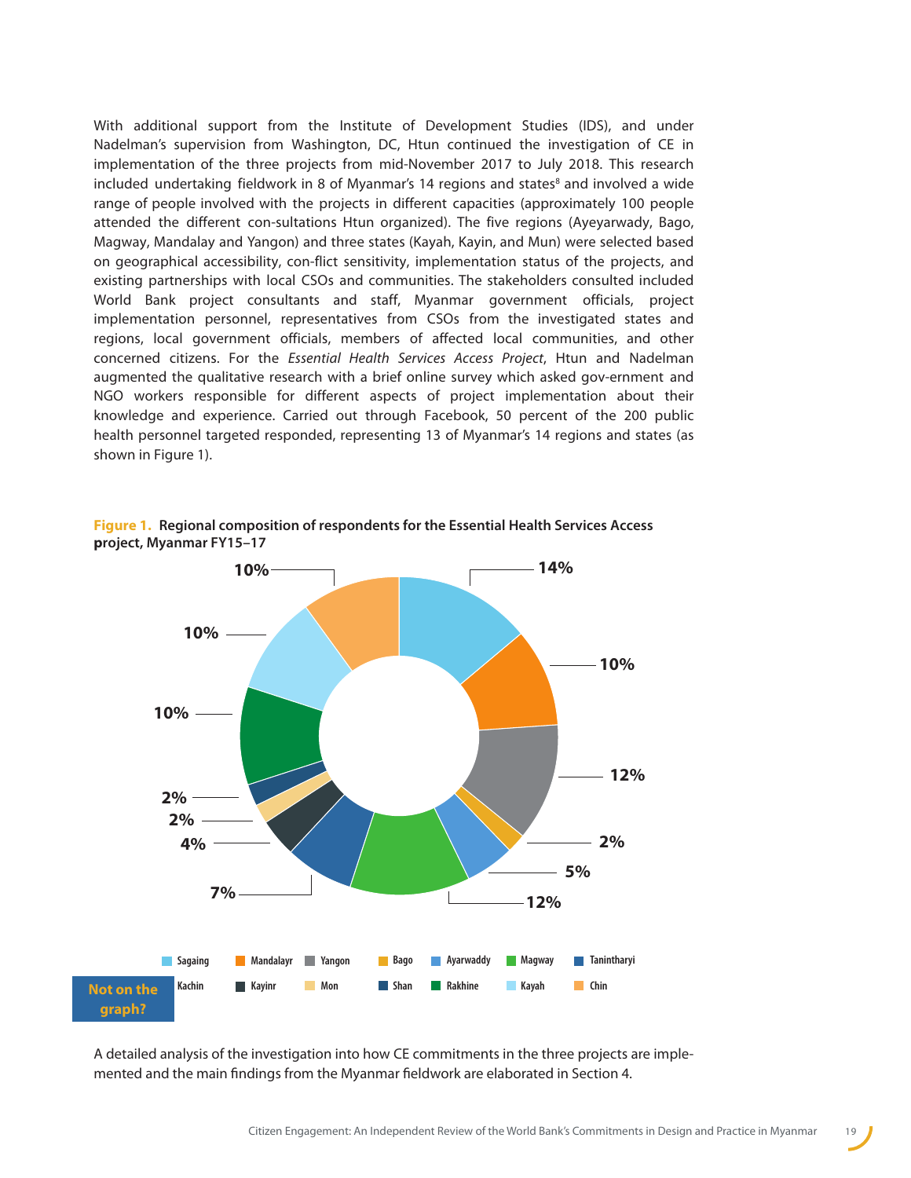With additional support from the Institute of Development Studies (IDS), and under Nadelman's supervision from Washington, DC, Htun continued the investigation of CE in implementation of the three projects from mid-November 2017 to July 2018. This research included undertaking fieldwork in 8 of Myanmar's 14 regions and states[8] and involved a wide range of people involved with the projects in different capacities (approximately 100 people attended the different con-sultations Htun organized). The five regions (Ayeyarwady, Bago, Magway, Mandalay and Yangon) and three states (Kayah, Kayin, and Mun) were selected based on geographical accessibility, con-flict sensitivity, implementation status of the projects, and existing partnerships with local CSOs and communities. The stakeholders consulted included World Bank project consultants and staff, Myanmar government officials, project implementation personnel, representatives from CSOs from the investigated states and regions, local government officials, members of affected local communities, and other concerned citizens. For the *Essential Health Services Access Project*, Htun and Nadelman augmented the qualitative research with a brief online survey which asked gov-ernment and NGO workers responsible for different aspects of project implementation about their knowledge and experience. Carried out through Facebook, 50 percent of the 200 public health personnel targeted responded, representing 13 of Myanmar's 14 regions and states (as shown in Figure 1).

**Figure 1. Regional composition of respondents for the Essential Health Services Access project, Myanmar FY15–17**

| Region/State | Percentage |
|---|---|
| Sagaing | 14% |
| Mandalayr | 10% |
| Yangon | 12% |
| Bago | 2% |
| Ayarwaddy | 5% |
| Magway | 12% |
| Tanintharyi | 7% |
| Kayinr | 4% |
| Mon | 2% |
| Shan | 2% |
| Rakhine | 10% |
| Kayah | 10% |
| Chin | 10% |
| Kachin | Not on the graph? |

A detailed analysis of the investigation into how CE commitments in the three projects are imple-mented and the main findings from the Myanmar fieldwork are elaborated in Section 4.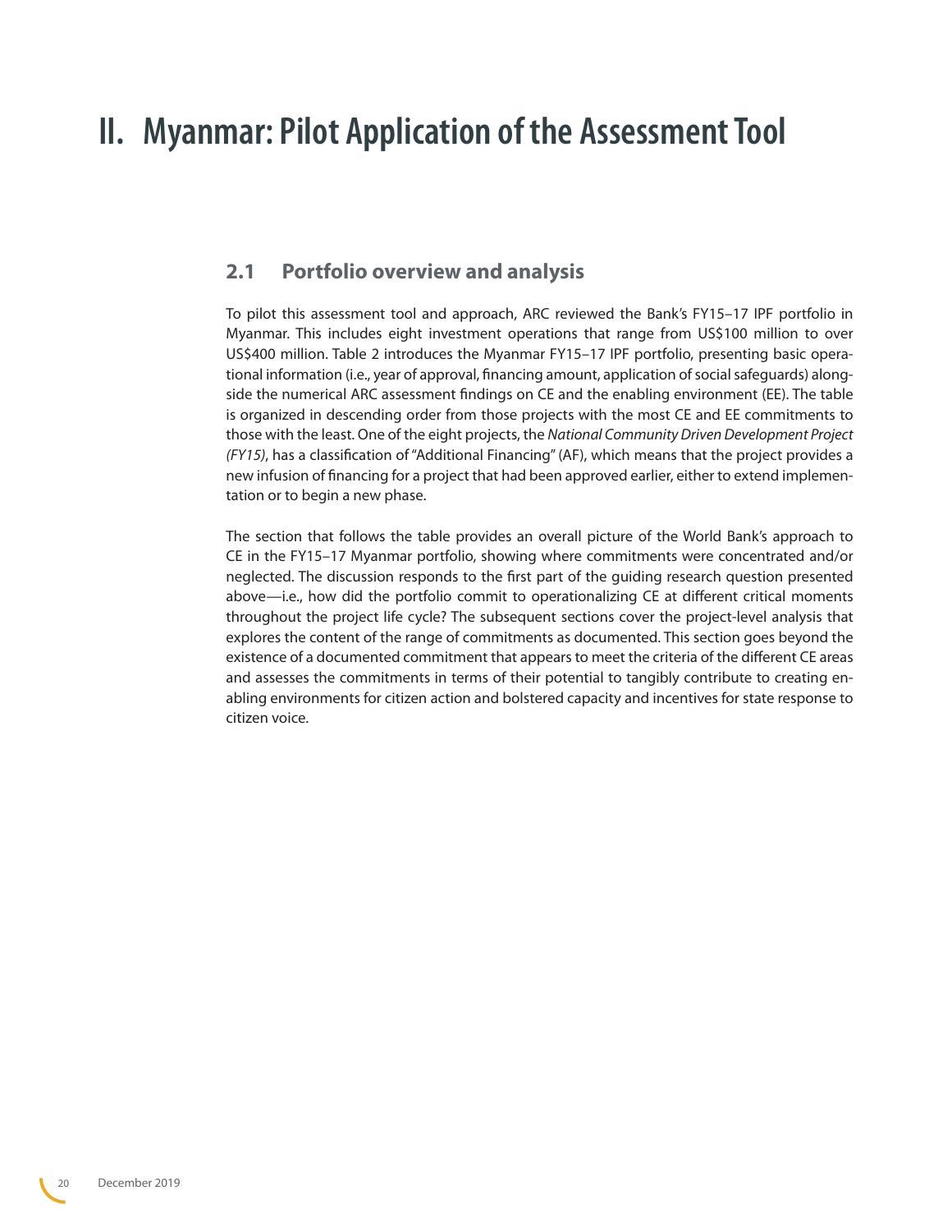# II. Myanmar: Pilot Application of the Assessment Tool

## 2.1 Portfolio overview and analysis

To pilot this assessment tool and approach, ARC reviewed the Bank's FY15–17 IPF portfolio in Myanmar. This includes eight investment operations that range from US$100 million to over US$400 million. Table 2 introduces the Myanmar FY15–17 IPF portfolio, presenting basic operational information (i.e., year of approval, financing amount, application of social safeguards) alongside the numerical ARC assessment findings on CE and the enabling environment (EE). The table is organized in descending order from those projects with the most CE and EE commitments to those with the least. One of the eight projects, the *National Community Driven Development Project (FY15)*, has a classification of "Additional Financing" (AF), which means that the project provides a new infusion of financing for a project that had been approved earlier, either to extend implementation or to begin a new phase.

The section that follows the table provides an overall picture of the World Bank's approach to CE in the FY15–17 Myanmar portfolio, showing where commitments were concentrated and/or neglected. The discussion responds to the first part of the guiding research question presented above—i.e., how did the portfolio commit to operationalizing CE at different critical moments throughout the project life cycle? The subsequent sections cover the project-level analysis that explores the content of the range of commitments as documented. This section goes beyond the existence of a documented commitment that appears to meet the criteria of the different CE areas and assesses the commitments in terms of their potential to tangibly contribute to creating enabling environments for citizen action and bolstered capacity and incentives for state response to citizen voice.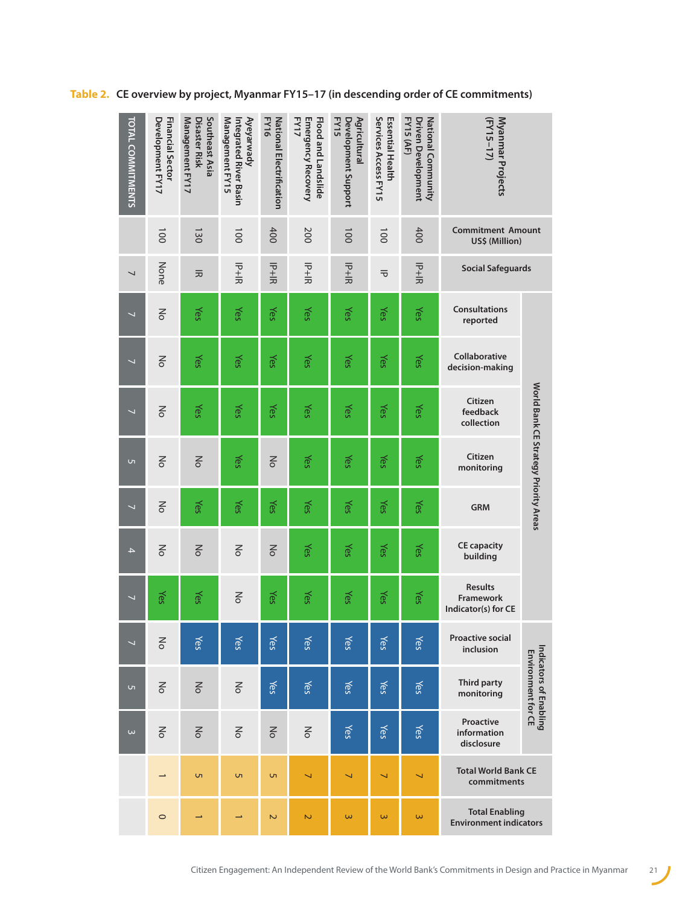**Table 2. CE overview by project, Myanmar FY15–17 (in descending order of CE commitments)**

| Myanmar Projects (FY15–17) | Commitment Amount US$ (Million) | Social Safeguards | World Bank CE Strategy Priority Areas | | | | | | | Indicators of Enabling Environment for CE | | | Total World Bank CE commitments | Total Enabling Environment indicators |
|---|---|---|---|---|---|---|---|---|---|---|---|---|---|---|
| | | | Consultations reported | Collaborative decision-making | Citizen feedback collection | Citizen monitoring | GRM | CE capacity building | Results Framework Indicator(s) for CE | Proactive social inclusion | Third party monitoring | Proactive information disclosure | | |
| National Community Driven Development FY15 (AF) | 400 | IP+IR | Yes | Yes | Yes | Yes | Yes | Yes | Yes | Yes | Yes | Yes | 7 | 3 |
| Essential Health Services Access FY15 | 100 | IP | Yes | Yes | Yes | Yes | Yes | Yes | Yes | Yes | Yes | Yes | 7 | 3 |
| Agricultural Development Support FY15 | 100 | IP+IR | Yes | Yes | Yes | Yes | Yes | Yes | Yes | Yes | Yes | Yes | 7 | 3 |
| Flood and Landslide Emergency Recovery FY17 | 200 | IP+IR | Yes | Yes | Yes | Yes | Yes | Yes | Yes | Yes | Yes | No | 7 | 2 |
| National Electrification FY16 | 400 | IP+IR | Yes | Yes | Yes | No | Yes | No | Yes | Yes | Yes | No | 5 | 2 |
| Ayeyarwady Integrated River Basin Management FY15 | 100 | IP+IR | Yes | Yes | Yes | Yes | Yes | No | No | Yes | No | No | 5 | 1 |
| Southeast Asia Disaster Risk Management FY17 | 130 | IR | Yes | Yes | Yes | No | Yes | No | Yes | Yes | No | No | 5 | 1 |
| Financial Sector Development FY17 | 100 | None | No | No | No | No | No | No | Yes | No | No | No | 1 | 0 |
| TOTAL COMMITMENTS | | 7 | 7 | 7 | 7 | 5 | 7 | 4 | 7 | 7 | 5 | 3 | | |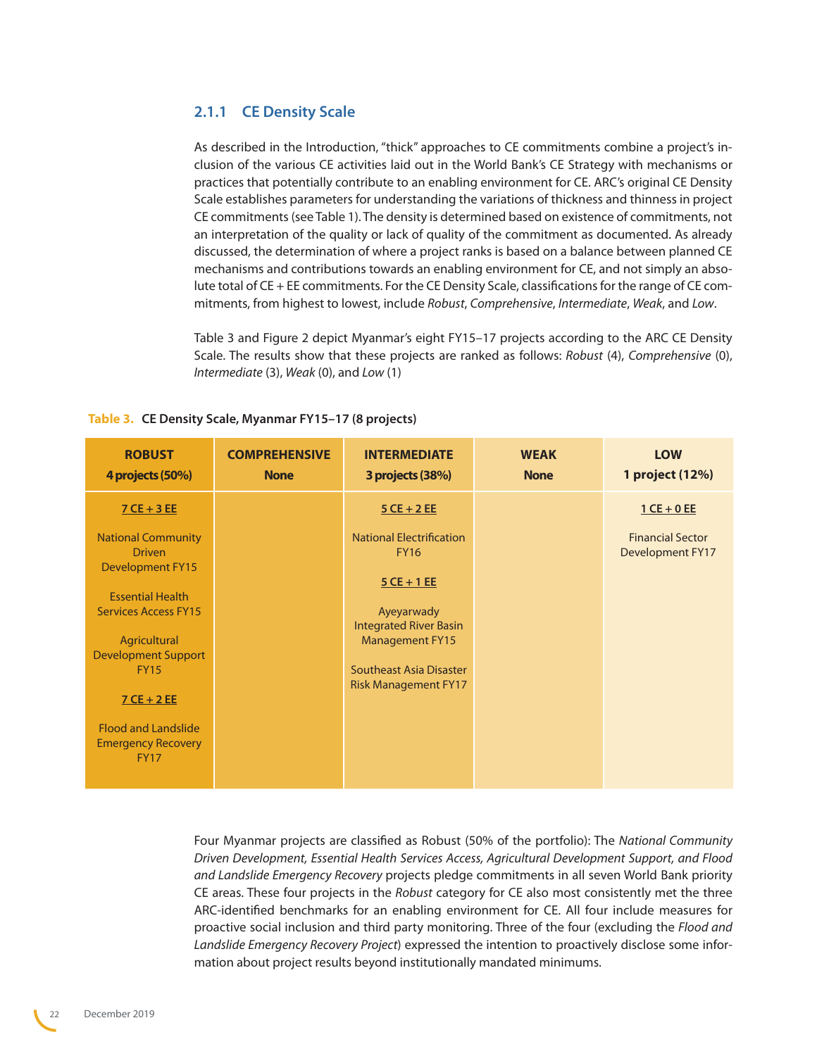### 2.1.1 CE Density Scale

As described in the Introduction, "thick" approaches to CE commitments combine a project's inclusion of the various CE activities laid out in the World Bank's CE Strategy with mechanisms or practices that potentially contribute to an enabling environment for CE. ARC's original CE Density Scale establishes parameters for understanding the variations of thickness and thinness in project CE commitments (see Table 1). The density is determined based on existence of commitments, not an interpretation of the quality or lack of quality of the commitment as documented. As already discussed, the determination of where a project ranks is based on a balance between planned CE mechanisms and contributions towards an enabling environment for CE, and not simply an absolute total of CE + EE commitments. For the CE Density Scale, classifications for the range of CE commitments, from highest to lowest, include *Robust*, *Comprehensive*, *Intermediate*, *Weak*, and *Low*.

Table 3 and Figure 2 depict Myanmar's eight FY15–17 projects according to the ARC CE Density Scale. The results show that these projects are ranked as follows: *Robust* (4), *Comprehensive* (0), *Intermediate* (3), *Weak* (0), and *Low* (1)

**Table 3. CE Density Scale, Myanmar FY15–17 (8 projects)**

| ROBUST 4 projects (50%) | COMPREHENSIVE None | INTERMEDIATE 3 projects (38%) | WEAK None | LOW 1 project (12%) |
|---|---|---|---|---|
| <u>7 CE + 3 EE</u><br><br>National Community Driven Development FY15<br><br>Essential Health Services Access FY15<br><br>Agricultural Development Support FY15<br><br><u>7 CE + 2 EE</u><br><br>Flood and Landslide Emergency Recovery FY17 | | <u>5 CE + 2 EE</u><br><br>National Electrification FY16<br><br><u>5 CE + 1 EE</u><br><br>Ayeyarwady Integrated River Basin Management FY15<br><br>Southeast Asia Disaster Risk Management FY17 | | <u>1 CE + 0 EE</u><br><br>Financial Sector Development FY17 |

Four Myanmar projects are classified as Robust (50% of the portfolio): The *National Community Driven Development, Essential Health Services Access, Agricultural Development Support, and Flood and Landslide Emergency Recovery* projects pledge commitments in all seven World Bank priority CE areas. These four projects in the *Robust* category for CE also most consistently met the three ARC-identified benchmarks for an enabling environment for CE. All four include measures for proactive social inclusion and third party monitoring. Three of the four (excluding the *Flood and Landslide Emergency Recovery Project*) expressed the intention to proactively disclose some information about project results beyond institutionally mandated minimums.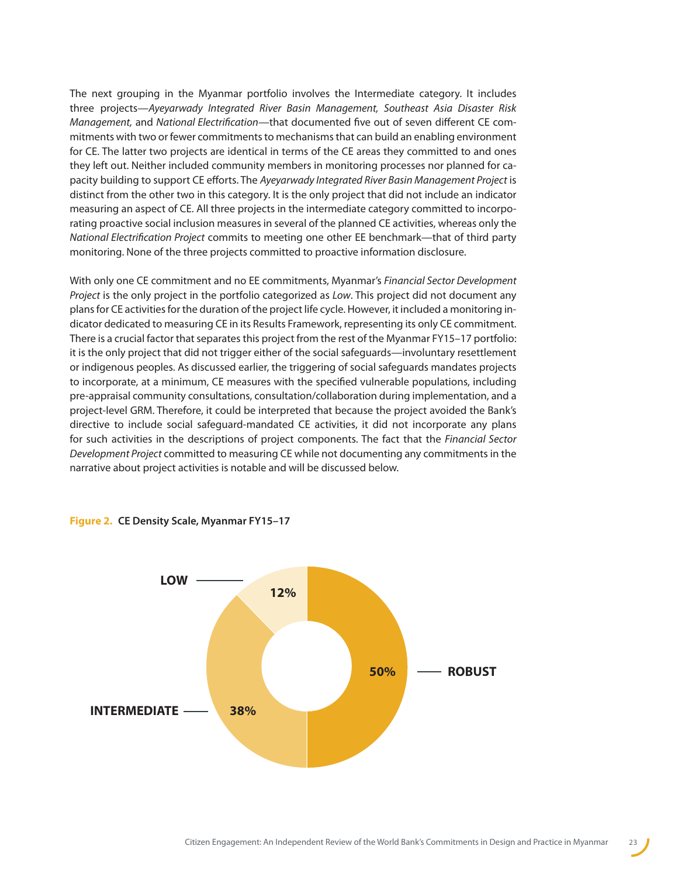The next grouping in the Myanmar portfolio involves the Intermediate category. It includes three projects—*Ayeyarwady Integrated River Basin Management, Southeast Asia Disaster Risk Management,* and *National Electrification*—that documented five out of seven different CE commitments with two or fewer commitments to mechanisms that can build an enabling environment for CE. The latter two projects are identical in terms of the CE areas they committed to and ones they left out. Neither included community members in monitoring processes nor planned for capacity building to support CE efforts. The *Ayeyarwady Integrated River Basin Management Project* is distinct from the other two in this category. It is the only project that did not include an indicator measuring an aspect of CE. All three projects in the intermediate category committed to incorporating proactive social inclusion measures in several of the planned CE activities, whereas only the *National Electrification Project* commits to meeting one other EE benchmark—that of third party monitoring. None of the three projects committed to proactive information disclosure.

With only one CE commitment and no EE commitments, Myanmar's *Financial Sector Development Project* is the only project in the portfolio categorized as *Low*. This project did not document any plans for CE activities for the duration of the project life cycle. However, it included a monitoring indicator dedicated to measuring CE in its Results Framework, representing its only CE commitment. There is a crucial factor that separates this project from the rest of the Myanmar FY15–17 portfolio: it is the only project that did not trigger either of the social safeguards—involuntary resettlement or indigenous peoples. As discussed earlier, the triggering of social safeguards mandates projects to incorporate, at a minimum, CE measures with the specified vulnerable populations, including pre-appraisal community consultations, consultation/collaboration during implementation, and a project-level GRM. Therefore, it could be interpreted that because the project avoided the Bank's directive to include social safeguard-mandated CE activities, it did not incorporate any plans for such activities in the descriptions of project components. The fact that the *Financial Sector Development Project* committed to measuring CE while not documenting any commitments in the narrative about project activities is notable and will be discussed below.

**Figure 2. CE Density Scale, Myanmar FY15–17**

| Category | Share |
| --- | --- |
| ROBUST | 50% |
| INTERMEDIATE | 38% |
| LOW | 12% |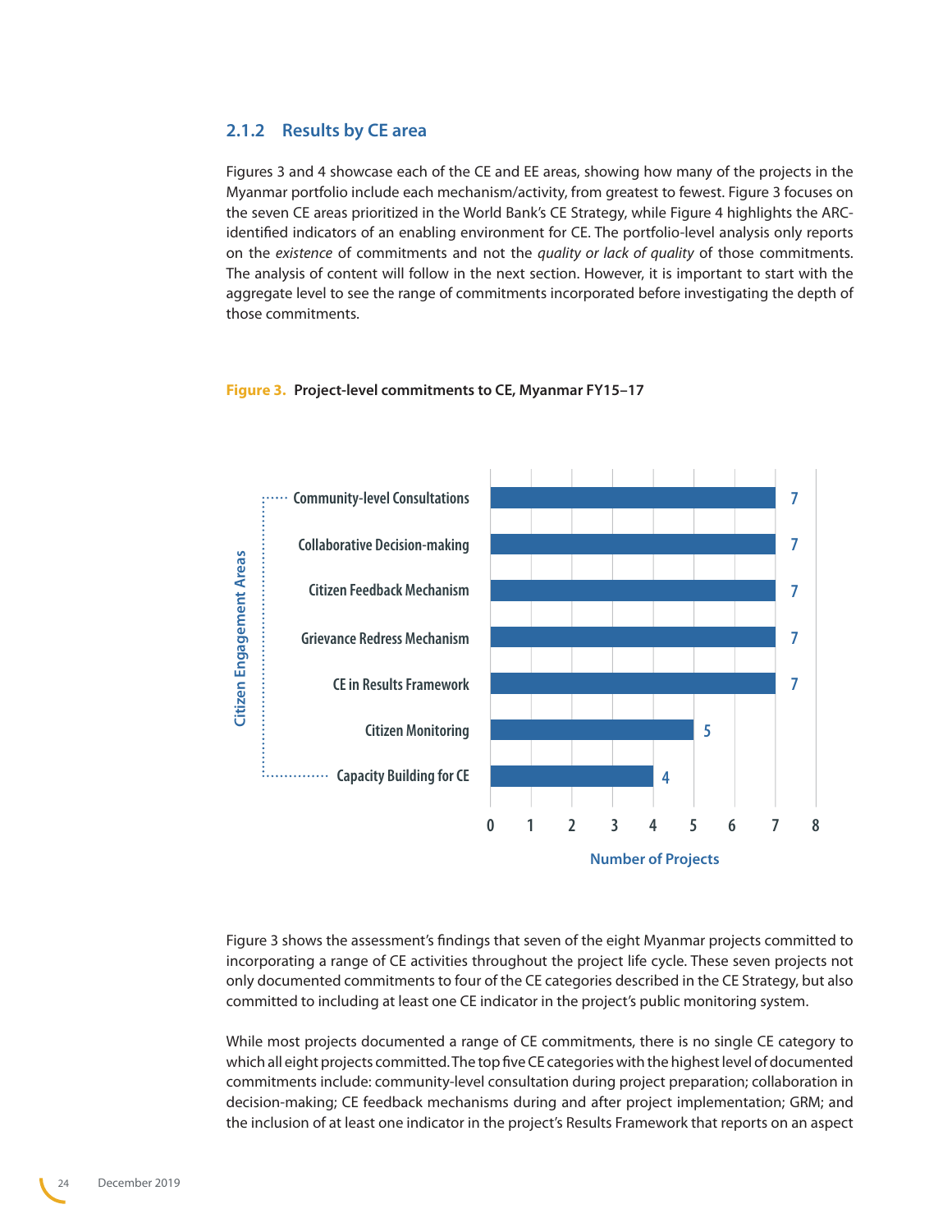### 2.1.2 Results by CE area

Figures 3 and 4 showcase each of the CE and EE areas, showing how many of the projects in the Myanmar portfolio include each mechanism/activity, from greatest to fewest. Figure 3 focuses on the seven CE areas prioritized in the World Bank's CE Strategy, while Figure 4 highlights the ARC-identified indicators of an enabling environment for CE. The portfolio-level analysis only reports on the *existence* of commitments and not the *quality or lack of quality* of those commitments. The analysis of content will follow in the next section. However, it is important to start with the aggregate level to see the range of commitments incorporated before investigating the depth of those commitments.

**Figure 3. Project-level commitments to CE, Myanmar FY15–17**

| Citizen Engagement Areas | Number of Projects |
|---|---|
| Community-level Consultations | 7 |
| Collaborative Decision-making | 7 |
| Citizen Feedback Mechanism | 7 |
| Grievance Redress Mechanism | 7 |
| CE in Results Framework | 7 |
| Citizen Monitoring | 5 |
| Capacity Building for CE | 4 |

Figure 3 shows the assessment's findings that seven of the eight Myanmar projects committed to incorporating a range of CE activities throughout the project life cycle. These seven projects not only documented commitments to four of the CE categories described in the CE Strategy, but also committed to including at least one CE indicator in the project's public monitoring system.

While most projects documented a range of CE commitments, there is no single CE category to which all eight projects committed. The top five CE categories with the highest level of documented commitments include: community-level consultation during project preparation; collaboration in decision-making; CE feedback mechanisms during and after project implementation; GRM; and the inclusion of at least one indicator in the project's Results Framework that reports on an aspect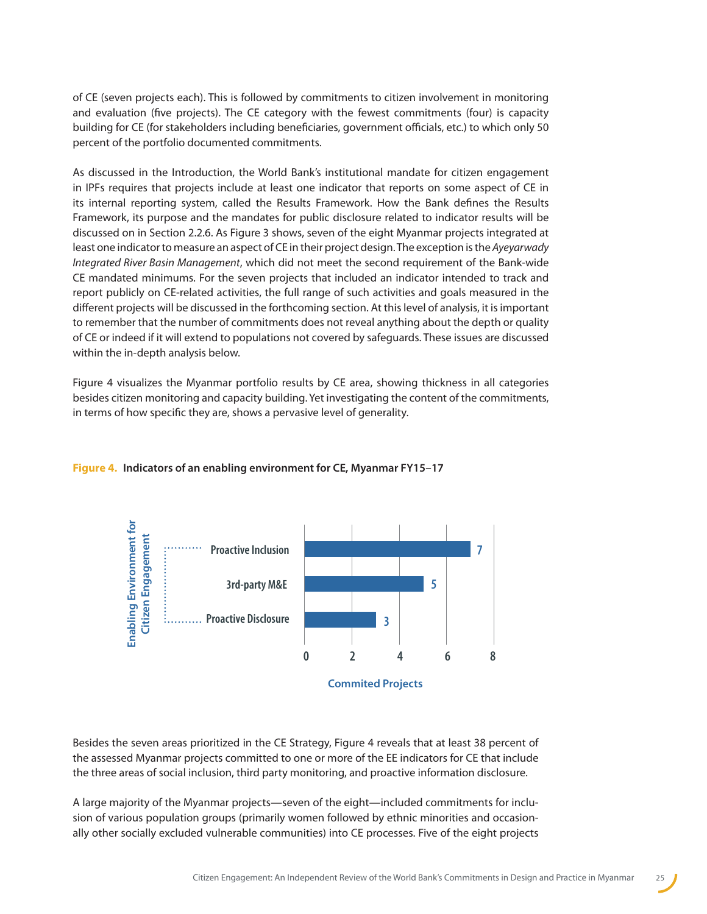of CE (seven projects each). This is followed by commitments to citizen involvement in monitoring and evaluation (five projects). The CE category with the fewest commitments (four) is capacity building for CE (for stakeholders including beneficiaries, government officials, etc.) to which only 50 percent of the portfolio documented commitments.

As discussed in the Introduction, the World Bank's institutional mandate for citizen engagement in IPFs requires that projects include at least one indicator that reports on some aspect of CE in its internal reporting system, called the Results Framework. How the Bank defines the Results Framework, its purpose and the mandates for public disclosure related to indicator results will be discussed on in Section 2.2.6. As Figure 3 shows, seven of the eight Myanmar projects integrated at least one indicator to measure an aspect of CE in their project design. The exception is the *Ayeyarwady Integrated River Basin Management*, which did not meet the second requirement of the Bank-wide CE mandated minimums. For the seven projects that included an indicator intended to track and report publicly on CE-related activities, the full range of such activities and goals measured in the different projects will be discussed in the forthcoming section. At this level of analysis, it is important to remember that the number of commitments does not reveal anything about the depth or quality of CE or indeed if it will extend to populations not covered by safeguards. These issues are discussed within the in-depth analysis below.

Figure 4 visualizes the Myanmar portfolio results by CE area, showing thickness in all categories besides citizen monitoring and capacity building. Yet investigating the content of the commitments, in terms of how specific they are, shows a pervasive level of generality.

**Figure 4. Indicators of an enabling environment for CE, Myanmar FY15–17**

| Enabling Environment for Citizen Engagement | Commited Projects |
| --- | --- |
| Proactive Inclusion | 7 |
| 3rd-party M&E | 5 |
| Proactive Disclosure | 3 |

Besides the seven areas prioritized in the CE Strategy, Figure 4 reveals that at least 38 percent of the assessed Myanmar projects committed to one or more of the EE indicators for CE that include the three areas of social inclusion, third party monitoring, and proactive information disclosure.

A large majority of the Myanmar projects—seven of the eight—included commitments for inclusion of various population groups (primarily women followed by ethnic minorities and occasionally other socially excluded vulnerable communities) into CE processes. Five of the eight projects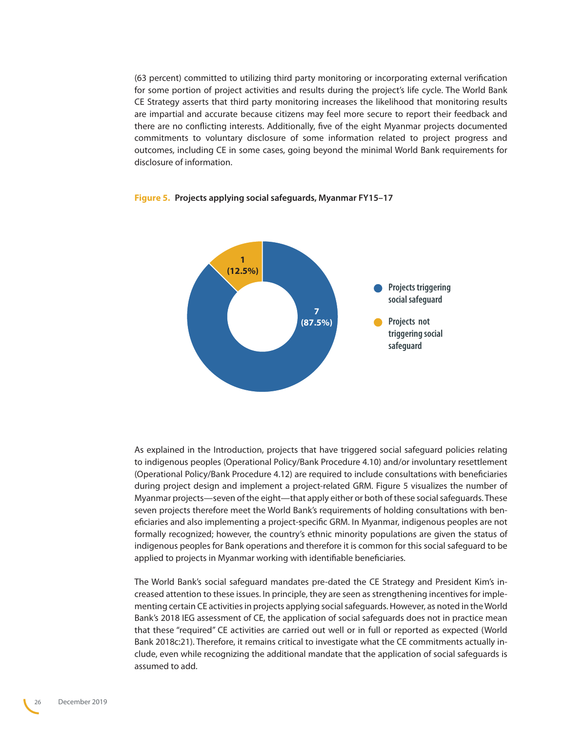(63 percent) committed to utilizing third party monitoring or incorporating external verification for some portion of project activities and results during the project's life cycle. The World Bank CE Strategy asserts that third party monitoring increases the likelihood that monitoring results are impartial and accurate because citizens may feel more secure to report their feedback and there are no conflicting interests. Additionally, five of the eight Myanmar projects documented commitments to voluntary disclosure of some information related to project progress and outcomes, including CE in some cases, going beyond the minimal World Bank requirements for disclosure of information.

**Figure 5. Projects applying social safeguards, Myanmar FY15–17**

| Category | Number | Percent |
|---|---|---|
| Projects triggering social safeguard | 7 | 87.5% |
| Projects not triggering social safeguard | 1 | 12.5% |

As explained in the Introduction, projects that have triggered social safeguard policies relating to indigenous peoples (Operational Policy/Bank Procedure 4.10) and/or involuntary resettlement (Operational Policy/Bank Procedure 4.12) are required to include consultations with beneficiaries during project design and implement a project-related GRM. Figure 5 visualizes the number of Myanmar projects—seven of the eight—that apply either or both of these social safeguards. These seven projects therefore meet the World Bank's requirements of holding consultations with beneficiaries and also implementing a project-specific GRM. In Myanmar, indigenous peoples are not formally recognized; however, the country's ethnic minority populations are given the status of indigenous peoples for Bank operations and therefore it is common for this social safeguard to be applied to projects in Myanmar working with identifiable beneficiaries.

The World Bank's social safeguard mandates pre-dated the CE Strategy and President Kim's increased attention to these issues. In principle, they are seen as strengthening incentives for implementing certain CE activities in projects applying social safeguards. However, as noted in the World Bank's 2018 IEG assessment of CE, the application of social safeguards does not in practice mean that these "required" CE activities are carried out well or in full or reported as expected (World Bank 2018c:21). Therefore, it remains critical to investigate what the CE commitments actually include, even while recognizing the additional mandate that the application of social safeguards is assumed to add.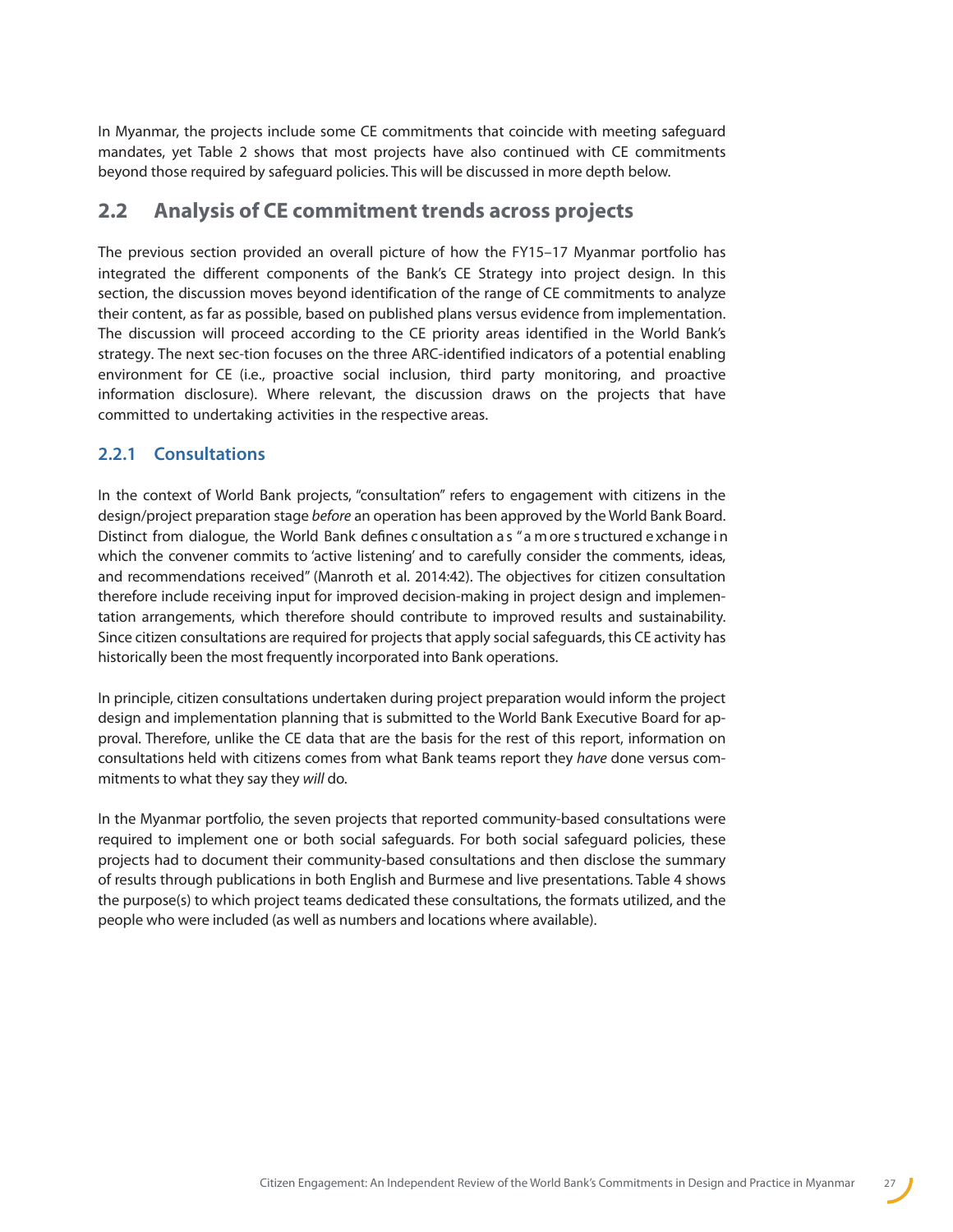In Myanmar, the projects include some CE commitments that coincide with meeting safeguard mandates, yet Table 2 shows that most projects have also continued with CE commitments beyond those required by safeguard policies. This will be discussed in more depth below.

## 2.2 Analysis of CE commitment trends across projects

The previous section provided an overall picture of how the FY15–17 Myanmar portfolio has integrated the different components of the Bank's CE Strategy into project design. In this section, the discussion moves beyond identification of the range of CE commitments to analyze their content, as far as possible, based on published plans versus evidence from implementation. The discussion will proceed according to the CE priority areas identified in the World Bank's strategy. The next sec-tion focuses on the three ARC-identified indicators of a potential enabling environment for CE (i.e., proactive social inclusion, third party monitoring, and proactive information disclosure). Where relevant, the discussion draws on the projects that have committed to undertaking activities in the respective areas.

### 2.2.1 Consultations

In the context of World Bank projects, "consultation" refers to engagement with citizens in the design/project preparation stage *before* an operation has been approved by the World Bank Board. Distinct from dialogue, the World Bank defines consultation as "a more structured exchange in which the convener commits to 'active listening' and to carefully consider the comments, ideas, and recommendations received" (Manroth et al. 2014:42). The objectives for citizen consultation therefore include receiving input for improved decision-making in project design and implementation arrangements, which therefore should contribute to improved results and sustainability. Since citizen consultations are required for projects that apply social safeguards, this CE activity has historically been the most frequently incorporated into Bank operations.

In principle, citizen consultations undertaken during project preparation would inform the project design and implementation planning that is submitted to the World Bank Executive Board for approval. Therefore, unlike the CE data that are the basis for the rest of this report, information on consultations held with citizens comes from what Bank teams report they *have* done versus commitments to what they say they *will* do.

In the Myanmar portfolio, the seven projects that reported community-based consultations were required to implement one or both social safeguards. For both social safeguard policies, these projects had to document their community-based consultations and then disclose the summary of results through publications in both English and Burmese and live presentations. Table 4 shows the purpose(s) to which project teams dedicated these consultations, the formats utilized, and the people who were included (as well as numbers and locations where available).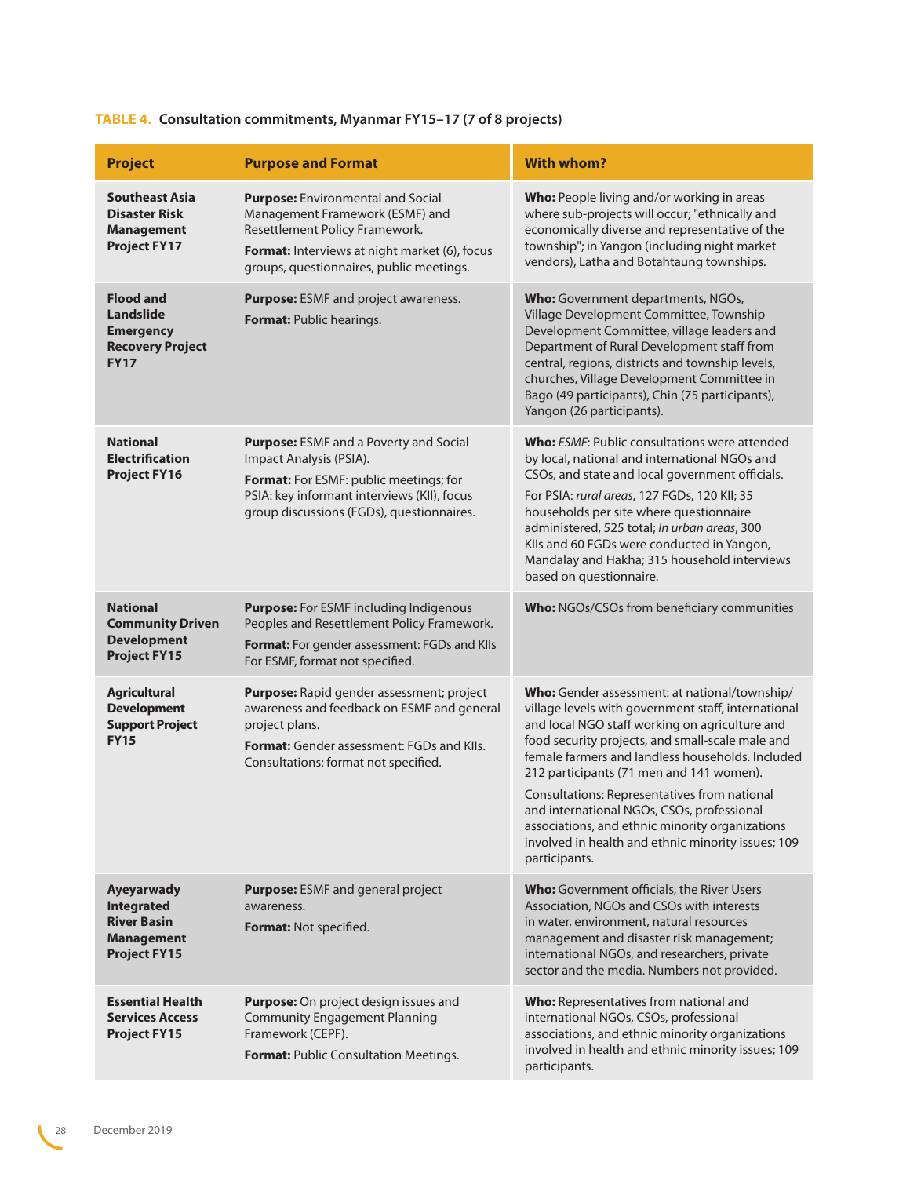**TABLE 4. Consultation commitments, Myanmar FY15–17 (7 of 8 projects)**

| Project | Purpose and Format | With whom? |
|---|---|---|
| **Southeast Asia Disaster Risk Management Project FY17** | **Purpose:** Environmental and Social Management Framework (ESMF) and Resettlement Policy Framework.<br>**Format:** Interviews at night market (6), focus groups, questionnaires, public meetings. | **Who:** People living and/or working in areas where sub-projects will occur; "ethnically and economically diverse and representative of the township"; in Yangon (including night market vendors), Latha and Botahtaung townships. |
| **Flood and Landslide Emergency Recovery Project FY17** | **Purpose:** ESMF and project awareness.<br>**Format:** Public hearings. | **Who:** Government departments, NGOs, Village Development Committee, Township Development Committee, village leaders and Department of Rural Development staff from central, regions, districts and township levels, churches, Village Development Committee in Bago (49 participants), Chin (75 participants), Yangon (26 participants). |
| **National Electrification Project FY16** | **Purpose:** ESMF and a Poverty and Social Impact Analysis (PSIA).<br>**Format:** For ESMF: public meetings; for PSIA: key informant interviews (KII), focus group discussions (FGDs), questionnaires. | **Who:** *ESMF*: Public consultations were attended by local, national and international NGOs and CSOs, and state and local government officials.<br>For PSIA: *rural areas*, 127 FGDs, 120 KII; 35 households per site where questionnaire administered, 525 total; *In urban areas*, 300 KIIs and 60 FGDs were conducted in Yangon, Mandalay and Hakha; 315 household interviews based on questionnaire. |
| **National Community Driven Development Project FY15** | **Purpose:** For ESMF including Indigenous Peoples and Resettlement Policy Framework.<br>**Format:** For gender assessment: FGDs and KIIs For ESMF, format not specified. | **Who:** NGOs/CSOs from beneficiary communities |
| **Agricultural Development Support Project FY15** | **Purpose:** Rapid gender assessment; project awareness and feedback on ESMF and general project plans.<br>**Format:** Gender assessment: FGDs and KIIs. Consultations: format not specified. | **Who:** Gender assessment: at national/township/village levels with government staff, international and local NGO staff working on agriculture and food security projects, and small-scale male and female farmers and landless households. Included 212 participants (71 men and 141 women).<br>Consultations: Representatives from national and international NGOs, CSOs, professional associations, and ethnic minority organizations involved in health and ethnic minority issues; 109 participants. |
| **Ayeyarwady Integrated River Basin Management Project FY15** | **Purpose:** ESMF and general project awareness.<br>**Format:** Not specified. | **Who:** Government officials, the River Users Association, NGOs and CSOs with interests in water, environment, natural resources management and disaster risk management; international NGOs, and researchers, private sector and the media. Numbers not provided. |
| **Essential Health Services Access Project FY15** | **Purpose:** On project design issues and Community Engagement Planning Framework (CEPF).<br>**Format:** Public Consultation Meetings. | **Who:** Representatives from national and international NGOs, CSOs, professional associations, and ethnic minority organizations involved in health and ethnic minority issues; 109 participants. |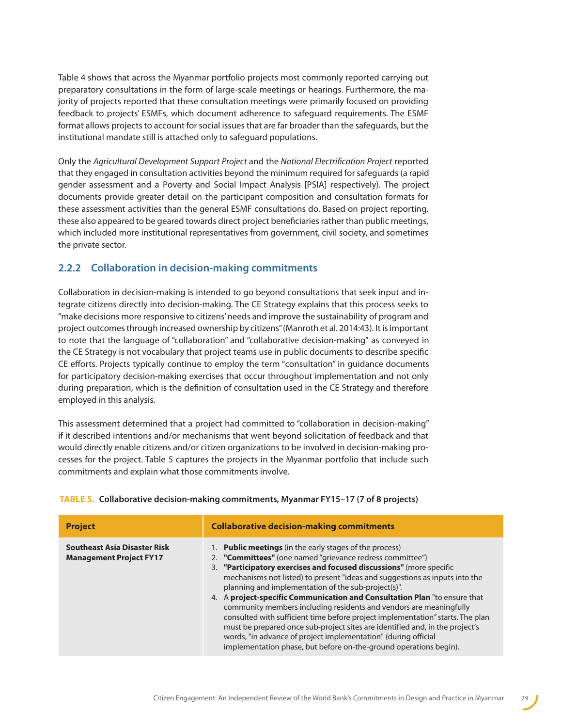Table 4 shows that across the Myanmar portfolio projects most commonly reported carrying out preparatory consultations in the form of large-scale meetings or hearings. Furthermore, the majority of projects reported that these consultation meetings were primarily focused on providing feedback to projects' ESMFs, which document adherence to safeguard requirements. The ESMF format allows projects to account for social issues that are far broader than the safeguards, but the institutional mandate still is attached only to safeguard populations.

Only the *Agricultural Development Support Project* and the *National Electrification Project* reported that they engaged in consultation activities beyond the minimum required for safeguards (a rapid gender assessment and a Poverty and Social Impact Analysis [PSIA] respectively). The project documents provide greater detail on the participant composition and consultation formats for these assessment activities than the general ESMF consultations do. Based on project reporting, these also appeared to be geared towards direct project beneficiaries rather than public meetings, which included more institutional representatives from government, civil society, and sometimes the private sector.

### 2.2.2 Collaboration in decision-making commitments

Collaboration in decision-making is intended to go beyond consultations that seek input and integrate citizens directly into decision-making. The CE Strategy explains that this process seeks to "make decisions more responsive to citizens' needs and improve the sustainability of program and project outcomes through increased ownership by citizens" (Manroth et al. 2014:43). It is important to note that the language of "collaboration" and "collaborative decision-making" as conveyed in the CE Strategy is not vocabulary that project teams use in public documents to describe specific CE efforts. Projects typically continue to employ the term "consultation" in guidance documents for participatory decision-making exercises that occur throughout implementation and not only during preparation, which is the definition of consultation used in the CE Strategy and therefore employed in this analysis.

This assessment determined that a project had committed to "collaboration in decision-making" if it described intentions and/or mechanisms that went beyond solicitation of feedback and that would directly enable citizens and/or citizen organizations to be involved in decision-making processes for the project. Table 5 captures the projects in the Myanmar portfolio that include such commitments and explain what those commitments involve.

**TABLE 5. Collaborative decision-making commitments, Myanmar FY15–17 (7 of 8 projects)**

| Project | Collaborative decision-making commitments |
|---|---|
| **Southeast Asia Disaster Risk Management Project FY17** | 1. **Public meetings** (in the early stages of the process)<br>2. **"Committees"** (one named "grievance redress committee")<br>3. **"Participatory exercises and focused discussions"** (more specific mechanisms not listed) to present "ideas and suggestions as inputs into the planning and implementation of the sub-project(s)".<br>4. A **project-specific Communication and Consultation Plan** "to ensure that community members including residents and vendors are meaningfully consulted with sufficient time before project implementation" starts. The plan must be prepared once sub-project sites are identified and, in the project's words, "in advance of project implementation" (during official implementation phase, but before on-the-ground operations begin). |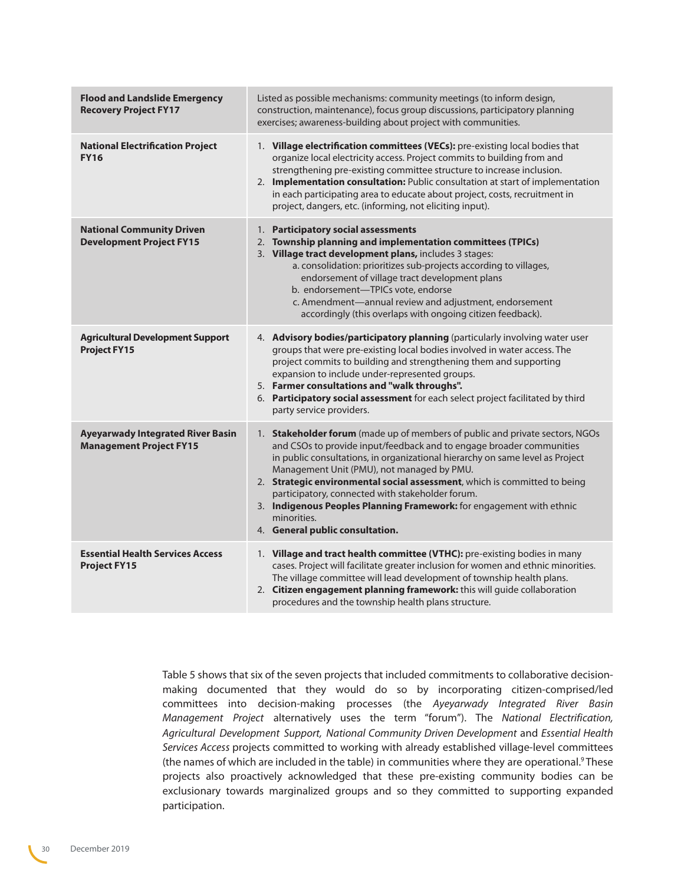| | |
|---|---|
| **Flood and Landslide Emergency Recovery Project FY17** | Listed as possible mechanisms: community meetings (to inform design, construction, maintenance), focus group discussions, participatory planning exercises; awareness-building about project with communities. |
| **National Electrification Project FY16** | 1. **Village electrification committees (VECs):** pre-existing local bodies that organize local electricity access. Project commits to building from and strengthening pre-existing committee structure to increase inclusion.<br>2. **Implementation consultation:** Public consultation at start of implementation in each participating area to educate about project, costs, recruitment in project, dangers, etc. (informing, not eliciting input). |
| **National Community Driven Development Project FY15** | 1. **Participatory social assessments**<br>2. **Township planning and implementation committees (TPICs)**<br>3. **Village tract development plans,** includes 3 stages:<br>a. consolidation: prioritizes sub-projects according to villages, endorsement of village tract development plans<br>b. endorsement—TPICs vote, endorse<br>c. Amendment—annual review and adjustment, endorsement accordingly (this overlaps with ongoing citizen feedback). |
| **Agricultural Development Support Project FY15** | 4. **Advisory bodies/participatory planning** (particularly involving water user groups that were pre-existing local bodies involved in water access. The project commits to building and strengthening them and supporting expansion to include under-represented groups.<br>5. **Farmer consultations and "walk throughs".**<br>6. **Participatory social assessment** for each select project facilitated by third party service providers. |
| **Ayeyarwady Integrated River Basin Management Project FY15** | 1. **Stakeholder forum** (made up of members of public and private sectors, NGOs and CSOs to provide input/feedback and to engage broader communities in public consultations, in organizational hierarchy on same level as Project Management Unit (PMU), not managed by PMU.<br>2. **Strategic environmental social assessment**, which is committed to being participatory, connected with stakeholder forum.<br>3. **Indigenous Peoples Planning Framework:** for engagement with ethnic minorities.<br>4. **General public consultation.** |
| **Essential Health Services Access Project FY15** | 1. **Village and tract health committee (VTHC):** pre-existing bodies in many cases. Project will facilitate greater inclusion for women and ethnic minorities. The village committee will lead development of township health plans.<br>2. **Citizen engagement planning framework:** this will guide collaboration procedures and the township health plans structure. |

Table 5 shows that six of the seven projects that included commitments to collaborative decision-making documented that they would do so by incorporating citizen-comprised/led committees into decision-making processes (the *Ayeyarwady Integrated River Basin Management Project* alternatively uses the term "forum"). The *National Electrification, Agricultural Development Support, National Community Driven Development* and *Essential Health Services Access* projects committed to working with already established village-level committees (the names of which are included in the table) in communities where they are operational.[9] These projects also proactively acknowledged that these pre-existing community bodies can be exclusionary towards marginalized groups and so they committed to supporting expanded participation.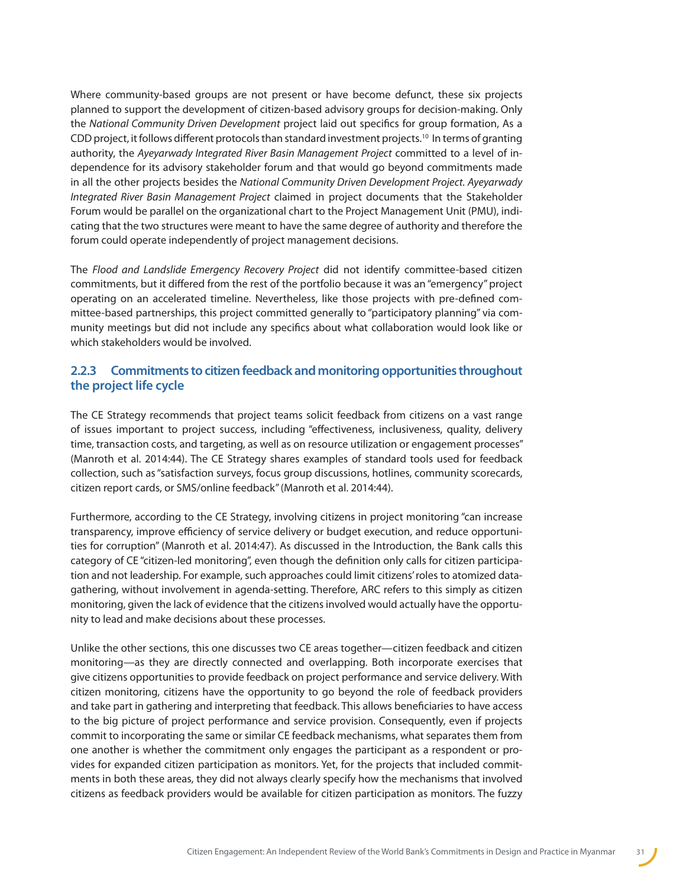Where community-based groups are not present or have become defunct, these six projects planned to support the development of citizen-based advisory groups for decision-making. Only the *National Community Driven Development* project laid out specifics for group formation, As a CDD project, it follows different protocols than standard investment projects.[10] In terms of granting authority, the *Ayeyarwady Integrated River Basin Management Project* committed to a level of independence for its advisory stakeholder forum and that would go beyond commitments made in all the other projects besides the *National Community Driven Development Project*. *Ayeyarwady Integrated River Basin Management Project* claimed in project documents that the Stakeholder Forum would be parallel on the organizational chart to the Project Management Unit (PMU), indicating that the two structures were meant to have the same degree of authority and therefore the forum could operate independently of project management decisions.

The *Flood and Landslide Emergency Recovery Project* did not identify committee-based citizen commitments, but it differed from the rest of the portfolio because it was an "emergency" project operating on an accelerated timeline. Nevertheless, like those projects with pre-defined committee-based partnerships, this project committed generally to "participatory planning" via community meetings but did not include any specifics about what collaboration would look like or which stakeholders would be involved.

### 2.2.3 Commitments to citizen feedback and monitoring opportunities throughout the project life cycle

The CE Strategy recommends that project teams solicit feedback from citizens on a vast range of issues important to project success, including "effectiveness, inclusiveness, quality, delivery time, transaction costs, and targeting, as well as on resource utilization or engagement processes" (Manroth et al. 2014:44). The CE Strategy shares examples of standard tools used for feedback collection, such as "satisfaction surveys, focus group discussions, hotlines, community scorecards, citizen report cards, or SMS/online feedback" (Manroth et al. 2014:44).

Furthermore, according to the CE Strategy, involving citizens in project monitoring "can increase transparency, improve efficiency of service delivery or budget execution, and reduce opportunities for corruption" (Manroth et al. 2014:47). As discussed in the Introduction, the Bank calls this category of CE "citizen-led monitoring", even though the definition only calls for citizen participation and not leadership. For example, such approaches could limit citizens' roles to atomized data-gathering, without involvement in agenda-setting. Therefore, ARC refers to this simply as citizen monitoring, given the lack of evidence that the citizens involved would actually have the opportunity to lead and make decisions about these processes.

Unlike the other sections, this one discusses two CE areas together—citizen feedback and citizen monitoring—as they are directly connected and overlapping. Both incorporate exercises that give citizens opportunities to provide feedback on project performance and service delivery. With citizen monitoring, citizens have the opportunity to go beyond the role of feedback providers and take part in gathering and interpreting that feedback. This allows beneficiaries to have access to the big picture of project performance and service provision. Consequently, even if projects commit to incorporating the same or similar CE feedback mechanisms, what separates them from one another is whether the commitment only engages the participant as a respondent or provides for expanded citizen participation as monitors. Yet, for the projects that included commitments in both these areas, they did not always clearly specify how the mechanisms that involved citizens as feedback providers would be available for citizen participation as monitors. The fuzzy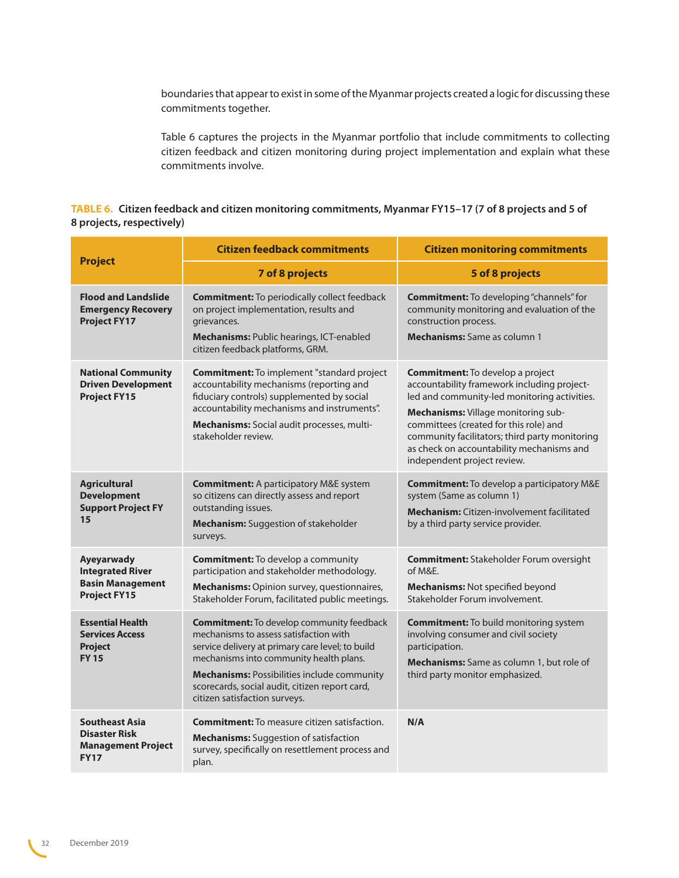boundaries that appear to exist in some of the Myanmar projects created a logic for discussing these commitments together.

Table 6 captures the projects in the Myanmar portfolio that include commitments to collecting citizen feedback and citizen monitoring during project implementation and explain what these commitments involve.

**TABLE 6. Citizen feedback and citizen monitoring commitments, Myanmar FY15–17 (7 of 8 projects and 5 of 8 projects, respectively)**

| Project | Citizen feedback commitments | Citizen monitoring commitments |
|---|---|---|
| | **7 of 8 projects** | **5 of 8 projects** |
| **Flood and Landslide Emergency Recovery Project FY17** | **Commitment:** To periodically collect feedback on project implementation, results and grievances. **Mechanisms:** Public hearings, ICT-enabled citizen feedback platforms, GRM. | **Commitment:** To developing "channels" for community monitoring and evaluation of the construction process. **Mechanisms:** Same as column 1 |
| **National Community Driven Development Project FY15** | **Commitment:** To implement "standard project accountability mechanisms (reporting and fiduciary controls) supplemented by social accountability mechanisms and instruments". **Mechanisms:** Social audit processes, multi-stakeholder review. | **Commitment:** To develop a project accountability framework including project-led and community-led monitoring activities. **Mechanisms:** Village monitoring sub-committees (created for this role) and community facilitators; third party monitoring as check on accountability mechanisms and independent project review. |
| **Agricultural Development Support Project FY 15** | **Commitment:** A participatory M&E system so citizens can directly assess and report outstanding issues. **Mechanism:** Suggestion of stakeholder surveys. | **Commitment:** To develop a participatory M&E system (Same as column 1) **Mechanism:** Citizen-involvement facilitated by a third party service provider. |
| **Ayeyarwady Integrated River Basin Management Project FY15** | **Commitment:** To develop a community participation and stakeholder methodology. **Mechanisms:** Opinion survey, questionnaires, Stakeholder Forum, facilitated public meetings. | **Commitment:** Stakeholder Forum oversight of M&E. **Mechanisms:** Not specified beyond Stakeholder Forum involvement. |
| **Essential Health Services Access Project FY 15** | **Commitment:** To develop community feedback mechanisms to assess satisfaction with service delivery at primary care level; to build mechanisms into community health plans. **Mechanisms:** Possibilities include community scorecards, social audit, citizen report card, citizen satisfaction surveys. | **Commitment:** To build monitoring system involving consumer and civil society participation. **Mechanisms:** Same as column 1, but role of third party monitor emphasized. |
| **Southeast Asia Disaster Risk Management Project FY17** | **Commitment:** To measure citizen satisfaction. **Mechanisms:** Suggestion of satisfaction survey, specifically on resettlement process and plan. | **N/A** |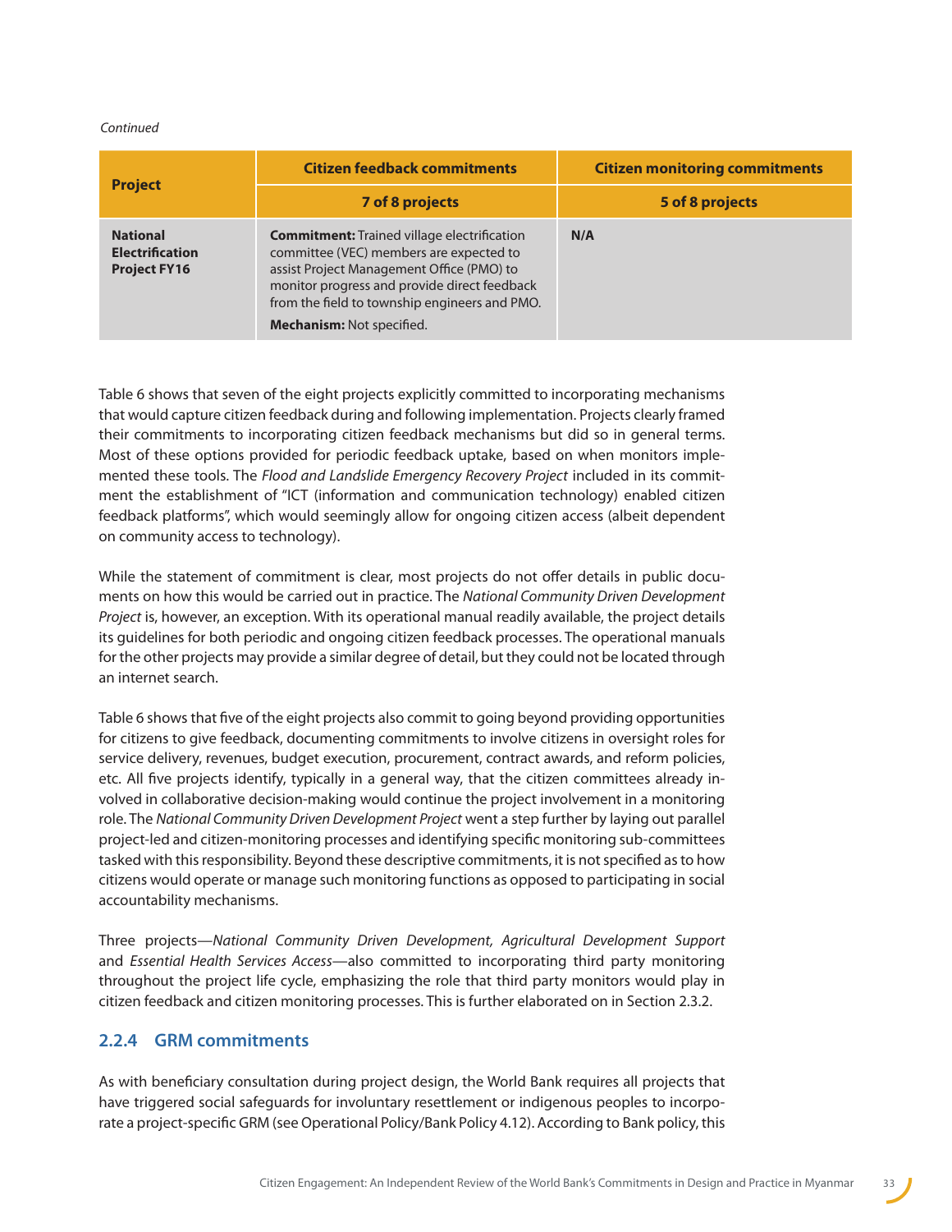*Continued*

| Project | Citizen feedback commitments | Citizen monitoring commitments |
|---|---|---|
| | **7 of 8 projects** | **5 of 8 projects** |
| **National Electrification Project FY16** | **Commitment:** Trained village electrification committee (VEC) members are expected to assist Project Management Office (PMO) to monitor progress and provide direct feedback from the field to township engineers and PMO. **Mechanism:** Not specified. | **N/A** |

Table 6 shows that seven of the eight projects explicitly committed to incorporating mechanisms that would capture citizen feedback during and following implementation. Projects clearly framed their commitments to incorporating citizen feedback mechanisms but did so in general terms. Most of these options provided for periodic feedback uptake, based on when monitors implemented these tools. The *Flood and Landslide Emergency Recovery Project* included in its commitment the establishment of "ICT (information and communication technology) enabled citizen feedback platforms", which would seemingly allow for ongoing citizen access (albeit dependent on community access to technology).

While the statement of commitment is clear, most projects do not offer details in public documents on how this would be carried out in practice. The *National Community Driven Development Project* is, however, an exception. With its operational manual readily available, the project details its guidelines for both periodic and ongoing citizen feedback processes. The operational manuals for the other projects may provide a similar degree of detail, but they could not be located through an internet search.

Table 6 shows that five of the eight projects also commit to going beyond providing opportunities for citizens to give feedback, documenting commitments to involve citizens in oversight roles for service delivery, revenues, budget execution, procurement, contract awards, and reform policies, etc. All five projects identify, typically in a general way, that the citizen committees already involved in collaborative decision-making would continue the project involvement in a monitoring role. The *National Community Driven Development Project* went a step further by laying out parallel project-led and citizen-monitoring processes and identifying specific monitoring sub-committees tasked with this responsibility. Beyond these descriptive commitments, it is not specified as to how citizens would operate or manage such monitoring functions as opposed to participating in social accountability mechanisms.

Three projects—*National Community Driven Development, Agricultural Development Support* and *Essential Health Services Access*—also committed to incorporating third party monitoring throughout the project life cycle, emphasizing the role that third party monitors would play in citizen feedback and citizen monitoring processes. This is further elaborated on in Section 2.3.2.

### 2.2.4 GRM commitments

As with beneficiary consultation during project design, the World Bank requires all projects that have triggered social safeguards for involuntary resettlement or indigenous peoples to incorporate a project-specific GRM (see Operational Policy/Bank Policy 4.12). According to Bank policy, this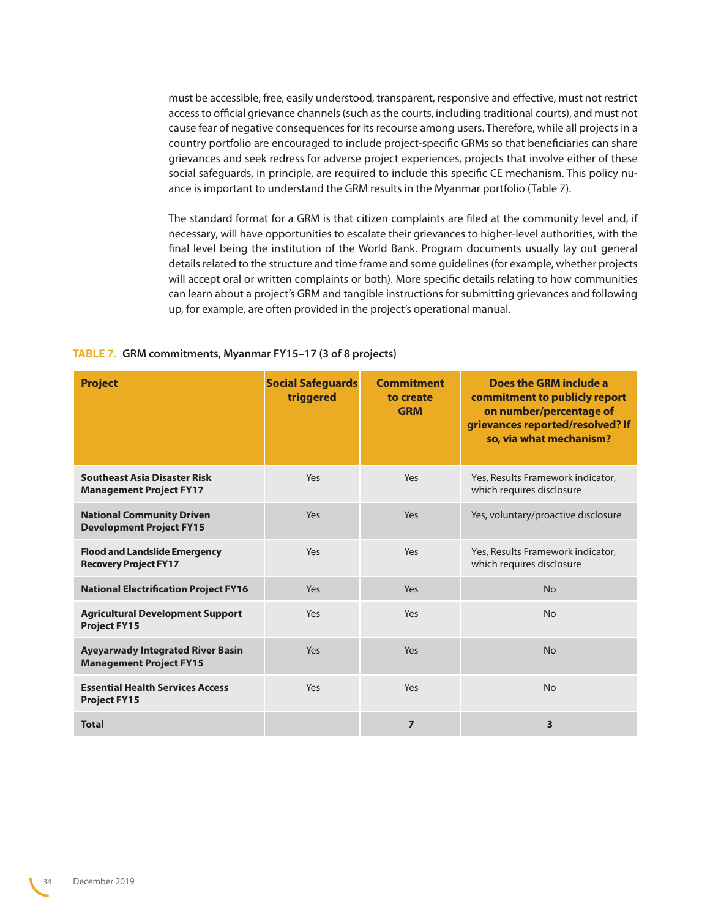must be accessible, free, easily understood, transparent, responsive and effective, must not restrict access to official grievance channels (such as the courts, including traditional courts), and must not cause fear of negative consequences for its recourse among users. Therefore, while all projects in a country portfolio are encouraged to include project-specific GRMs so that beneficiaries can share grievances and seek redress for adverse project experiences, projects that involve either of these social safeguards, in principle, are required to include this specific CE mechanism. This policy nuance is important to understand the GRM results in the Myanmar portfolio (Table 7).

The standard format for a GRM is that citizen complaints are filed at the community level and, if necessary, will have opportunities to escalate their grievances to higher-level authorities, with the final level being the institution of the World Bank. Program documents usually lay out general details related to the structure and time frame and some guidelines (for example, whether projects will accept oral or written complaints or both). More specific details relating to how communities can learn about a project's GRM and tangible instructions for submitting grievances and following up, for example, are often provided in the project's operational manual.

**TABLE 7. GRM commitments, Myanmar FY15–17 (3 of 8 projects)**

| Project | Social Safeguards triggered | Commitment to create GRM | Does the GRM include a commitment to publicly report on number/percentage of grievances reported/resolved? If so, via what mechanism? |
|---|---|---|---|
| **Southeast Asia Disaster Risk Management Project FY17** | Yes | Yes | Yes, Results Framework indicator, which requires disclosure |
| **National Community Driven Development Project FY15** | Yes | Yes | Yes, voluntary/proactive disclosure |
| **Flood and Landslide Emergency Recovery Project FY17** | Yes | Yes | Yes, Results Framework indicator, which requires disclosure |
| **National Electrification Project FY16** | Yes | Yes | No |
| **Agricultural Development Support Project FY15** | Yes | Yes | No |
| **Ayeyarwady Integrated River Basin Management Project FY15** | Yes | Yes | No |
| **Essential Health Services Access Project FY15** | Yes | Yes | No |
| **Total** | | **7** | **3** |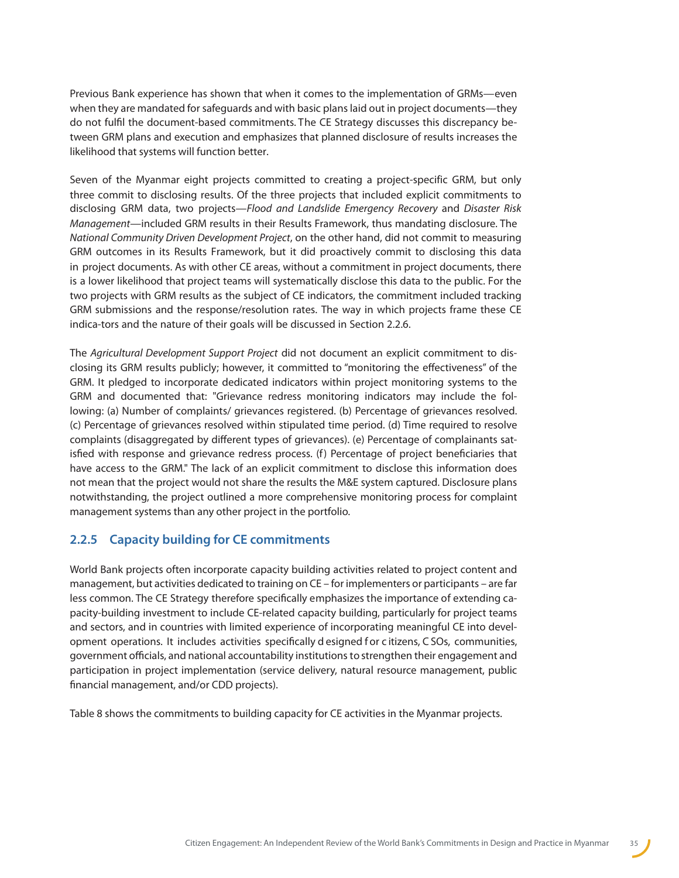Previous Bank experience has shown that when it comes to the implementation of GRMs—even when they are mandated for safeguards and with basic plans laid out in project documents—they do not fulfil the document-based commitments. The CE Strategy discusses this discrepancy between GRM plans and execution and emphasizes that planned disclosure of results increases the likelihood that systems will function better.

Seven of the Myanmar eight projects committed to creating a project-specific GRM, but only three commit to disclosing results. Of the three projects that included explicit commitments to disclosing GRM data, two projects—*Flood and Landslide Emergency Recovery* and *Disaster Risk Management*—included GRM results in their Results Framework, thus mandating disclosure. The *National Community Driven Development Project*, on the other hand, did not commit to measuring GRM outcomes in its Results Framework, but it did proactively commit to disclosing this data in project documents. As with other CE areas, without a commitment in project documents, there is a lower likelihood that project teams will systematically disclose this data to the public. For the two projects with GRM results as the subject of CE indicators, the commitment included tracking GRM submissions and the response/resolution rates. The way in which projects frame these CE indica-tors and the nature of their goals will be discussed in Section 2.2.6.

The *Agricultural Development Support Project* did not document an explicit commitment to disclosing its GRM results publicly; however, it committed to "monitoring the effectiveness" of the GRM. It pledged to incorporate dedicated indicators within project monitoring systems to the GRM and documented that: "Grievance redress monitoring indicators may include the following: (a) Number of complaints/ grievances registered. (b) Percentage of grievances resolved. (c) Percentage of grievances resolved within stipulated time period. (d) Time required to resolve complaints (disaggregated by different types of grievances). (e) Percentage of complainants satisfied with response and grievance redress process. (f) Percentage of project beneficiaries that have access to the GRM." The lack of an explicit commitment to disclose this information does not mean that the project would not share the results the M&E system captured. Disclosure plans notwithstanding, the project outlined a more comprehensive monitoring process for complaint management systems than any other project in the portfolio.

### 2.2.5 Capacity building for CE commitments

World Bank projects often incorporate capacity building activities related to project content and management, but activities dedicated to training on CE – for implementers or participants – are far less common. The CE Strategy therefore specifically emphasizes the importance of extending capacity-building investment to include CE-related capacity building, particularly for project teams and sectors, and in countries with limited experience of incorporating meaningful CE into development operations. It includes activities specifically designed for citizens, CSOs, communities, government officials, and national accountability institutions to strengthen their engagement and participation in project implementation (service delivery, natural resource management, public financial management, and/or CDD projects).

Table 8 shows the commitments to building capacity for CE activities in the Myanmar projects.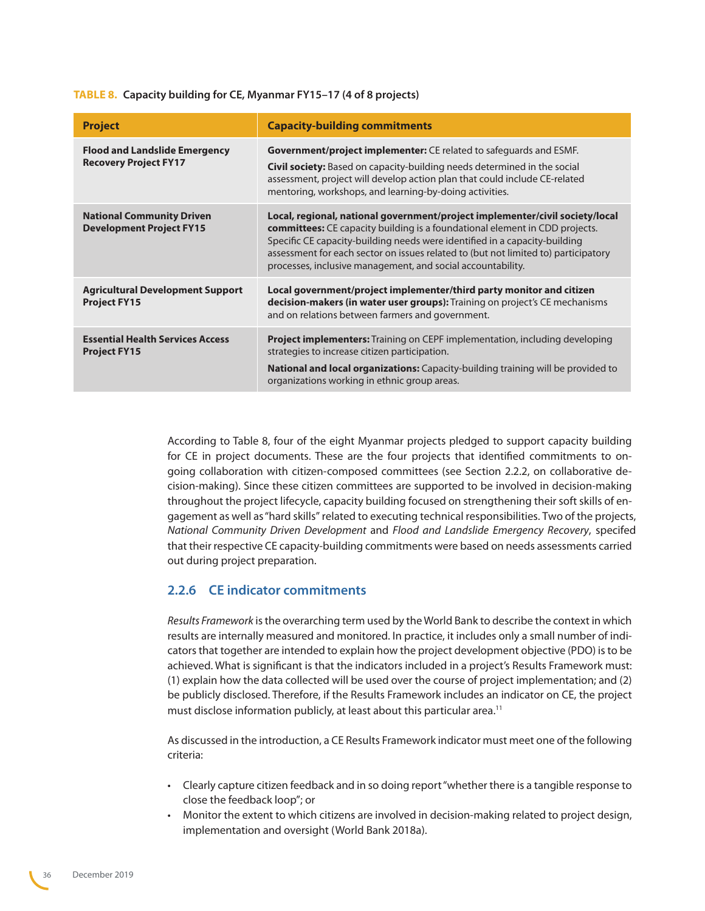**TABLE 8. Capacity building for CE, Myanmar FY15–17 (4 of 8 projects)**

| Project | Capacity-building commitments |
|---|---|
| **Flood and Landslide Emergency Recovery Project FY17** | **Government/project implementer:** CE related to safeguards and ESMF.<br>**Civil society:** Based on capacity-building needs determined in the social assessment, project will develop action plan that could include CE-related mentoring, workshops, and learning-by-doing activities. |
| **National Community Driven Development Project FY15** | **Local, regional, national government/project implementer/civil society/local committees:** CE capacity building is a foundational element in CDD projects. Specific CE capacity-building needs were identified in a capacity-building assessment for each sector on issues related to (but not limited to) participatory processes, inclusive management, and social accountability. |
| **Agricultural Development Support Project FY15** | **Local government/project implementer/third party monitor and citizen decision-makers (in water user groups):** Training on project's CE mechanisms and on relations between farmers and government. |
| **Essential Health Services Access Project FY15** | **Project implementers:** Training on CEPF implementation, including developing strategies to increase citizen participation.<br>**National and local organizations:** Capacity-building training will be provided to organizations working in ethnic group areas. |

According to Table 8, four of the eight Myanmar projects pledged to support capacity building for CE in project documents. These are the four projects that identified commitments to on-going collaboration with citizen-composed committees (see Section 2.2.2, on collaborative decision-making). Since these citizen committees are supported to be involved in decision-making throughout the project lifecycle, capacity building focused on strengthening their soft skills of engagement as well as "hard skills" related to executing technical responsibilities. Two of the projects, *National Community Driven Development* and *Flood and Landslide Emergency Recovery*, specifed that their respective CE capacity-building commitments were based on needs assessments carried out during project preparation.

### 2.2.6 CE indicator commitments

*Results Framework* is the overarching term used by the World Bank to describe the context in which results are internally measured and monitored. In practice, it includes only a small number of indicators that together are intended to explain how the project development objective (PDO) is to be achieved. What is significant is that the indicators included in a project's Results Framework must: (1) explain how the data collected will be used over the course of project implementation; and (2) be publicly disclosed. Therefore, if the Results Framework includes an indicator on CE, the project must disclose information publicly, at least about this particular area.[11]

As discussed in the introduction, a CE Results Framework indicator must meet one of the following criteria:

- Clearly capture citizen feedback and in so doing report "whether there is a tangible response to close the feedback loop"; or
- Monitor the extent to which citizens are involved in decision-making related to project design, implementation and oversight (World Bank 2018a).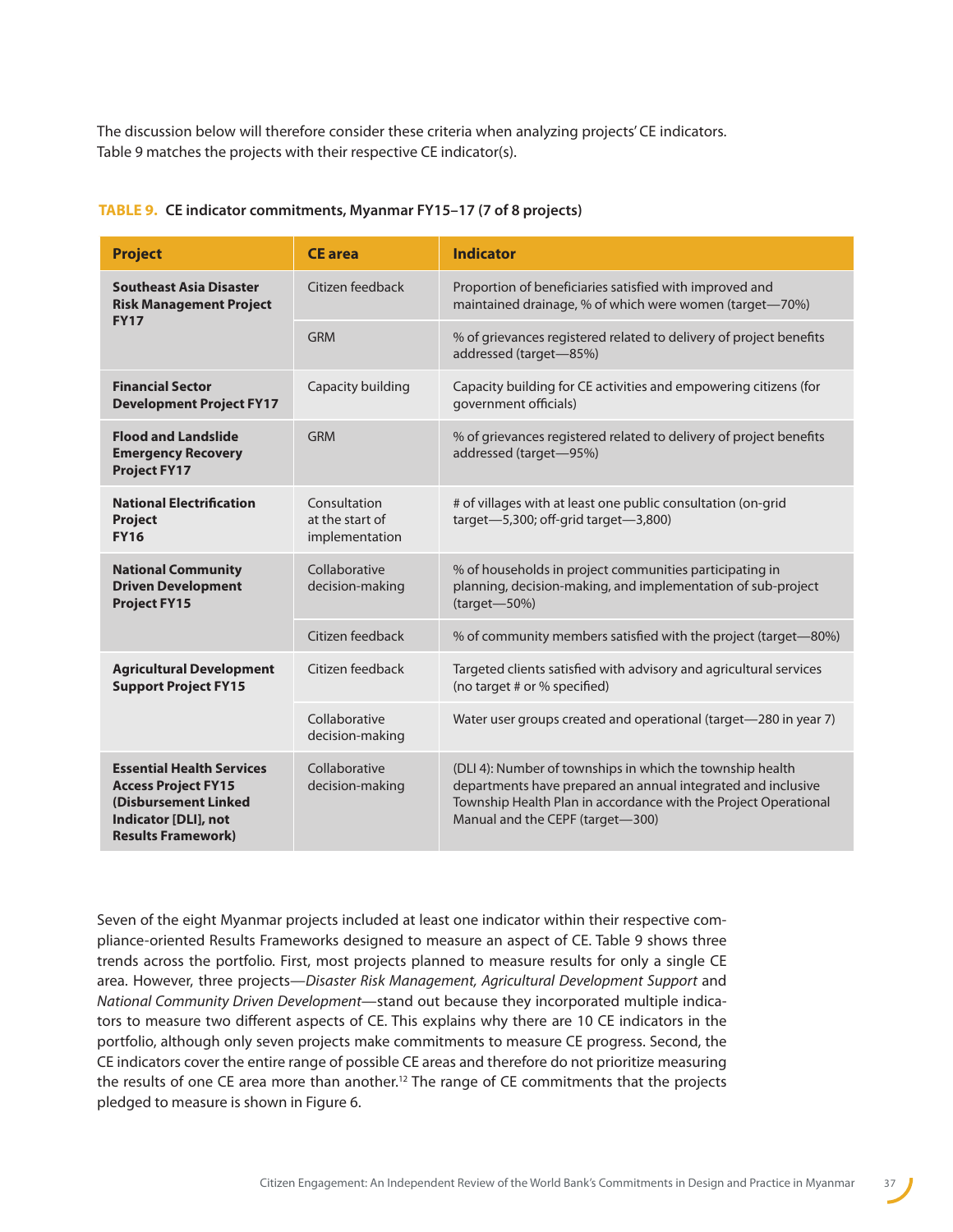The discussion below will therefore consider these criteria when analyzing projects' CE indicators. Table 9 matches the projects with their respective CE indicator(s).

**TABLE 9. CE indicator commitments, Myanmar FY15–17 (7 of 8 projects)**

| Project | CE area | Indicator |
|---|---|---|
| **Southeast Asia Disaster Risk Management Project FY17** | Citizen feedback | Proportion of beneficiaries satisfied with improved and maintained drainage, % of which were women (target—70%) |
| | GRM | % of grievances registered related to delivery of project benefits addressed (target—85%) |
| **Financial Sector Development Project FY17** | Capacity building | Capacity building for CE activities and empowering citizens (for government officials) |
| **Flood and Landslide Emergency Recovery Project FY17** | GRM | % of grievances registered related to delivery of project benefits addressed (target—95%) |
| **National Electrification Project FY16** | Consultation at the start of implementation | # of villages with at least one public consultation (on-grid target—5,300; off-grid target—3,800) |
| **National Community Driven Development Project FY15** | Collaborative decision-making | % of households in project communities participating in planning, decision-making, and implementation of sub-project (target—50%) |
| | Citizen feedback | % of community members satisfied with the project (target—80%) |
| **Agricultural Development Support Project FY15** | Citizen feedback | Targeted clients satisfied with advisory and agricultural services (no target # or % specified) |
| | Collaborative decision-making | Water user groups created and operational (target—280 in year 7) |
| **Essential Health Services Access Project FY15 (Disbursement Linked Indicator [DLI], not Results Framework)** | Collaborative decision-making | (DLI 4): Number of townships in which the township health departments have prepared an annual integrated and inclusive Township Health Plan in accordance with the Project Operational Manual and the CEPF (target—300) |

Seven of the eight Myanmar projects included at least one indicator within their respective compliance-oriented Results Frameworks designed to measure an aspect of CE. Table 9 shows three trends across the portfolio. First, most projects planned to measure results for only a single CE area. However, three projects—*Disaster Risk Management, Agricultural Development Support* and *National Community Driven Development*—stand out because they incorporated multiple indicators to measure two different aspects of CE. This explains why there are 10 CE indicators in the portfolio, although only seven projects make commitments to measure CE progress. Second, the CE indicators cover the entire range of possible CE areas and therefore do not prioritize measuring the results of one CE area more than another.[12] The range of CE commitments that the projects pledged to measure is shown in Figure 6.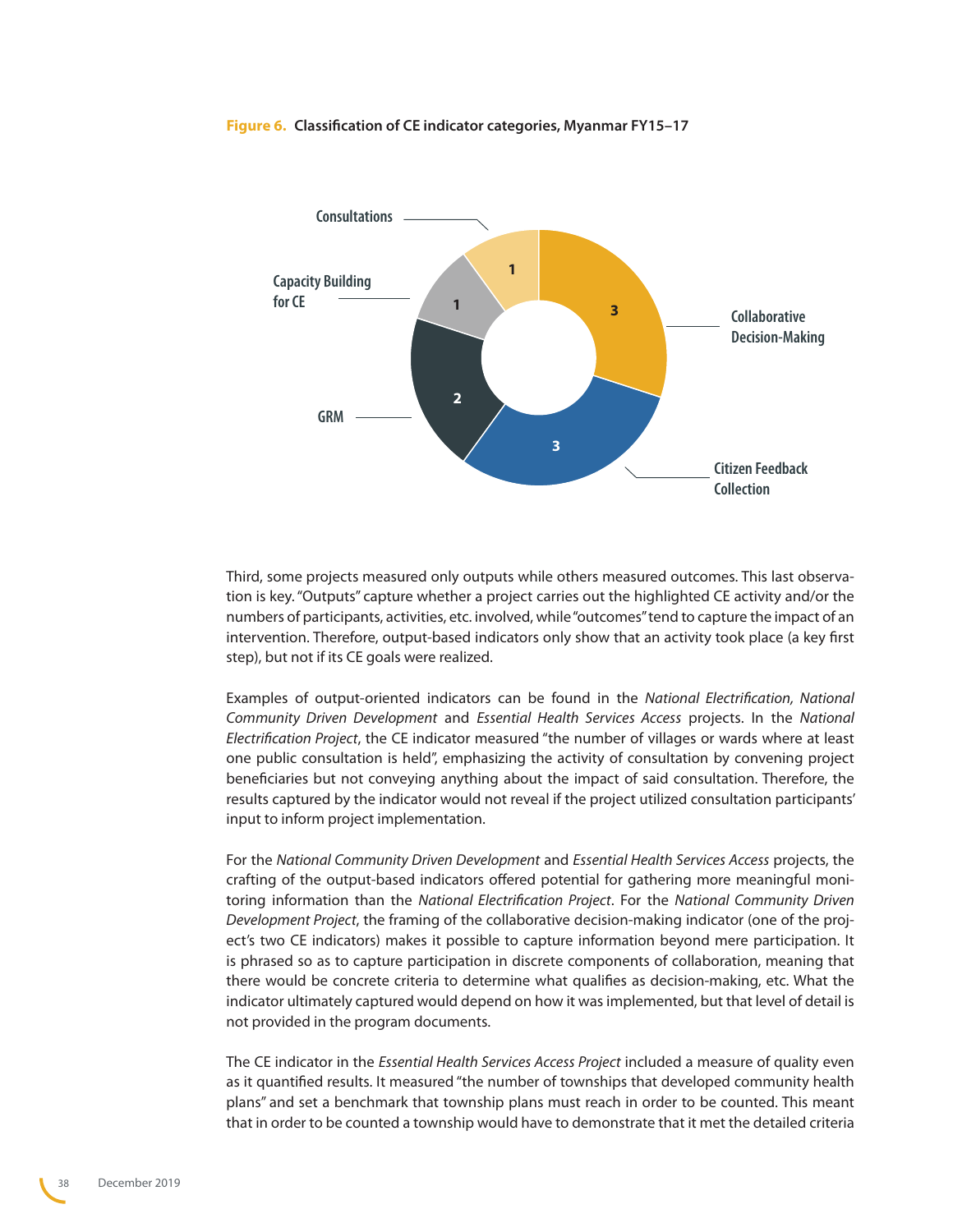**Figure 6. Classification of CE indicator categories, Myanmar FY15–17**

| Category | Count |
|---|---|
| Collaborative Decision-Making | 3 |
| Citizen Feedback Collection | 3 |
| GRM | 2 |
| Capacity Building for CE | 1 |
| Consultations | 1 |

Third, some projects measured only outputs while others measured outcomes. This last observation is key. "Outputs" capture whether a project carries out the highlighted CE activity and/or the numbers of participants, activities, etc. involved, while "outcomes" tend to capture the impact of an intervention. Therefore, output-based indicators only show that an activity took place (a key first step), but not if its CE goals were realized.

Examples of output-oriented indicators can be found in the *National Electrification, National Community Driven Development* and *Essential Health Services Access* projects. In the *National Electrification Project*, the CE indicator measured "the number of villages or wards where at least one public consultation is held", emphasizing the activity of consultation by convening project beneficiaries but not conveying anything about the impact of said consultation. Therefore, the results captured by the indicator would not reveal if the project utilized consultation participants' input to inform project implementation.

For the *National Community Driven Development* and *Essential Health Services Access* projects, the crafting of the output-based indicators offered potential for gathering more meaningful monitoring information than the *National Electrification Project*. For the *National Community Driven Development Project*, the framing of the collaborative decision-making indicator (one of the project's two CE indicators) makes it possible to capture information beyond mere participation. It is phrased so as to capture participation in discrete components of collaboration, meaning that there would be concrete criteria to determine what qualifies as decision-making, etc. What the indicator ultimately captured would depend on how it was implemented, but that level of detail is not provided in the program documents.

The CE indicator in the *Essential Health Services Access Project* included a measure of quality even as it quantified results. It measured "the number of townships that developed community health plans" and set a benchmark that township plans must reach in order to be counted. This meant that in order to be counted a township would have to demonstrate that it met the detailed criteria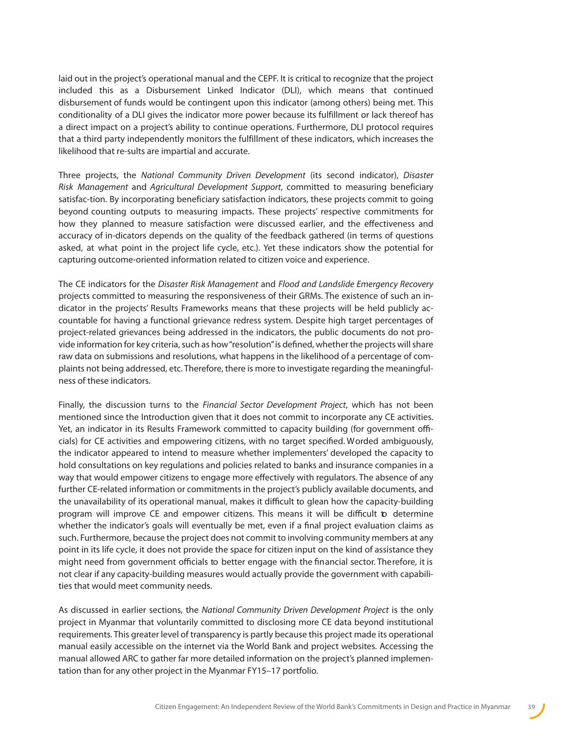laid out in the project's operational manual and the CEPF. It is critical to recognize that the project included this as a Disbursement Linked Indicator (DLI), which means that continued disbursement of funds would be contingent upon this indicator (among others) being met. This conditionality of a DLI gives the indicator more power because its fulfillment or lack thereof has a direct impact on a project's ability to continue operations. Furthermore, DLI protocol requires that a third party independently monitors the fulfillment of these indicators, which increases the likelihood that re-sults are impartial and accurate.

Three projects, the *National Community Driven Development* (its second indicator), *Disaster Risk Management* and *Agricultural Development Support*, committed to measuring beneficiary satisfac-tion. By incorporating beneficiary satisfaction indicators, these projects commit to going beyond counting outputs to measuring impacts. These projects' respective commitments for how they planned to measure satisfaction were discussed earlier, and the effectiveness and accuracy of in-dicators depends on the quality of the feedback gathered (in terms of questions asked, at what point in the project life cycle, etc.). Yet these indicators show the potential for capturing outcome-oriented information related to citizen voice and experience.

The CE indicators for the *Disaster Risk Management* and *Flood and Landslide Emergency Recovery* projects committed to measuring the responsiveness of their GRMs. The existence of such an indicator in the projects' Results Frameworks means that these projects will be held publicly accountable for having a functional grievance redress system. Despite high target percentages of project-related grievances being addressed in the indicators, the public documents do not provide information for key criteria, such as how "resolution" is defined, whether the projects will share raw data on submissions and resolutions, what happens in the likelihood of a percentage of complaints not being addressed, etc. Therefore, there is more to investigate regarding the meaningfulness of these indicators.

Finally, the discussion turns to the *Financial Sector Development Project*, which has not been mentioned since the Introduction given that it does not commit to incorporate any CE activities. Yet, an indicator in its Results Framework committed to capacity building (for government officials) for CE activities and empowering citizens, with no target specified. Worded ambiguously, the indicator appeared to intend to measure whether implementers' developed the capacity to hold consultations on key regulations and policies related to banks and insurance companies in a way that would empower citizens to engage more effectively with regulators. The absence of any further CE-related information or commitments in the project's publicly available documents, and the unavailability of its operational manual, makes it difficult to glean how the capacity-building program will improve CE and empower citizens. This means it will be difficult to determine whether the indicator's goals will eventually be met, even if a final project evaluation claims as such. Furthermore, because the project does not commit to involving community members at any point in its life cycle, it does not provide the space for citizen input on the kind of assistance they might need from government officials to better engage with the financial sector. Therefore, it is not clear if any capacity-building measures would actually provide the government with capabilities that would meet community needs.

As discussed in earlier sections, the *National Community Driven Development Project* is the only project in Myanmar that voluntarily committed to disclosing more CE data beyond institutional requirements. This greater level of transparency is partly because this project made its operational manual easily accessible on the internet via the World Bank and project websites. Accessing the manual allowed ARC to gather far more detailed information on the project's planned implementation than for any other project in the Myanmar FY15–17 portfolio.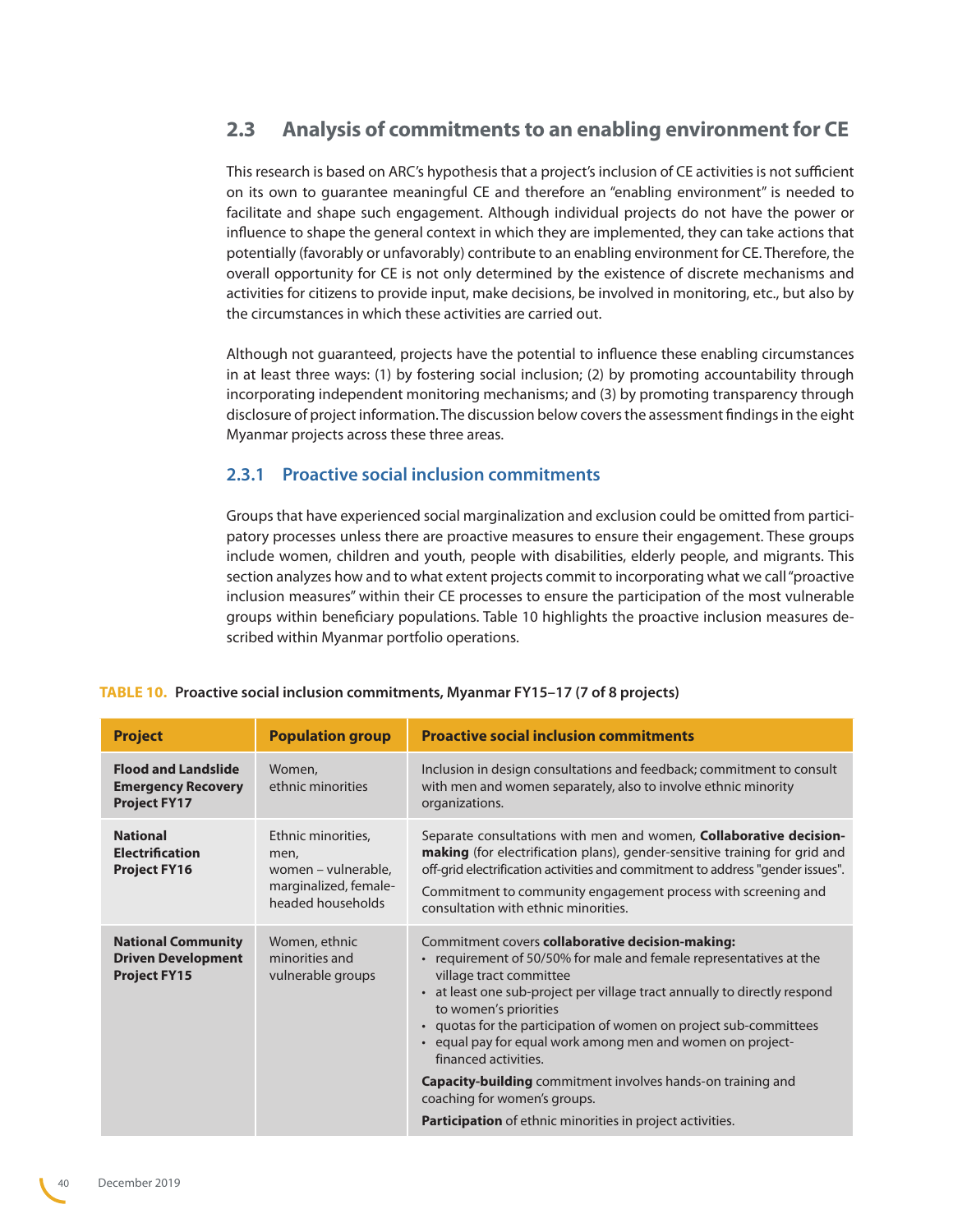## 2.3 Analysis of commitments to an enabling environment for CE

This research is based on ARC's hypothesis that a project's inclusion of CE activities is not sufficient on its own to guarantee meaningful CE and therefore an "enabling environment" is needed to facilitate and shape such engagement. Although individual projects do not have the power or influence to shape the general context in which they are implemented, they can take actions that potentially (favorably or unfavorably) contribute to an enabling environment for CE. Therefore, the overall opportunity for CE is not only determined by the existence of discrete mechanisms and activities for citizens to provide input, make decisions, be involved in monitoring, etc., but also by the circumstances in which these activities are carried out.

Although not guaranteed, projects have the potential to influence these enabling circumstances in at least three ways: (1) by fostering social inclusion; (2) by promoting accountability through incorporating independent monitoring mechanisms; and (3) by promoting transparency through disclosure of project information. The discussion below covers the assessment findings in the eight Myanmar projects across these three areas.

### 2.3.1 Proactive social inclusion commitments

Groups that have experienced social marginalization and exclusion could be omitted from participatory processes unless there are proactive measures to ensure their engagement. These groups include women, children and youth, people with disabilities, elderly people, and migrants. This section analyzes how and to what extent projects commit to incorporating what we call "proactive inclusion measures" within their CE processes to ensure the participation of the most vulnerable groups within beneficiary populations. Table 10 highlights the proactive inclusion measures described within Myanmar portfolio operations.

**TABLE 10. Proactive social inclusion commitments, Myanmar FY15–17 (7 of 8 projects)**

| Project | Population group | Proactive social inclusion commitments |
|---|---|---|
| **Flood and Landslide Emergency Recovery Project FY17** | Women, ethnic minorities | Inclusion in design consultations and feedback; commitment to consult with men and women separately, also to involve ethnic minority organizations. |
| **National Electrification Project FY16** | Ethnic minorities, men, women – vulnerable, marginalized, female-headed households | Separate consultations with men and women, **Collaborative decision-making** (for electrification plans), gender-sensitive training for grid and off-grid electrification activities and commitment to address "gender issues". <br><br> Commitment to community engagement process with screening and consultation with ethnic minorities. |
| **National Community Driven Development Project FY15** | Women, ethnic minorities and vulnerable groups | Commitment covers **collaborative decision-making:** <br> • requirement of 50/50% for male and female representatives at the village tract committee <br> • at least one sub-project per village tract annually to directly respond to women's priorities <br> • quotas for the participation of women on project sub-committees <br> • equal pay for equal work among men and women on project-financed activities. <br><br> **Capacity-building** commitment involves hands-on training and coaching for women's groups. <br><br> **Participation** of ethnic minorities in project activities. |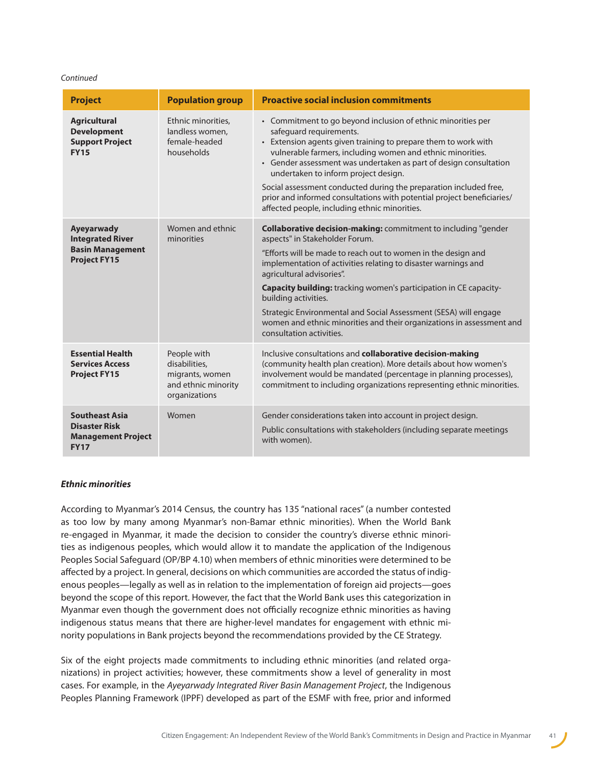*Continued*

| Project | Population group | Proactive social inclusion commitments |
|---|---|---|
| **Agricultural Development Support Project FY15** | Ethnic minorities, landless women, female-headed households | • Commitment to go beyond inclusion of ethnic minorities per safeguard requirements.<br>• Extension agents given training to prepare them to work with vulnerable farmers, including women and ethnic minorities.<br>• Gender assessment was undertaken as part of design consultation undertaken to inform project design.<br>Social assessment conducted during the preparation included free, prior and informed consultations with potential project beneficiaries/ affected people, including ethnic minorities. |
| **Ayeyarwady Integrated River Basin Management Project FY15** | Women and ethnic minorities | **Collaborative decision-making:** commitment to including "gender aspects" in Stakeholder Forum.<br>"Efforts will be made to reach out to women in the design and implementation of activities relating to disaster warnings and agricultural advisories".<br>**Capacity building:** tracking women's participation in CE capacity-building activities.<br>Strategic Environmental and Social Assessment (SESA) will engage women and ethnic minorities and their organizations in assessment and consultation activities. |
| **Essential Health Services Access Project FY15** | People with disabilities, migrants, women and ethnic minority organizations | Inclusive consultations and **collaborative decision-making** (community health plan creation). More details about how women's involvement would be mandated (percentage in planning processes), commitment to including organizations representing ethnic minorities. |
| **Southeast Asia Disaster Risk Management Project FY17** | Women | Gender considerations taken into account in project design.<br>Public consultations with stakeholders (including separate meetings with women). |

### *Ethnic minorities*

According to Myanmar's 2014 Census, the country has 135 "national races" (a number contested as too low by many among Myanmar's non-Bamar ethnic minorities). When the World Bank re-engaged in Myanmar, it made the decision to consider the country's diverse ethnic minorities as indigenous peoples, which would allow it to mandate the application of the Indigenous Peoples Social Safeguard (OP/BP 4.10) when members of ethnic minorities were determined to be affected by a project. In general, decisions on which communities are accorded the status of indigenous peoples—legally as well as in relation to the implementation of foreign aid projects—goes beyond the scope of this report. However, the fact that the World Bank uses this categorization in Myanmar even though the government does not officially recognize ethnic minorities as having indigenous status means that there are higher-level mandates for engagement with ethnic minority populations in Bank projects beyond the recommendations provided by the CE Strategy.

Six of the eight projects made commitments to including ethnic minorities (and related organizations) in project activities; however, these commitments show a level of generality in most cases. For example, in the *Ayeyarwady Integrated River Basin Management Project*, the Indigenous Peoples Planning Framework (IPPF) developed as part of the ESMF with free, prior and informed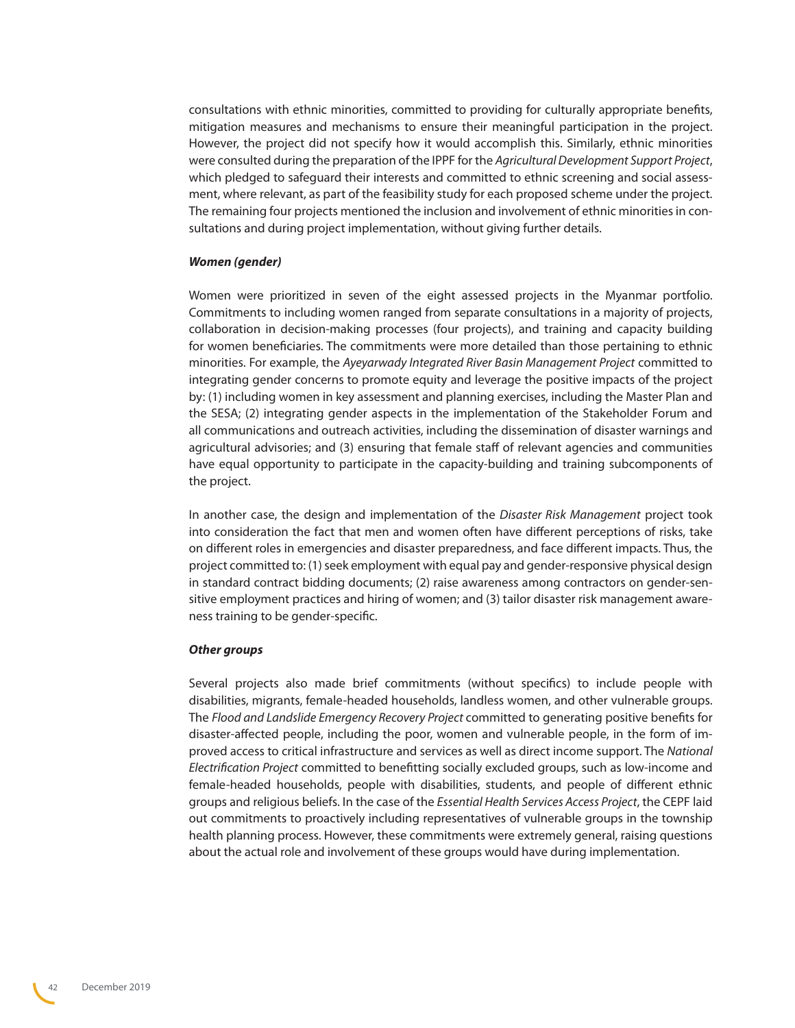consultations with ethnic minorities, committed to providing for culturally appropriate benefits, mitigation measures and mechanisms to ensure their meaningful participation in the project. However, the project did not specify how it would accomplish this. Similarly, ethnic minorities were consulted during the preparation of the IPPF for the *Agricultural Development Support Project*, which pledged to safeguard their interests and committed to ethnic screening and social assessment, where relevant, as part of the feasibility study for each proposed scheme under the project. The remaining four projects mentioned the inclusion and involvement of ethnic minorities in consultations and during project implementation, without giving further details.

***Women (gender)***

Women were prioritized in seven of the eight assessed projects in the Myanmar portfolio. Commitments to including women ranged from separate consultations in a majority of projects, collaboration in decision-making processes (four projects), and training and capacity building for women beneficiaries. The commitments were more detailed than those pertaining to ethnic minorities. For example, the *Ayeyarwady Integrated River Basin Management Project* committed to integrating gender concerns to promote equity and leverage the positive impacts of the project by: (1) including women in key assessment and planning exercises, including the Master Plan and the SESA; (2) integrating gender aspects in the implementation of the Stakeholder Forum and all communications and outreach activities, including the dissemination of disaster warnings and agricultural advisories; and (3) ensuring that female staff of relevant agencies and communities have equal opportunity to participate in the capacity-building and training subcomponents of the project.

In another case, the design and implementation of the *Disaster Risk Management* project took into consideration the fact that men and women often have different perceptions of risks, take on different roles in emergencies and disaster preparedness, and face different impacts. Thus, the project committed to: (1) seek employment with equal pay and gender-responsive physical design in standard contract bidding documents; (2) raise awareness among contractors on gender-sensitive employment practices and hiring of women; and (3) tailor disaster risk management awareness training to be gender-specific.

***Other groups***

Several projects also made brief commitments (without specifics) to include people with disabilities, migrants, female-headed households, landless women, and other vulnerable groups. The *Flood and Landslide Emergency Recovery Project* committed to generating positive benefits for disaster-affected people, including the poor, women and vulnerable people, in the form of improved access to critical infrastructure and services as well as direct income support. The *National Electrification Project* committed to benefitting socially excluded groups, such as low-income and female-headed households, people with disabilities, students, and people of different ethnic groups and religious beliefs. In the case of the *Essential Health Services Access Project*, the CEPF laid out commitments to proactively including representatives of vulnerable groups in the township health planning process. However, these commitments were extremely general, raising questions about the actual role and involvement of these groups would have during implementation.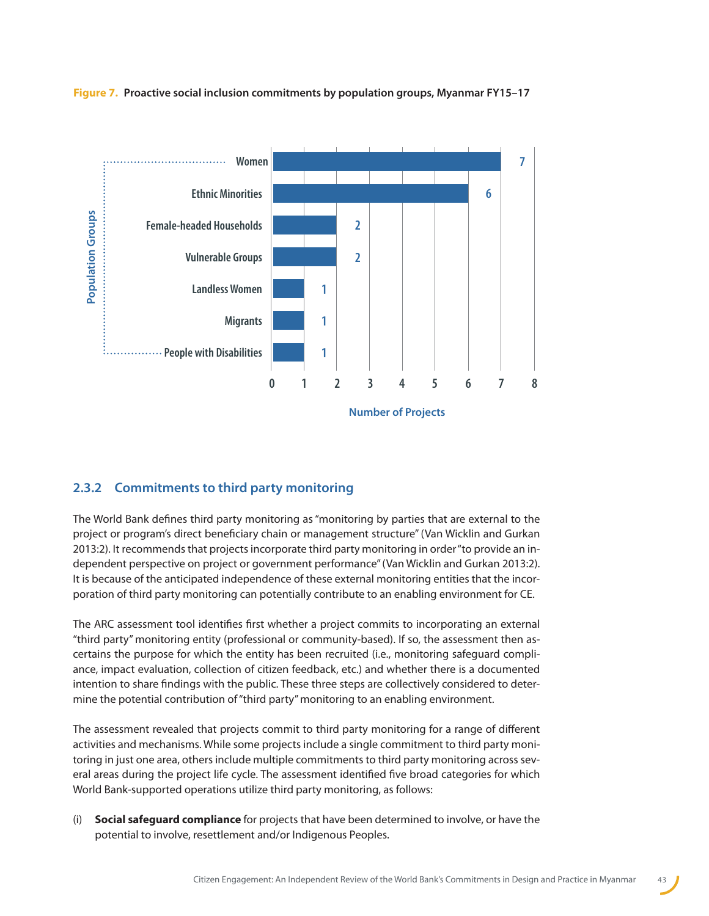**Figure 7. Proactive social inclusion commitments by population groups, Myanmar FY15–17**

| Population Groups | Number of Projects |
|---|---|
| Women | 7 |
| Ethnic Minorities | 6 |
| Female-headed Households | 2 |
| Vulnerable Groups | 2 |
| Landless Women | 1 |
| Migrants | 1 |
| People with Disabilities | 1 |

### 2.3.2 Commitments to third party monitoring

The World Bank defines third party monitoring as "monitoring by parties that are external to the project or program's direct beneficiary chain or management structure" (Van Wicklin and Gurkan 2013:2). It recommends that projects incorporate third party monitoring in order "to provide an independent perspective on project or government performance" (Van Wicklin and Gurkan 2013:2). It is because of the anticipated independence of these external monitoring entities that the incorporation of third party monitoring can potentially contribute to an enabling environment for CE.

The ARC assessment tool identifies first whether a project commits to incorporating an external "third party" monitoring entity (professional or community-based). If so, the assessment then ascertains the purpose for which the entity has been recruited (i.e., monitoring safeguard compliance, impact evaluation, collection of citizen feedback, etc.) and whether there is a documented intention to share findings with the public. These three steps are collectively considered to determine the potential contribution of "third party" monitoring to an enabling environment.

The assessment revealed that projects commit to third party monitoring for a range of different activities and mechanisms. While some projects include a single commitment to third party monitoring in just one area, others include multiple commitments to third party monitoring across several areas during the project life cycle. The assessment identified five broad categories for which World Bank-supported operations utilize third party monitoring, as follows:

(i) **Social safeguard compliance** for projects that have been determined to involve, or have the potential to involve, resettlement and/or Indigenous Peoples.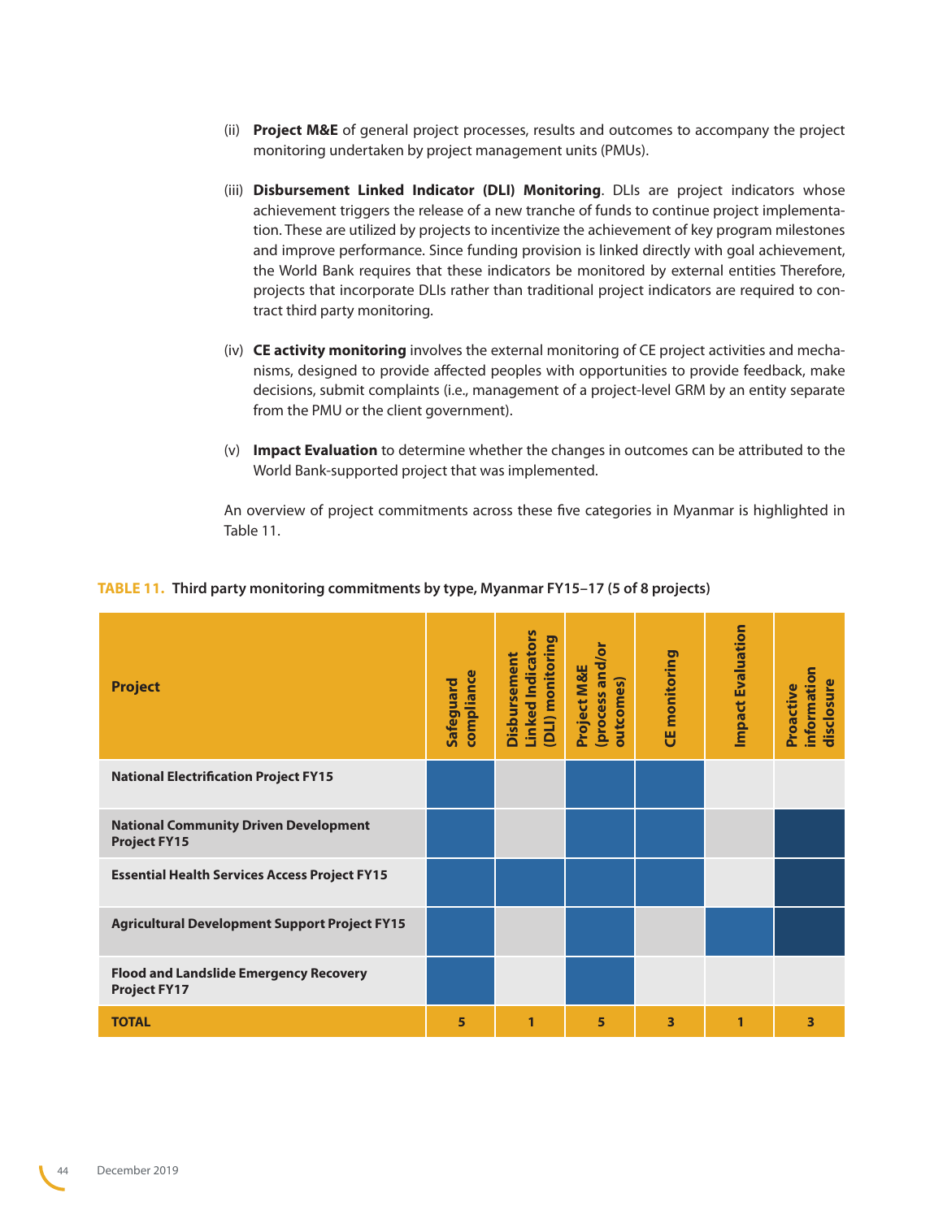(ii) **Project M&E** of general project processes, results and outcomes to accompany the project monitoring undertaken by project management units (PMUs).

(iii) **Disbursement Linked Indicator (DLI) Monitoring**. DLIs are project indicators whose achievement triggers the release of a new tranche of funds to continue project implementation. These are utilized by projects to incentivize the achievement of key program milestones and improve performance. Since funding provision is linked directly with goal achievement, the World Bank requires that these indicators be monitored by external entities Therefore, projects that incorporate DLIs rather than traditional project indicators are required to contract third party monitoring.

(iv) **CE activity monitoring** involves the external monitoring of CE project activities and mechanisms, designed to provide affected peoples with opportunities to provide feedback, make decisions, submit complaints (i.e., management of a project-level GRM by an entity separate from the PMU or the client government).

(v) **Impact Evaluation** to determine whether the changes in outcomes can be attributed to the World Bank-supported project that was implemented.

An overview of project commitments across these five categories in Myanmar is highlighted in Table 11.

**TABLE 11. Third party monitoring commitments by type, Myanmar FY15–17 (5 of 8 projects)**

| Project | Safeguard compliance | Disbursement Linked Indicators (DLI) monitoring | Project M&E (process and/or outcomes) | CE monitoring | Impact Evaluation | Proactive information disclosure |
|---|---|---|---|---|---|---|
| National Electrification Project FY15 | ✓ | | ✓ | ✓ | | |
| National Community Driven Development Project FY15 | ✓ | | ✓ | ✓ | | ✓ |
| Essential Health Services Access Project FY15 | ✓ | ✓ | ✓ | ✓ | | ✓ |
| Agricultural Development Support Project FY15 | ✓ | | ✓ | | ✓ | ✓ |
| Flood and Landslide Emergency Recovery Project FY17 | ✓ | | ✓ | | | |
| **TOTAL** | **5** | **1** | **5** | **3** | **1** | **3** |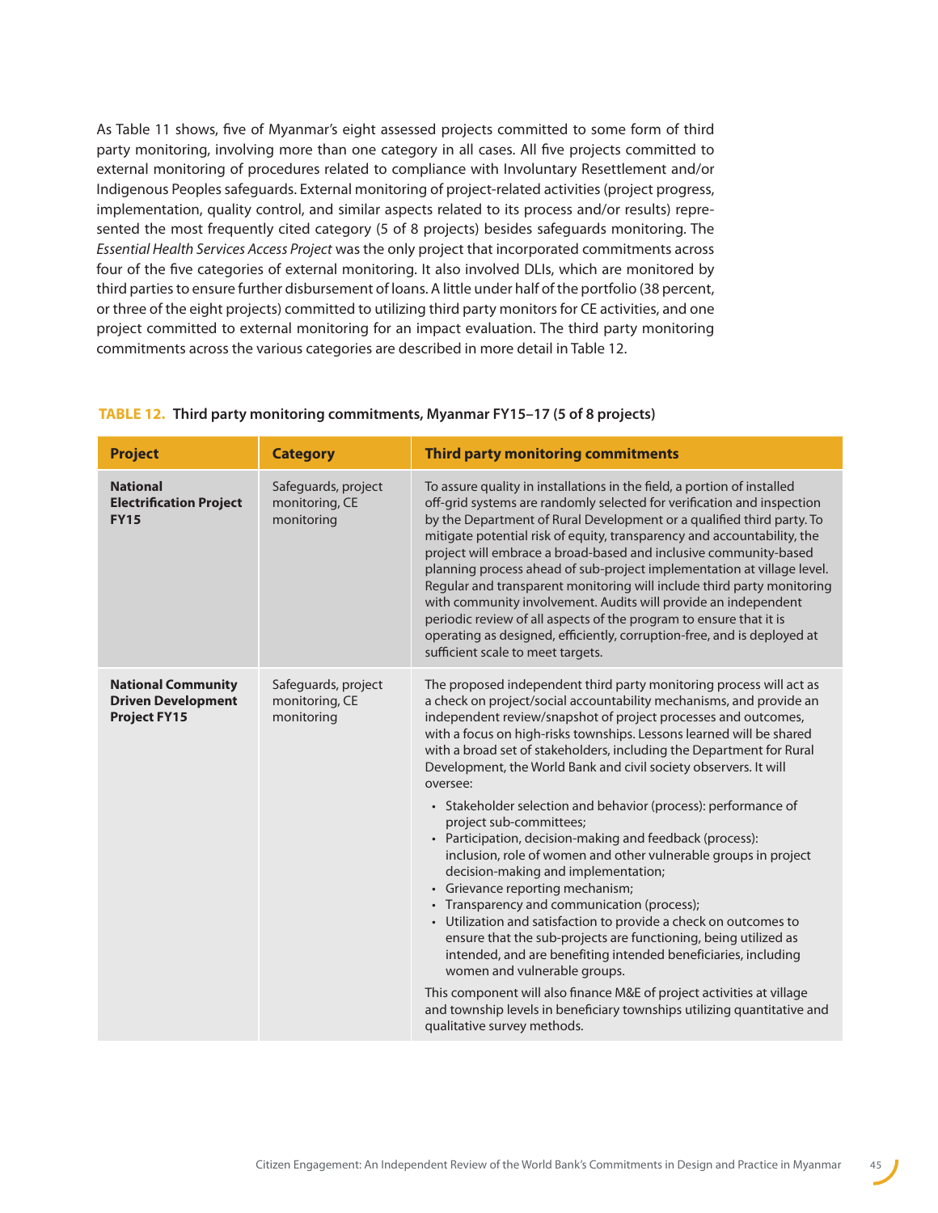As Table 11 shows, five of Myanmar's eight assessed projects committed to some form of third party monitoring, involving more than one category in all cases. All five projects committed to external monitoring of procedures related to compliance with Involuntary Resettlement and/or Indigenous Peoples safeguards. External monitoring of project-related activities (project progress, implementation, quality control, and similar aspects related to its process and/or results) represented the most frequently cited category (5 of 8 projects) besides safeguards monitoring. The *Essential Health Services Access Project* was the only project that incorporated commitments across four of the five categories of external monitoring. It also involved DLIs, which are monitored by third parties to ensure further disbursement of loans. A little under half of the portfolio (38 percent, or three of the eight projects) committed to utilizing third party monitors for CE activities, and one project committed to external monitoring for an impact evaluation. The third party monitoring commitments across the various categories are described in more detail in Table 12.

**TABLE 12. Third party monitoring commitments, Myanmar FY15–17 (5 of 8 projects)**

| Project | Category | Third party monitoring commitments |
|---|---|---|
| **National Electrification Project FY15** | Safeguards, project monitoring, CE monitoring | To assure quality in installations in the field, a portion of installed off-grid systems are randomly selected for verification and inspection by the Department of Rural Development or a qualified third party. To mitigate potential risk of equity, transparency and accountability, the project will embrace a broad-based and inclusive community-based planning process ahead of sub-project implementation at village level. Regular and transparent monitoring will include third party monitoring with community involvement. Audits will provide an independent periodic review of all aspects of the program to ensure that it is operating as designed, efficiently, corruption-free, and is deployed at sufficient scale to meet targets. |
| **National Community Driven Development Project FY15** | Safeguards, project monitoring, CE monitoring | The proposed independent third party monitoring process will act as a check on project/social accountability mechanisms, and provide an independent review/snapshot of project processes and outcomes, with a focus on high-risks townships. Lessons learned will be shared with a broad set of stakeholders, including the Department for Rural Development, the World Bank and civil society observers. It will oversee:<br>• Stakeholder selection and behavior (process): performance of project sub-committees;<br>• Participation, decision-making and feedback (process): inclusion, role of women and other vulnerable groups in project decision-making and implementation;<br>• Grievance reporting mechanism;<br>• Transparency and communication (process);<br>• Utilization and satisfaction to provide a check on outcomes to ensure that the sub-projects are functioning, being utilized as intended, and are benefiting intended beneficiaries, including women and vulnerable groups.<br>This component will also finance M&E of project activities at village and township levels in beneficiary townships utilizing quantitative and qualitative survey methods. |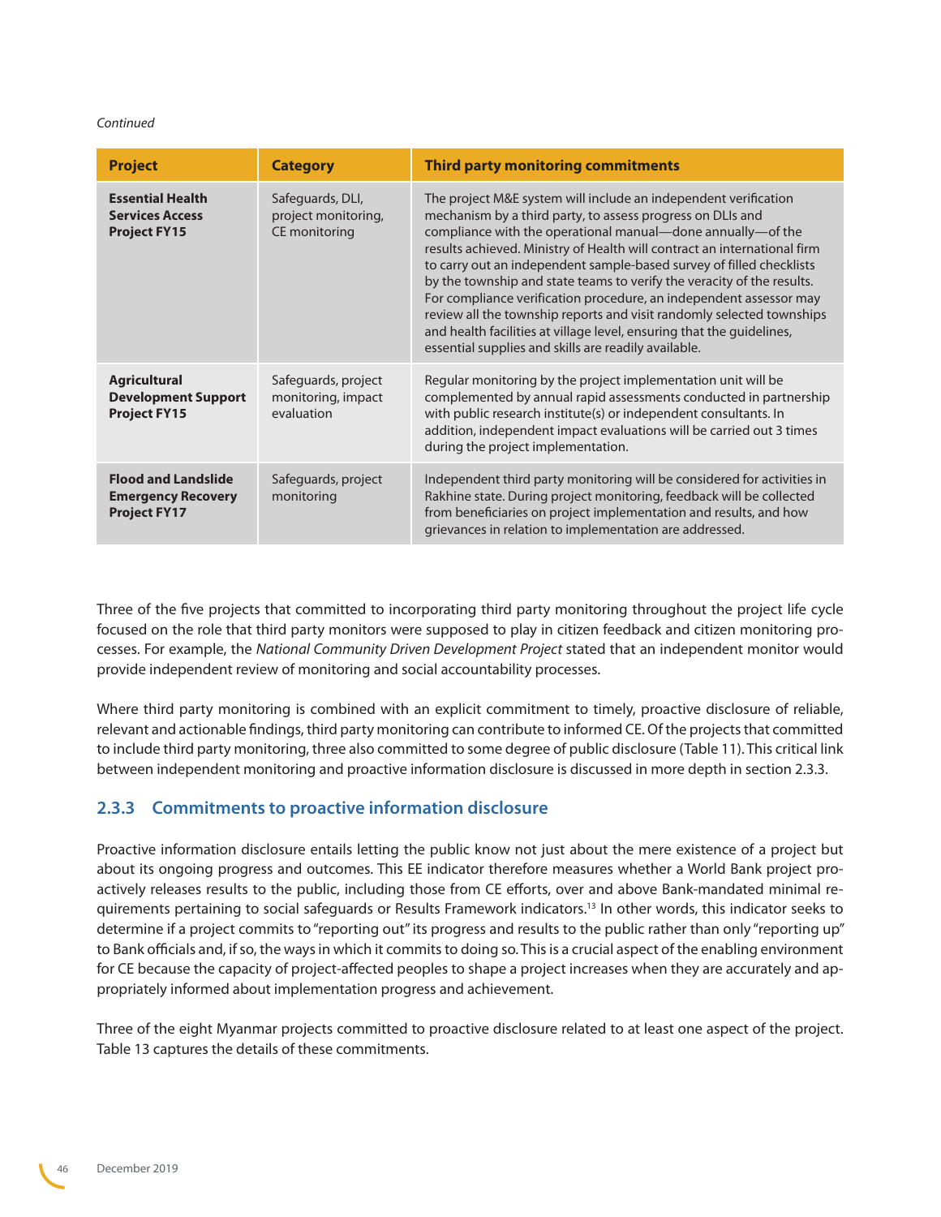*Continued*

| Project | Category | Third party monitoring commitments |
| --- | --- | --- |
| **Essential Health Services Access Project FY15** | Safeguards, DLI, project monitoring, CE monitoring | The project M&E system will include an independent verification mechanism by a third party, to assess progress on DLIs and compliance with the operational manual—done annually—of the results achieved. Ministry of Health will contract an international firm to carry out an independent sample-based survey of filled checklists by the township and state teams to verify the veracity of the results. For compliance verification procedure, an independent assessor may review all the township reports and visit randomly selected townships and health facilities at village level, ensuring that the guidelines, essential supplies and skills are readily available. |
| **Agricultural Development Support Project FY15** | Safeguards, project monitoring, impact evaluation | Regular monitoring by the project implementation unit will be complemented by annual rapid assessments conducted in partnership with public research institute(s) or independent consultants. In addition, independent impact evaluations will be carried out 3 times during the project implementation. |
| **Flood and Landslide Emergency Recovery Project FY17** | Safeguards, project monitoring | Independent third party monitoring will be considered for activities in Rakhine state. During project monitoring, feedback will be collected from beneficiaries on project implementation and results, and how grievances in relation to implementation are addressed. |

Three of the five projects that committed to incorporating third party monitoring throughout the project life cycle focused on the role that third party monitors were supposed to play in citizen feedback and citizen monitoring processes. For example, the *National Community Driven Development Project* stated that an independent monitor would provide independent review of monitoring and social accountability processes.

Where third party monitoring is combined with an explicit commitment to timely, proactive disclosure of reliable, relevant and actionable findings, third party monitoring can contribute to informed CE. Of the projects that committed to include third party monitoring, three also committed to some degree of public disclosure (Table 11). This critical link between independent monitoring and proactive information disclosure is discussed in more depth in section 2.3.3.

### 2.3.3 Commitments to proactive information disclosure

Proactive information disclosure entails letting the public know not just about the mere existence of a project but about its ongoing progress and outcomes. This EE indicator therefore measures whether a World Bank project proactively releases results to the public, including those from CE efforts, over and above Bank-mandated minimal requirements pertaining to social safeguards or Results Framework indicators.[13] In other words, this indicator seeks to determine if a project commits to "reporting out" its progress and results to the public rather than only "reporting up" to Bank officials and, if so, the ways in which it commits to doing so. This is a crucial aspect of the enabling environment for CE because the capacity of project-affected peoples to shape a project increases when they are accurately and appropriately informed about implementation progress and achievement.

Three of the eight Myanmar projects committed to proactive disclosure related to at least one aspect of the project. Table 13 captures the details of these commitments.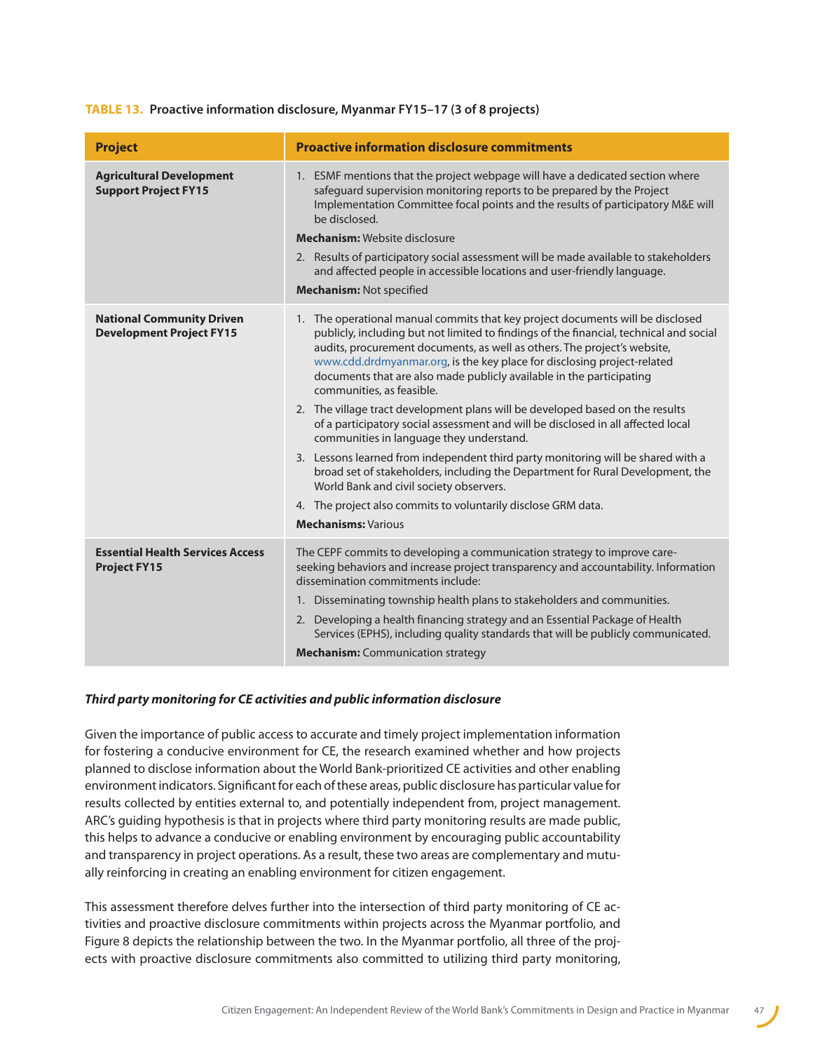**TABLE 13. Proactive information disclosure, Myanmar FY15–17 (3 of 8 projects)**

| Project | Proactive information disclosure commitments |
|---|---|
| **Agricultural Development Support Project FY15** | 1. ESMF mentions that the project webpage will have a dedicated section where safeguard supervision monitoring reports to be prepared by the Project Implementation Committee focal points and the results of participatory M&E will be disclosed. <br> **Mechanism:** Website disclosure <br> 2. Results of participatory social assessment will be made available to stakeholders and affected people in accessible locations and user-friendly language. <br> **Mechanism:** Not specified |
| **National Community Driven Development Project FY15** | 1. The operational manual commits that key project documents will be disclosed publicly, including but not limited to findings of the financial, technical and social audits, procurement documents, as well as others. The project's website, www.cdd.drdmyanmar.org, is the key place for disclosing project-related documents that are also made publicly available in the participating communities, as feasible. <br> 2. The village tract development plans will be developed based on the results of a participatory social assessment and will be disclosed in all affected local communities in language they understand. <br> 3. Lessons learned from independent third party monitoring will be shared with a broad set of stakeholders, including the Department for Rural Development, the World Bank and civil society observers. <br> 4. The project also commits to voluntarily disclose GRM data. <br> **Mechanisms:** Various |
| **Essential Health Services Access Project FY15** | The CEPF commits to developing a communication strategy to improve care-seeking behaviors and increase project transparency and accountability. Information dissemination commitments include: <br> 1. Disseminating township health plans to stakeholders and communities. <br> 2. Developing a health financing strategy and an Essential Package of Health Services (EPHS), including quality standards that will be publicly communicated. <br> **Mechanism:** Communication strategy |

***Third party monitoring for CE activities and public information disclosure***

Given the importance of public access to accurate and timely project implementation information for fostering a conducive environment for CE, the research examined whether and how projects planned to disclose information about the World Bank-prioritized CE activities and other enabling environment indicators. Significant for each of these areas, public disclosure has particular value for results collected by entities external to, and potentially independent from, project management. ARC's guiding hypothesis is that in projects where third party monitoring results are made public, this helps to advance a conducive or enabling environment by encouraging public accountability and transparency in project operations. As a result, these two areas are complementary and mutually reinforcing in creating an enabling environment for citizen engagement.

This assessment therefore delves further into the intersection of third party monitoring of CE activities and proactive disclosure commitments within projects across the Myanmar portfolio, and Figure 8 depicts the relationship between the two. In the Myanmar portfolio, all three of the projects with proactive disclosure commitments also committed to utilizing third party monitoring,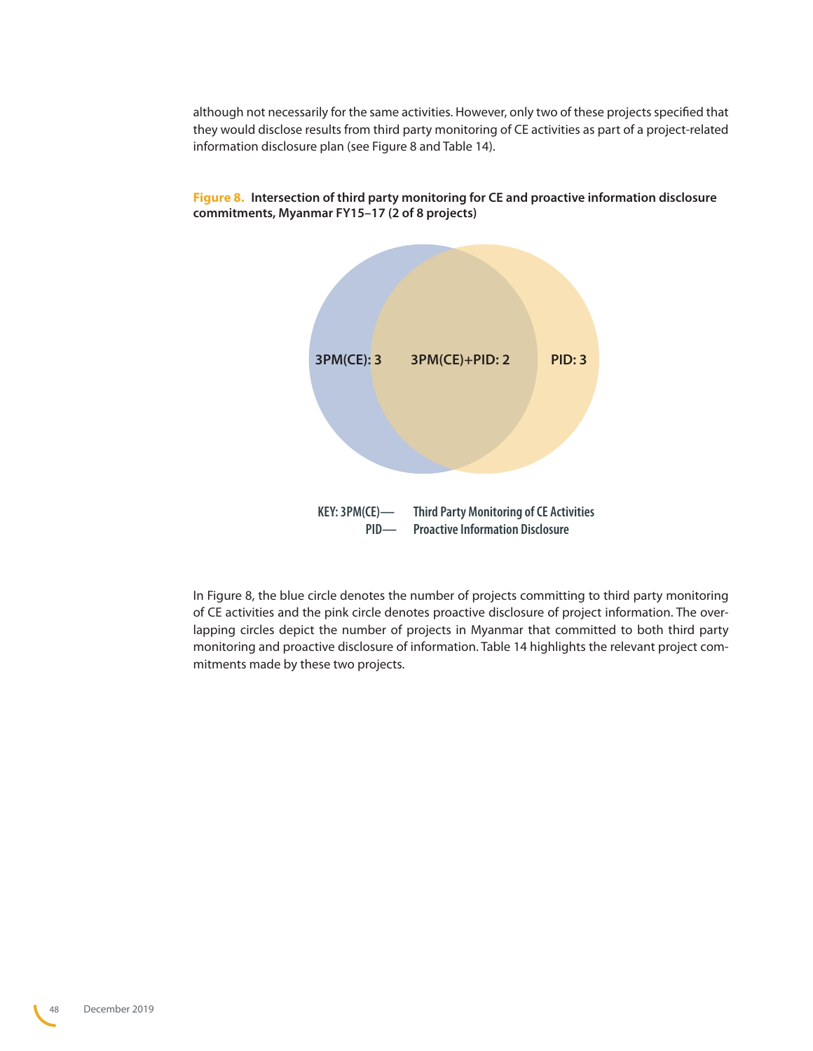although not necessarily for the same activities. However, only two of these projects specified that they would disclose results from third party monitoring of CE activities as part of a project-related information disclosure plan (see Figure 8 and Table 14).

**Figure 8. Intersection of third party monitoring for CE and proactive information disclosure commitments, Myanmar FY15–17 (2 of 8 projects)**

3PM(CE): 3 | 3PM(CE)+PID: 2 | PID: 3

KEY: 3PM(CE)— Third Party Monitoring of CE Activities
PID— Proactive Information Disclosure

In Figure 8, the blue circle denotes the number of projects committing to third party monitoring of CE activities and the pink circle denotes proactive disclosure of project information. The overlapping circles depict the number of projects in Myanmar that committed to both third party monitoring and proactive disclosure of information. Table 14 highlights the relevant project commitments made by these two projects.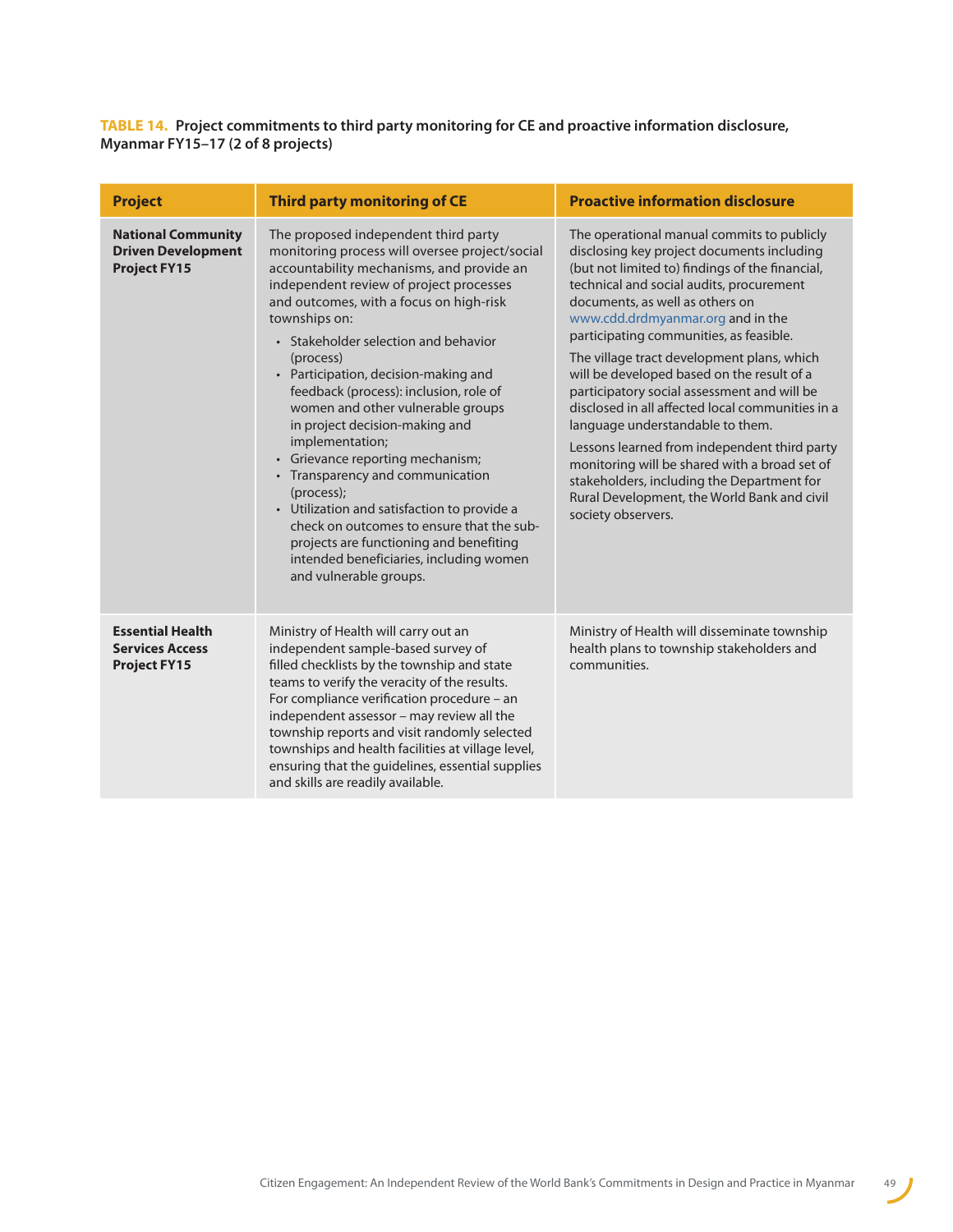**TABLE 14. Project commitments to third party monitoring for CE and proactive information disclosure, Myanmar FY15–17 (2 of 8 projects)**

| Project | Third party monitoring of CE | Proactive information disclosure |
|---|---|---|
| **National Community Driven Development Project FY15** | The proposed independent third party monitoring process will oversee project/social accountability mechanisms, and provide an independent review of project processes and outcomes, with a focus on high-risk townships on:<br>• Stakeholder selection and behavior (process)<br>• Participation, decision-making and feedback (process): inclusion, role of women and other vulnerable groups in project decision-making and implementation;<br>• Grievance reporting mechanism;<br>• Transparency and communication (process);<br>• Utilization and satisfaction to provide a check on outcomes to ensure that the sub-projects are functioning and benefiting intended beneficiaries, including women and vulnerable groups. | The operational manual commits to publicly disclosing key project documents including (but not limited to) findings of the financial, technical and social audits, procurement documents, as well as others on www.cdd.drdmyanmar.org and in the participating communities, as feasible.<br>The village tract development plans, which will be developed based on the result of a participatory social assessment and will be disclosed in all affected local communities in a language understandable to them.<br>Lessons learned from independent third party monitoring will be shared with a broad set of stakeholders, including the Department for Rural Development, the World Bank and civil society observers. |
| **Essential Health Services Access Project FY15** | Ministry of Health will carry out an independent sample-based survey of filled checklists by the township and state teams to verify the veracity of the results. For compliance verification procedure – an independent assessor – may review all the township reports and visit randomly selected townships and health facilities at village level, ensuring that the guidelines, essential supplies and skills are readily available. | Ministry of Health will disseminate township health plans to township stakeholders and communities. |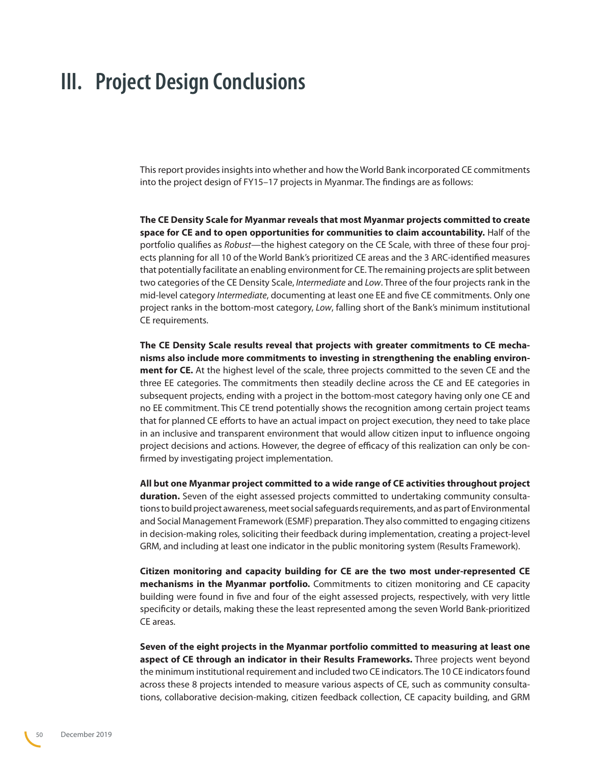# III. Project Design Conclusions

This report provides insights into whether and how the World Bank incorporated CE commitments into the project design of FY15–17 projects in Myanmar. The findings are as follows:

**The CE Density Scale for Myanmar reveals that most Myanmar projects committed to create space for CE and to open opportunities for communities to claim accountability.** Half of the portfolio qualifies as *Robust*—the highest category on the CE Scale, with three of these four projects planning for all 10 of the World Bank's prioritized CE areas and the 3 ARC-identified measures that potentially facilitate an enabling environment for CE. The remaining projects are split between two categories of the CE Density Scale, *Intermediate* and *Low*. Three of the four projects rank in the mid-level category *Intermediate*, documenting at least one EE and five CE commitments. Only one project ranks in the bottom-most category, *Low*, falling short of the Bank's minimum institutional CE requirements.

**The CE Density Scale results reveal that projects with greater commitments to CE mechanisms also include more commitments to investing in strengthening the enabling environment for CE.** At the highest level of the scale, three projects committed to the seven CE and the three EE categories. The commitments then steadily decline across the CE and EE categories in subsequent projects, ending with a project in the bottom-most category having only one CE and no EE commitment. This CE trend potentially shows the recognition among certain project teams that for planned CE efforts to have an actual impact on project execution, they need to take place in an inclusive and transparent environment that would allow citizen input to influence ongoing project decisions and actions. However, the degree of efficacy of this realization can only be confirmed by investigating project implementation.

**All but one Myanmar project committed to a wide range of CE activities throughout project duration.** Seven of the eight assessed projects committed to undertaking community consultations to build project awareness, meet social safeguards requirements, and as part of Environmental and Social Management Framework (ESMF) preparation. They also committed to engaging citizens in decision-making roles, soliciting their feedback during implementation, creating a project-level GRM, and including at least one indicator in the public monitoring system (Results Framework).

**Citizen monitoring and capacity building for CE are the two most under-represented CE mechanisms in the Myanmar portfolio.** Commitments to citizen monitoring and CE capacity building were found in five and four of the eight assessed projects, respectively, with very little specificity or details, making these the least represented among the seven World Bank-prioritized CE areas.

**Seven of the eight projects in the Myanmar portfolio committed to measuring at least one aspect of CE through an indicator in their Results Frameworks.** Three projects went beyond the minimum institutional requirement and included two CE indicators. The 10 CE indicators found across these 8 projects intended to measure various aspects of CE, such as community consultations, collaborative decision-making, citizen feedback collection, CE capacity building, and GRM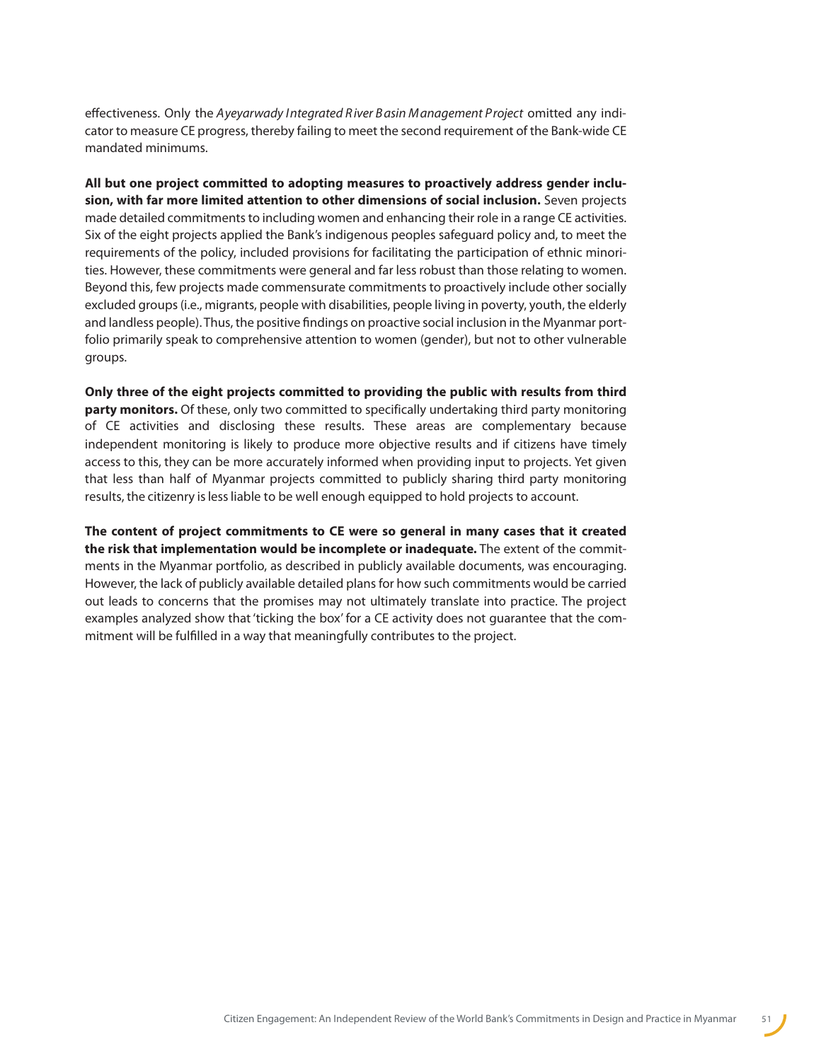effectiveness. Only the *Ayeyarwady Integrated River Basin Management Project* omitted any indicator to measure CE progress, thereby failing to meet the second requirement of the Bank-wide CE mandated minimums.

**All but one project committed to adopting measures to proactively address gender inclusion, with far more limited attention to other dimensions of social inclusion.** Seven projects made detailed commitments to including women and enhancing their role in a range CE activities. Six of the eight projects applied the Bank's indigenous peoples safeguard policy and, to meet the requirements of the policy, included provisions for facilitating the participation of ethnic minorities. However, these commitments were general and far less robust than those relating to women. Beyond this, few projects made commensurate commitments to proactively include other socially excluded groups (i.e., migrants, people with disabilities, people living in poverty, youth, the elderly and landless people). Thus, the positive findings on proactive social inclusion in the Myanmar portfolio primarily speak to comprehensive attention to women (gender), but not to other vulnerable groups.

**Only three of the eight projects committed to providing the public with results from third party monitors.** Of these, only two committed to specifically undertaking third party monitoring of CE activities and disclosing these results. These areas are complementary because independent monitoring is likely to produce more objective results and if citizens have timely access to this, they can be more accurately informed when providing input to projects. Yet given that less than half of Myanmar projects committed to publicly sharing third party monitoring results, the citizenry is less liable to be well enough equipped to hold projects to account.

**The content of project commitments to CE were so general in many cases that it created the risk that implementation would be incomplete or inadequate.** The extent of the commitments in the Myanmar portfolio, as described in publicly available documents, was encouraging. However, the lack of publicly available detailed plans for how such commitments would be carried out leads to concerns that the promises may not ultimately translate into practice. The project examples analyzed show that 'ticking the box' for a CE activity does not guarantee that the commitment will be fulfilled in a way that meaningfully contributes to the project.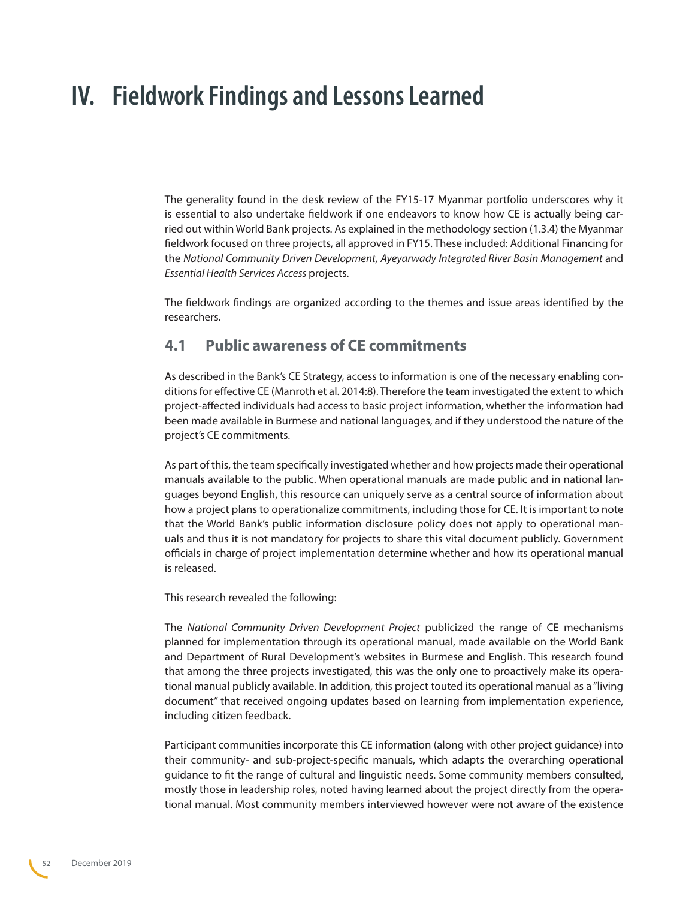# IV. Fieldwork Findings and Lessons Learned

The generality found in the desk review of the FY15-17 Myanmar portfolio underscores why it is essential to also undertake fieldwork if one endeavors to know how CE is actually being carried out within World Bank projects. As explained in the methodology section (1.3.4) the Myanmar fieldwork focused on three projects, all approved in FY15. These included: Additional Financing for the *National Community Driven Development, Ayeyarwady Integrated River Basin Management* and *Essential Health Services Access* projects.

The fieldwork findings are organized according to the themes and issue areas identified by the researchers.

## 4.1 Public awareness of CE commitments

As described in the Bank's CE Strategy, access to information is one of the necessary enabling conditions for effective CE (Manroth et al. 2014:8). Therefore the team investigated the extent to which project-affected individuals had access to basic project information, whether the information had been made available in Burmese and national languages, and if they understood the nature of the project's CE commitments.

As part of this, the team specifically investigated whether and how projects made their operational manuals available to the public. When operational manuals are made public and in national languages beyond English, this resource can uniquely serve as a central source of information about how a project plans to operationalize commitments, including those for CE. It is important to note that the World Bank's public information disclosure policy does not apply to operational manuals and thus it is not mandatory for projects to share this vital document publicly. Government officials in charge of project implementation determine whether and how its operational manual is released.

This research revealed the following:

The *National Community Driven Development Project* publicized the range of CE mechanisms planned for implementation through its operational manual, made available on the World Bank and Department of Rural Development's websites in Burmese and English. This research found that among the three projects investigated, this was the only one to proactively make its operational manual publicly available. In addition, this project touted its operational manual as a "living document" that received ongoing updates based on learning from implementation experience, including citizen feedback.

Participant communities incorporate this CE information (along with other project guidance) into their community- and sub-project-specific manuals, which adapts the overarching operational guidance to fit the range of cultural and linguistic needs. Some community members consulted, mostly those in leadership roles, noted having learned about the project directly from the operational manual. Most community members interviewed however were not aware of the existence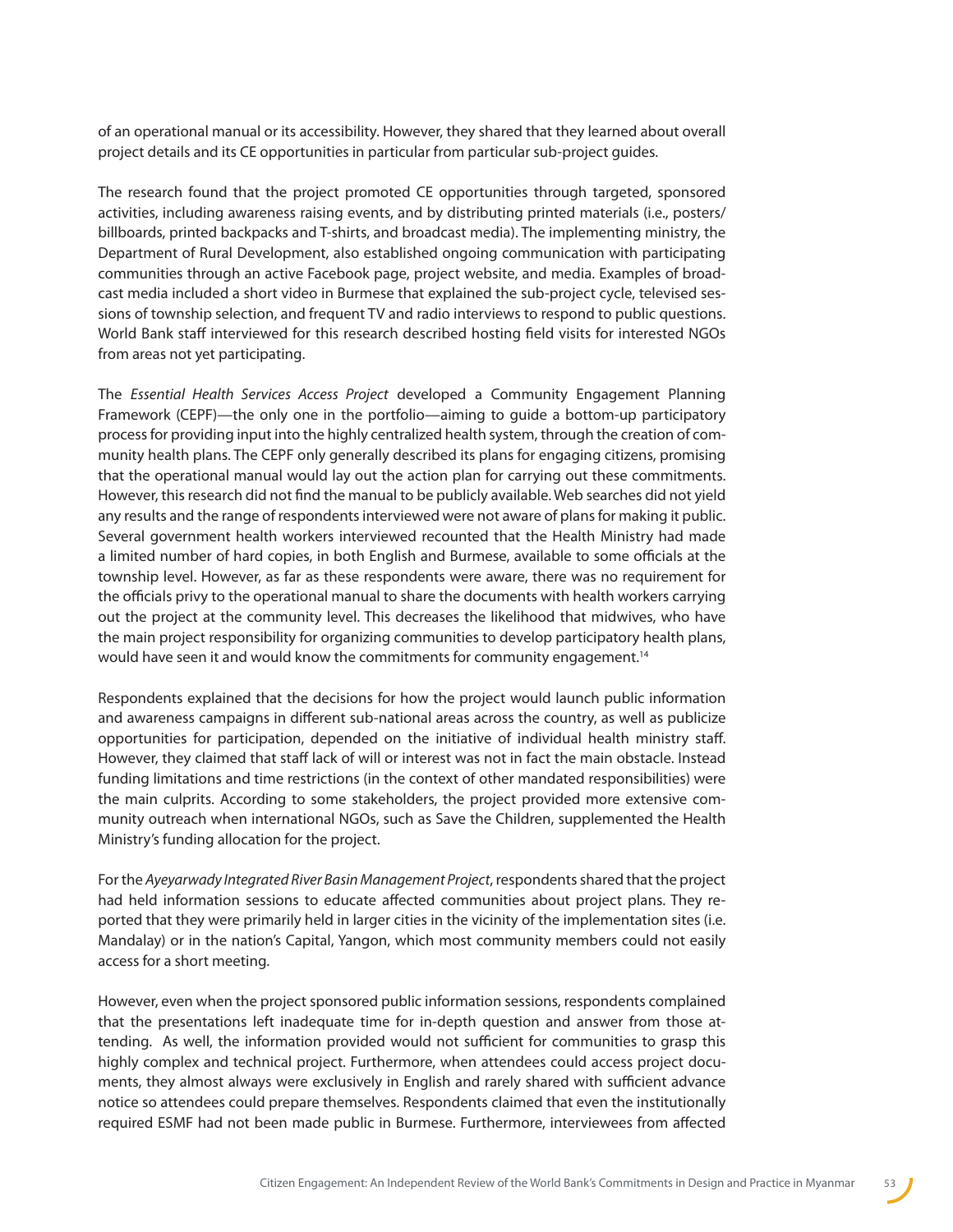of an operational manual or its accessibility. However, they shared that they learned about overall project details and its CE opportunities in particular from particular sub-project guides.

The research found that the project promoted CE opportunities through targeted, sponsored activities, including awareness raising events, and by distributing printed materials (i.e., posters/billboards, printed backpacks and T-shirts, and broadcast media). The implementing ministry, the Department of Rural Development, also established ongoing communication with participating communities through an active Facebook page, project website, and media. Examples of broadcast media included a short video in Burmese that explained the sub-project cycle, televised sessions of township selection, and frequent TV and radio interviews to respond to public questions. World Bank staff interviewed for this research described hosting field visits for interested NGOs from areas not yet participating.

The *Essential Health Services Access Project* developed a Community Engagement Planning Framework (CEPF)—the only one in the portfolio—aiming to guide a bottom-up participatory process for providing input into the highly centralized health system, through the creation of community health plans. The CEPF only generally described its plans for engaging citizens, promising that the operational manual would lay out the action plan for carrying out these commitments. However, this research did not find the manual to be publicly available. Web searches did not yield any results and the range of respondents interviewed were not aware of plans for making it public. Several government health workers interviewed recounted that the Health Ministry had made a limited number of hard copies, in both English and Burmese, available to some officials at the township level. However, as far as these respondents were aware, there was no requirement for the officials privy to the operational manual to share the documents with health workers carrying out the project at the community level. This decreases the likelihood that midwives, who have the main project responsibility for organizing communities to develop participatory health plans, would have seen it and would know the commitments for community engagement.[14]

Respondents explained that the decisions for how the project would launch public information and awareness campaigns in different sub-national areas across the country, as well as publicize opportunities for participation, depended on the initiative of individual health ministry staff. However, they claimed that staff lack of will or interest was not in fact the main obstacle. Instead funding limitations and time restrictions (in the context of other mandated responsibilities) were the main culprits. According to some stakeholders, the project provided more extensive community outreach when international NGOs, such as Save the Children, supplemented the Health Ministry's funding allocation for the project.

For the *Ayeyarwady Integrated River Basin Management Project*, respondents shared that the project had held information sessions to educate affected communities about project plans. They reported that they were primarily held in larger cities in the vicinity of the implementation sites (i.e. Mandalay) or in the nation's Capital, Yangon, which most community members could not easily access for a short meeting.

However, even when the project sponsored public information sessions, respondents complained that the presentations left inadequate time for in-depth question and answer from those attending. As well, the information provided would not sufficient for communities to grasp this highly complex and technical project. Furthermore, when attendees could access project documents, they almost always were exclusively in English and rarely shared with sufficient advance notice so attendees could prepare themselves. Respondents claimed that even the institutionally required ESMF had not been made public in Burmese. Furthermore, interviewees from affected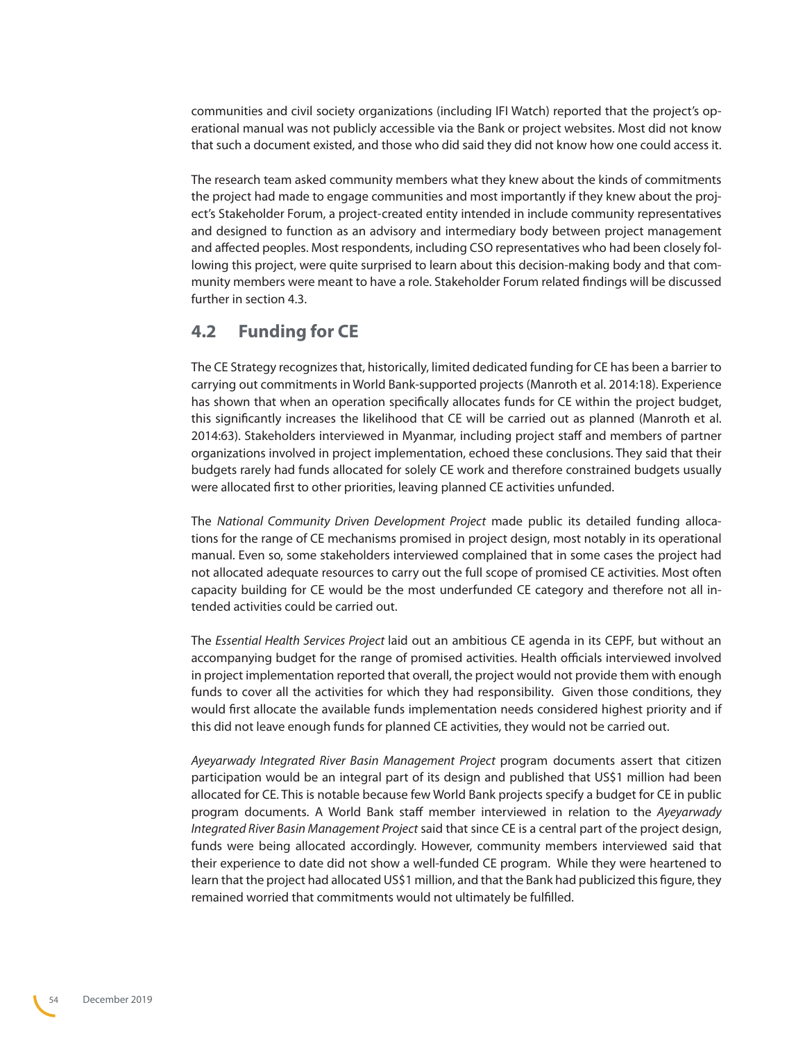communities and civil society organizations (including IFI Watch) reported that the project's operational manual was not publicly accessible via the Bank or project websites. Most did not know that such a document existed, and those who did said they did not know how one could access it.

The research team asked community members what they knew about the kinds of commitments the project had made to engage communities and most importantly if they knew about the project's Stakeholder Forum, a project-created entity intended in include community representatives and designed to function as an advisory and intermediary body between project management and affected peoples. Most respondents, including CSO representatives who had been closely following this project, were quite surprised to learn about this decision-making body and that community members were meant to have a role. Stakeholder Forum related findings will be discussed further in section 4.3.

## 4.2 Funding for CE

The CE Strategy recognizes that, historically, limited dedicated funding for CE has been a barrier to carrying out commitments in World Bank-supported projects (Manroth et al. 2014:18). Experience has shown that when an operation specifically allocates funds for CE within the project budget, this significantly increases the likelihood that CE will be carried out as planned (Manroth et al. 2014:63). Stakeholders interviewed in Myanmar, including project staff and members of partner organizations involved in project implementation, echoed these conclusions. They said that their budgets rarely had funds allocated for solely CE work and therefore constrained budgets usually were allocated first to other priorities, leaving planned CE activities unfunded.

The *National Community Driven Development Project* made public its detailed funding allocations for the range of CE mechanisms promised in project design, most notably in its operational manual. Even so, some stakeholders interviewed complained that in some cases the project had not allocated adequate resources to carry out the full scope of promised CE activities. Most often capacity building for CE would be the most underfunded CE category and therefore not all intended activities could be carried out.

The *Essential Health Services Project* laid out an ambitious CE agenda in its CEPF, but without an accompanying budget for the range of promised activities. Health officials interviewed involved in project implementation reported that overall, the project would not provide them with enough funds to cover all the activities for which they had responsibility. Given those conditions, they would first allocate the available funds implementation needs considered highest priority and if this did not leave enough funds for planned CE activities, they would not be carried out.

*Ayeyarwady Integrated River Basin Management Project* program documents assert that citizen participation would be an integral part of its design and published that US$1 million had been allocated for CE. This is notable because few World Bank projects specify a budget for CE in public program documents. A World Bank staff member interviewed in relation to the *Ayeyarwady Integrated River Basin Management Project* said that since CE is a central part of the project design, funds were being allocated accordingly. However, community members interviewed said that their experience to date did not show a well-funded CE program. While they were heartened to learn that the project had allocated US$1 million, and that the Bank had publicized this figure, they remained worried that commitments would not ultimately be fulfilled.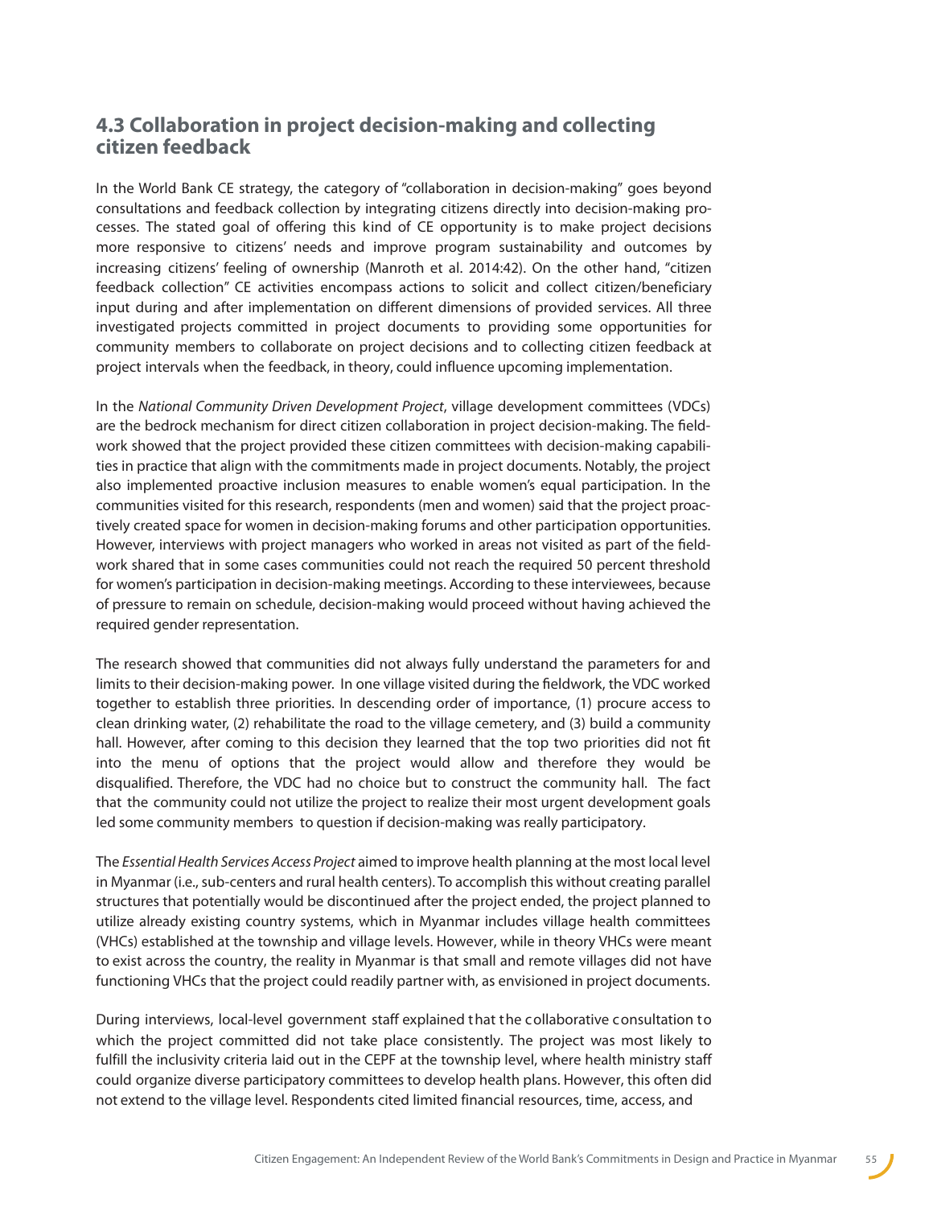## 4.3 Collaboration in project decision-making and collecting citizen feedback

In the World Bank CE strategy, the category of "collaboration in decision-making" goes beyond consultations and feedback collection by integrating citizens directly into decision-making processes. The stated goal of offering this kind of CE opportunity is to make project decisions more responsive to citizens' needs and improve program sustainability and outcomes by increasing citizens' feeling of ownership (Manroth et al. 2014:42). On the other hand, "citizen feedback collection" CE activities encompass actions to solicit and collect citizen/beneficiary input during and after implementation on different dimensions of provided services. All three investigated projects committed in project documents to providing some opportunities for community members to collaborate on project decisions and to collecting citizen feedback at project intervals when the feedback, in theory, could influence upcoming implementation.

In the *National Community Driven Development Project*, village development committees (VDCs) are the bedrock mechanism for direct citizen collaboration in project decision-making. The fieldwork showed that the project provided these citizen committees with decision-making capabilities in practice that align with the commitments made in project documents. Notably, the project also implemented proactive inclusion measures to enable women's equal participation. In the communities visited for this research, respondents (men and women) said that the project proactively created space for women in decision-making forums and other participation opportunities. However, interviews with project managers who worked in areas not visited as part of the fieldwork shared that in some cases communities could not reach the required 50 percent threshold for women's participation in decision-making meetings. According to these interviewees, because of pressure to remain on schedule, decision-making would proceed without having achieved the required gender representation.

The research showed that communities did not always fully understand the parameters for and limits to their decision-making power. In one village visited during the fieldwork, the VDC worked together to establish three priorities. In descending order of importance, (1) procure access to clean drinking water, (2) rehabilitate the road to the village cemetery, and (3) build a community hall. However, after coming to this decision they learned that the top two priorities did not fit into the menu of options that the project would allow and therefore they would be disqualified. Therefore, the VDC had no choice but to construct the community hall. The fact that the community could not utilize the project to realize their most urgent development goals led some community members to question if decision-making was really participatory.

The *Essential Health Services Access Project* aimed to improve health planning at the most local level in Myanmar (i.e., sub-centers and rural health centers). To accomplish this without creating parallel structures that potentially would be discontinued after the project ended, the project planned to utilize already existing country systems, which in Myanmar includes village health committees (VHCs) established at the township and village levels. However, while in theory VHCs were meant to exist across the country, the reality in Myanmar is that small and remote villages did not have functioning VHCs that the project could readily partner with, as envisioned in project documents.

During interviews, local-level government staff explained that the collaborative consultation to which the project committed did not take place consistently. The project was most likely to fulfill the inclusivity criteria laid out in the CEPF at the township level, where health ministry staff could organize diverse participatory committees to develop health plans. However, this often did not extend to the village level. Respondents cited limited financial resources, time, access, and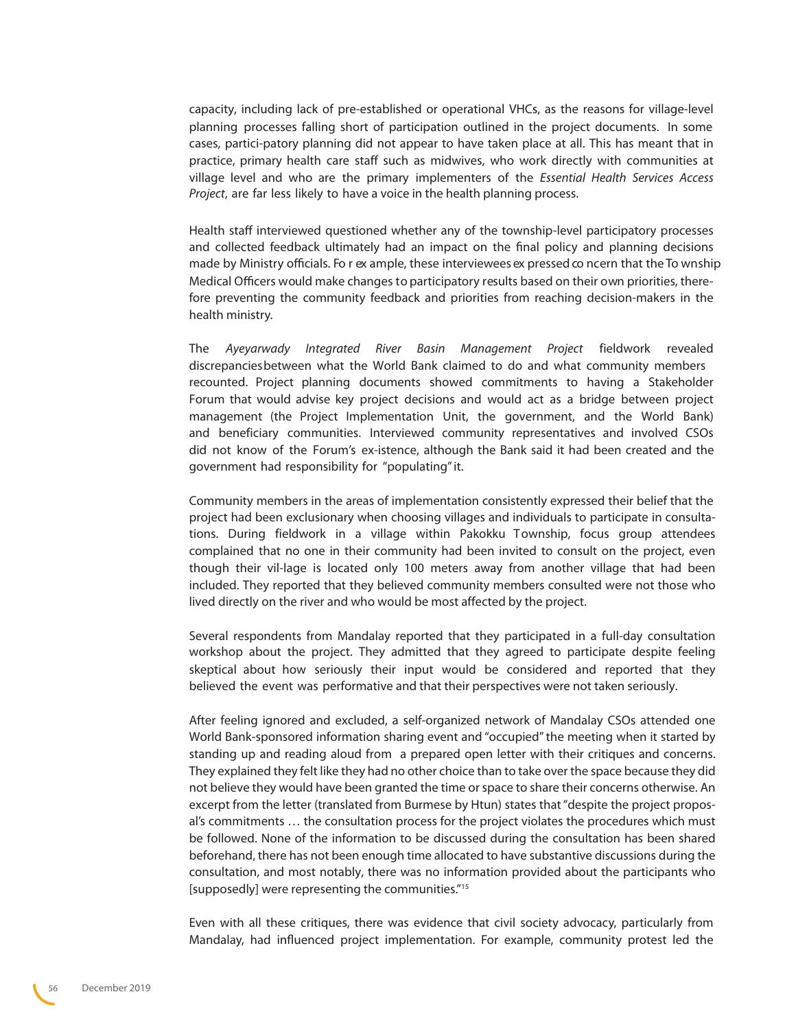capacity, including lack of pre-established or operational VHCs, as the reasons for village-level planning processes falling short of participation outlined in the project documents. In some cases, partici-patory planning did not appear to have taken place at all. This has meant that in practice, primary health care staff such as midwives, who work directly with communities at village level and who are the primary implementers of the *Essential Health Services Access Project*, are far less likely to have a voice in the health planning process.

Health staff interviewed questioned whether any of the township-level participatory processes and collected feedback ultimately had an impact on the final policy and planning decisions made by Ministry officials. For example, these interviewees expressed concern that the Township Medical Officers would make changes to participatory results based on their own priorities, therefore preventing the community feedback and priorities from reaching decision-makers in the health ministry.

The *Ayeyarwady Integrated River Basin Management Project* fieldwork revealed discrepancies between what the World Bank claimed to do and what community members recounted. Project planning documents showed commitments to having a Stakeholder Forum that would advise key project decisions and would act as a bridge between project management (the Project Implementation Unit, the government, and the World Bank) and beneficiary communities. Interviewed community representatives and involved CSOs did not know of the Forum's ex-istence, although the Bank said it had been created and the government had responsibility for "populating" it.

Community members in the areas of implementation consistently expressed their belief that the project had been exclusionary when choosing villages and individuals to participate in consulta-tions. During fieldwork in a village within Pakokku Township, focus group attendees complained that no one in their community had been invited to consult on the project, even though their vil-lage is located only 100 meters away from another village that had been included. They reported that they believed community members consulted were not those who lived directly on the river and who would be most affected by the project.

Several respondents from Mandalay reported that they participated in a full-day consultation workshop about the project. They admitted that they agreed to participate despite feeling skeptical about how seriously their input would be considered and reported that they believed the event was performative and that their perspectives were not taken seriously.

After feeling ignored and excluded, a self-organized network of Mandalay CSOs attended one World Bank-sponsored information sharing event and "occupied" the meeting when it started by standing up and reading aloud from a prepared open letter with their critiques and concerns. They explained they felt like they had no other choice than to take over the space because they did not believe they would have been granted the time or space to share their concerns otherwise. An excerpt from the letter (translated from Burmese by Htun) states that "despite the project propos-al's commitments … the consultation process for the project violates the procedures which must be followed. None of the information to be discussed during the consultation has been shared beforehand, there has not been enough time allocated to have substantive discussions during the consultation, and most notably, there was no information provided about the participants who [supposedly] were representing the communities."[15]

Even with all these critiques, there was evidence that civil society advocacy, particularly from Mandalay, had influenced project implementation. For example, community protest led the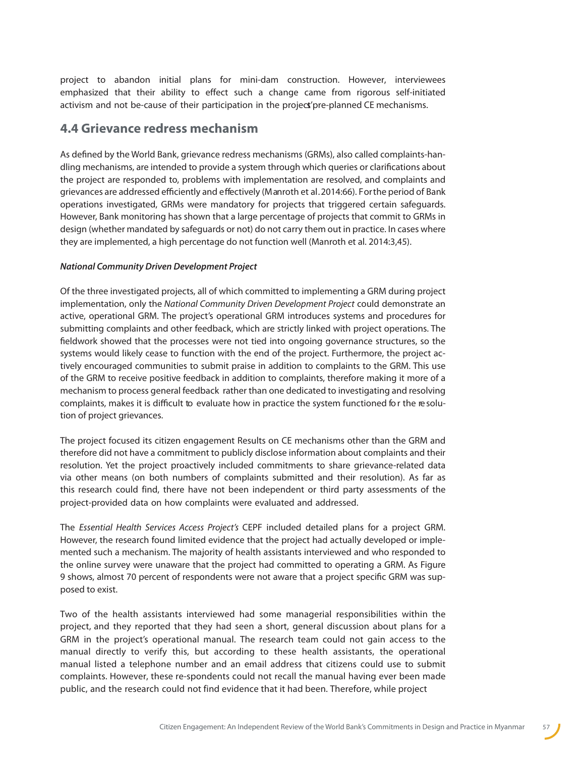project to abandon initial plans for mini-dam construction. However, interviewees emphasized that their ability to effect such a change came from rigorous self-initiated activism and not be-cause of their participation in the project's pre-planned CE mechanisms.

## 4.4 Grievance redress mechanism

As defined by the World Bank, grievance redress mechanisms (GRMs), also called complaints-handling mechanisms, are intended to provide a system through which queries or clarifications about the project are responded to, problems with implementation are resolved, and complaints and grievances are addressed efficiently and effectively (Manroth et al. 2014:66). For the period of Bank operations investigated, GRMs were mandatory for projects that triggered certain safeguards. However, Bank monitoring has shown that a large percentage of projects that commit to GRMs in design (whether mandated by safeguards or not) do not carry them out in practice. In cases where they are implemented, a high percentage do not function well (Manroth et al. 2014:3,45).

***National Community Driven Development Project***

Of the three investigated projects, all of which committed to implementing a GRM during project implementation, only the *National Community Driven Development Project* could demonstrate an active, operational GRM. The project's operational GRM introduces systems and procedures for submitting complaints and other feedback, which are strictly linked with project operations. The fieldwork showed that the processes were not tied into ongoing governance structures, so the systems would likely cease to function with the end of the project. Furthermore, the project actively encouraged communities to submit praise in addition to complaints to the GRM. This use of the GRM to receive positive feedback in addition to complaints, therefore making it more of a mechanism to process general feedback rather than one dedicated to investigating and resolving complaints, makes it is difficult to evaluate how in practice the system functioned for the resolution of project grievances.

The project focused its citizen engagement Results on CE mechanisms other than the GRM and therefore did not have a commitment to publicly disclose information about complaints and their resolution. Yet the project proactively included commitments to share grievance-related data via other means (on both numbers of complaints submitted and their resolution). As far as this research could find, there have not been independent or third party assessments of the project-provided data on how complaints were evaluated and addressed.

The *Essential Health Services Access Project's* CEPF included detailed plans for a project GRM. However, the research found limited evidence that the project had actually developed or implemented such a mechanism. The majority of health assistants interviewed and who responded to the online survey were unaware that the project had committed to operating a GRM. As Figure 9 shows, almost 70 percent of respondents were not aware that a project specific GRM was supposed to exist.

Two of the health assistants interviewed had some managerial responsibilities within the project, and they reported that they had seen a short, general discussion about plans for a GRM in the project's operational manual. The research team could not gain access to the manual directly to verify this, but according to these health assistants, the operational manual listed a telephone number and an email address that citizens could use to submit complaints. However, these re-spondents could not recall the manual having ever been made public, and the research could not find evidence that it had been. Therefore, while project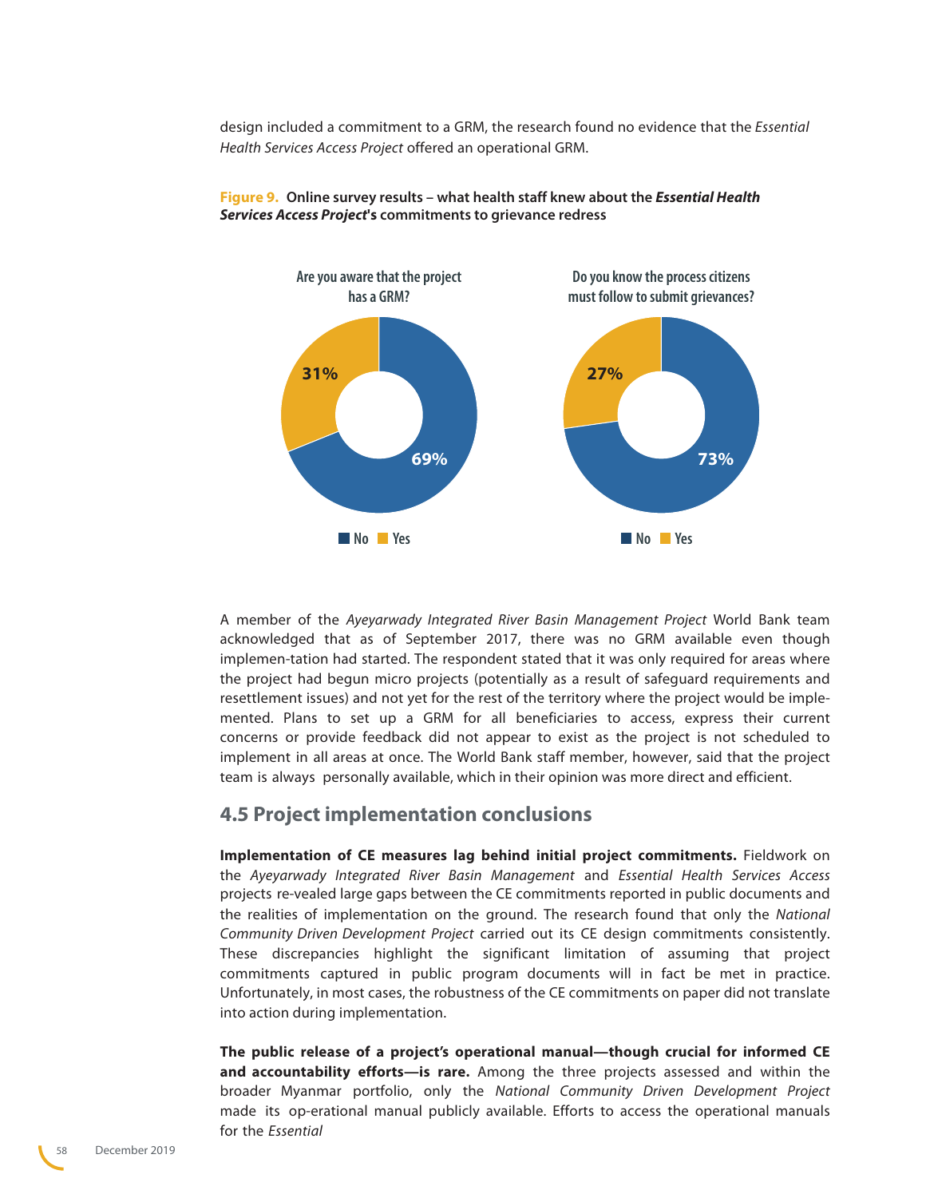design included a commitment to a GRM, the research found no evidence that the *Essential Health Services Access Project* offered an operational GRM.

**Figure 9. Online survey results – what health staff knew about the *Essential Health Services Access Project*'s commitments to grievance redress**

| | No | Yes |
|---|---|---|
| Are you aware that the project has a GRM? | 69% | 31% |
| Do you know the process citizens must follow to submit grievances? | 73% | 27% |

A member of the *Ayeyarwady Integrated River Basin Management Project* World Bank team acknowledged that as of September 2017, there was no GRM available even though implemen-tation had started. The respondent stated that it was only required for areas where the project had begun micro projects (potentially as a result of safeguard requirements and resettlement issues) and not yet for the rest of the territory where the project would be imple-mented. Plans to set up a GRM for all beneficiaries to access, express their current concerns or provide feedback did not appear to exist as the project is not scheduled to implement in all areas at once. The World Bank staff member, however, said that the project team is always personally available, which in their opinion was more direct and efficient.

## 4.5 Project implementation conclusions

**Implementation of CE measures lag behind initial project commitments.** Fieldwork on the *Ayeyarwady Integrated River Basin Management* and *Essential Health Services Access* projects re-vealed large gaps between the CE commitments reported in public documents and the realities of implementation on the ground. The research found that only the *National Community Driven Development Project* carried out its CE design commitments consistently. These discrepancies highlight the significant limitation of assuming that project commitments captured in public program documents will in fact be met in practice. Unfortunately, in most cases, the robustness of the CE commitments on paper did not translate into action during implementation.

**The public release of a project's operational manual—though crucial for informed CE and accountability efforts—is rare.** Among the three projects assessed and within the broader Myanmar portfolio, only the *National Community Driven Development Project* made its op-erational manual publicly available. Efforts to access the operational manuals for the *Essential*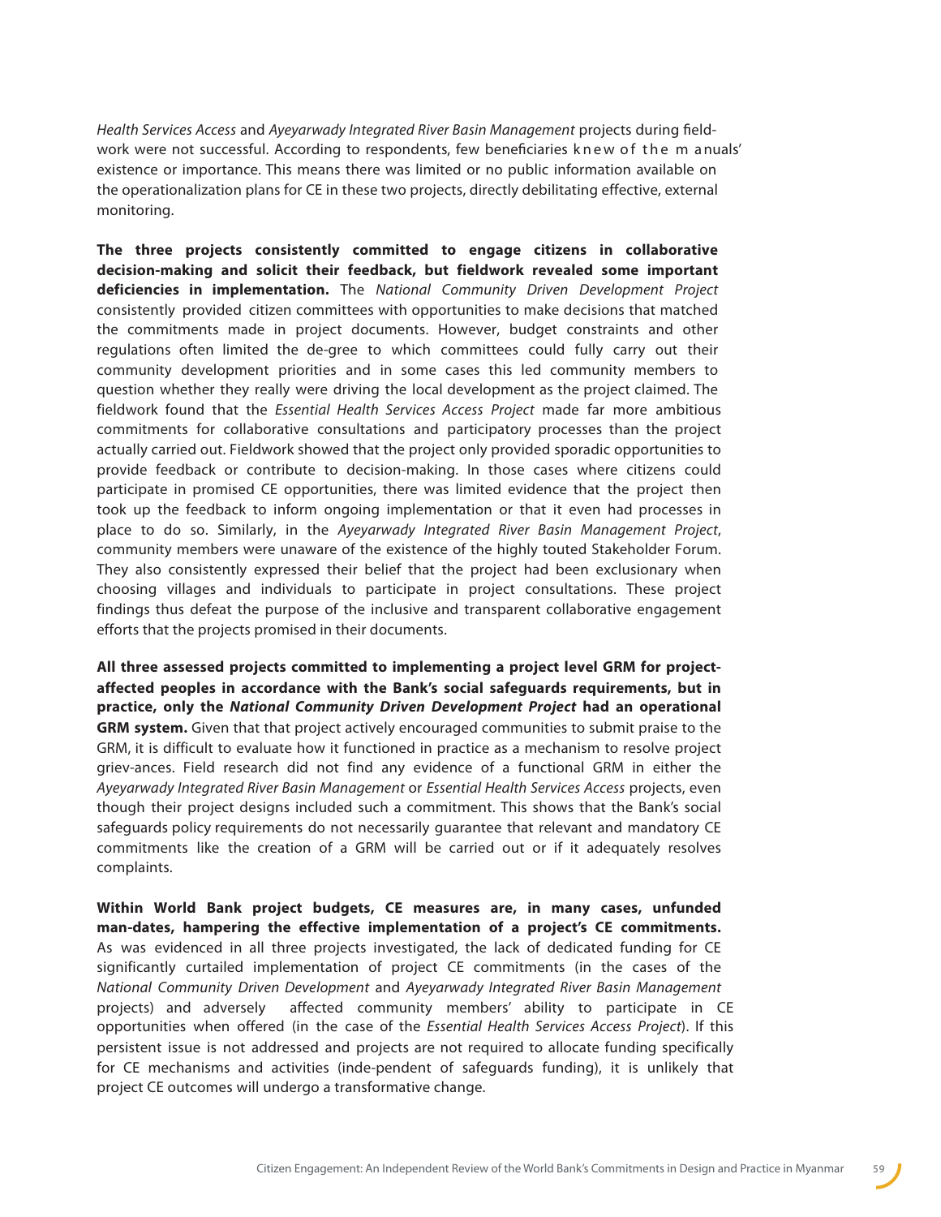*Health Services Access* and *Ayeyarwady Integrated River Basin Management* projects during fieldwork were not successful. According to respondents, few beneficiaries knew of the manuals' existence or importance. This means there was limited or no public information available on the operationalization plans for CE in these two projects, directly debilitating effective, external monitoring.

**The three projects consistently committed to engage citizens in collaborative decision-making and solicit their feedback, but fieldwork revealed some important deficiencies in implementation.** The *National Community Driven Development Project* consistently provided citizen committees with opportunities to make decisions that matched the commitments made in project documents. However, budget constraints and other regulations often limited the de-gree to which committees could fully carry out their community development priorities and in some cases this led community members to question whether they really were driving the local development as the project claimed. The fieldwork found that the *Essential Health Services Access Project* made far more ambitious commitments for collaborative consultations and participatory processes than the project actually carried out. Fieldwork showed that the project only provided sporadic opportunities to provide feedback or contribute to decision-making. In those cases where citizens could participate in promised CE opportunities, there was limited evidence that the project then took up the feedback to inform ongoing implementation or that it even had processes in place to do so. Similarly, in the *Ayeyarwady Integrated River Basin Management Project*, community members were unaware of the existence of the highly touted Stakeholder Forum. They also consistently expressed their belief that the project had been exclusionary when choosing villages and individuals to participate in project consultations. These project findings thus defeat the purpose of the inclusive and transparent collaborative engagement efforts that the projects promised in their documents.

**All three assessed projects committed to implementing a project level GRM for project-affected peoples in accordance with the Bank's social safeguards requirements, but in practice, only the *National Community Driven Development Project* had an operational GRM system.** Given that that project actively encouraged communities to submit praise to the GRM, it is difficult to evaluate how it functioned in practice as a mechanism to resolve project griev-ances. Field research did not find any evidence of a functional GRM in either the *Ayeyarwady Integrated River Basin Management* or *Essential Health Services Access* projects, even though their project designs included such a commitment. This shows that the Bank's social safeguards policy requirements do not necessarily guarantee that relevant and mandatory CE commitments like the creation of a GRM will be carried out or if it adequately resolves complaints.

**Within World Bank project budgets, CE measures are, in many cases, unfunded man-dates, hampering the effective implementation of a project's CE commitments.** As was evidenced in all three projects investigated, the lack of dedicated funding for CE significantly curtailed implementation of project CE commitments (in the cases of the *National Community Driven Development* and *Ayeyarwady Integrated River Basin Management* projects) and adversely affected community members' ability to participate in CE opportunities when offered (in the case of the *Essential Health Services Access Project*). If this persistent issue is not addressed and projects are not required to allocate funding specifically for CE mechanisms and activities (inde-pendent of safeguards funding), it is unlikely that project CE outcomes will undergo a transformative change.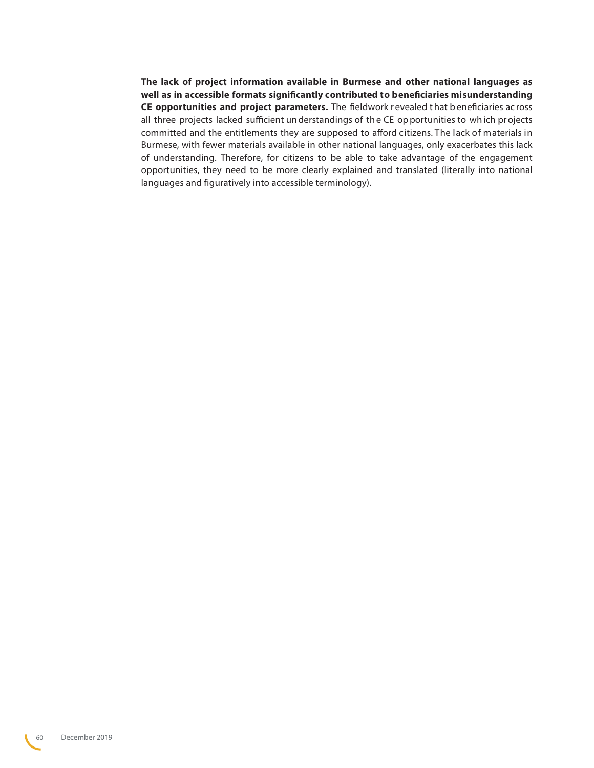**The lack of project information available in Burmese and other national languages as well as in accessible formats significantly contributed to beneficiaries misunderstanding CE opportunities and project parameters.** The fieldwork revealed that beneficiaries across all three projects lacked sufficient understandings of the CE opportunities to which projects committed and the entitlements they are supposed to afford citizens. The lack of materials in Burmese, with fewer materials available in other national languages, only exacerbates this lack of understanding. Therefore, for citizens to be able to take advantage of the engagement opportunities, they need to be more clearly explained and translated (literally into national languages and figuratively into accessible terminology).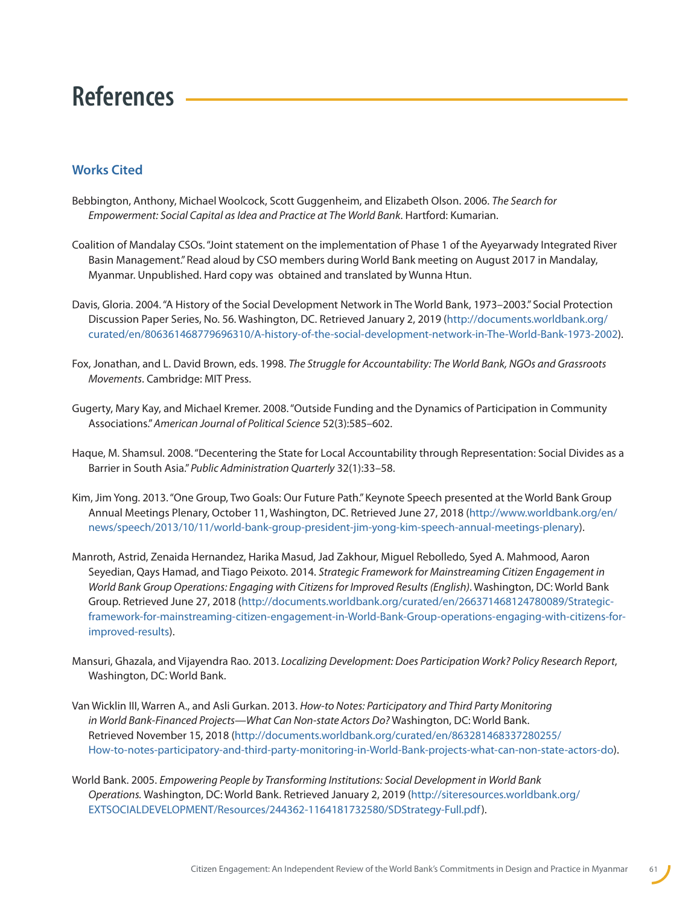# References

## Works Cited

Bebbington, Anthony, Michael Woolcock, Scott Guggenheim, and Elizabeth Olson. 2006. *The Search for Empowerment: Social Capital as Idea and Practice at The World Bank*. Hartford: Kumarian.

Coalition of Mandalay CSOs. "Joint statement on the implementation of Phase 1 of the Ayeyarwady Integrated River Basin Management." Read aloud by CSO members during World Bank meeting on August 2017 in Mandalay, Myanmar. Unpublished. Hard copy was obtained and translated by Wunna Htun.

Davis, Gloria. 2004. "A History of the Social Development Network in The World Bank, 1973–2003." Social Protection Discussion Paper Series, No. 56. Washington, DC. Retrieved January 2, 2019 (http://documents.worldbank.org/curated/en/806361468779696310/A-history-of-the-social-development-network-in-The-World-Bank-1973-2002).

Fox, Jonathan, and L. David Brown, eds. 1998. *The Struggle for Accountability: The World Bank, NGOs and Grassroots Movements*. Cambridge: MIT Press.

Gugerty, Mary Kay, and Michael Kremer. 2008. "Outside Funding and the Dynamics of Participation in Community Associations." *American Journal of Political Science* 52(3):585–602.

Haque, M. Shamsul. 2008. "Decentering the State for Local Accountability through Representation: Social Divides as a Barrier in South Asia." *Public Administration Quarterly* 32(1):33–58.

Kim, Jim Yong. 2013. "One Group, Two Goals: Our Future Path." Keynote Speech presented at the World Bank Group Annual Meetings Plenary, October 11, Washington, DC. Retrieved June 27, 2018 (http://www.worldbank.org/en/news/speech/2013/10/11/world-bank-group-president-jim-yong-kim-speech-annual-meetings-plenary).

Manroth, Astrid, Zenaida Hernandez, Harika Masud, Jad Zakhour, Miguel Rebolledo, Syed A. Mahmood, Aaron Seyedian, Qays Hamad, and Tiago Peixoto. 2014. *Strategic Framework for Mainstreaming Citizen Engagement in World Bank Group Operations: Engaging with Citizens for Improved Results (English)*. Washington, DC: World Bank Group. Retrieved June 27, 2018 (http://documents.worldbank.org/curated/en/266371468124780089/Strategic-framework-for-mainstreaming-citizen-engagement-in-World-Bank-Group-operations-engaging-with-citizens-for-improved-results).

Mansuri, Ghazala, and Vijayendra Rao. 2013. *Localizing Development: Does Participation Work? Policy Research Report*, Washington, DC: World Bank.

Van Wicklin III, Warren A., and Asli Gurkan. 2013. *How-to Notes: Participatory and Third Party Monitoring in World Bank-Financed Projects—What Can Non-state Actors Do?* Washington, DC: World Bank. Retrieved November 15, 2018 (http://documents.worldbank.org/curated/en/863281468337280255/How-to-notes-participatory-and-third-party-monitoring-in-World-Bank-projects-what-can-non-state-actors-do).

World Bank. 2005. *Empowering People by Transforming Institutions: Social Development in World Bank Operations.* Washington, DC: World Bank. Retrieved January 2, 2019 (http://siteresources.worldbank.org/EXTSOCIALDEVELOPMENT/Resources/244362-1164181732580/SDStrategy-Full.pdf).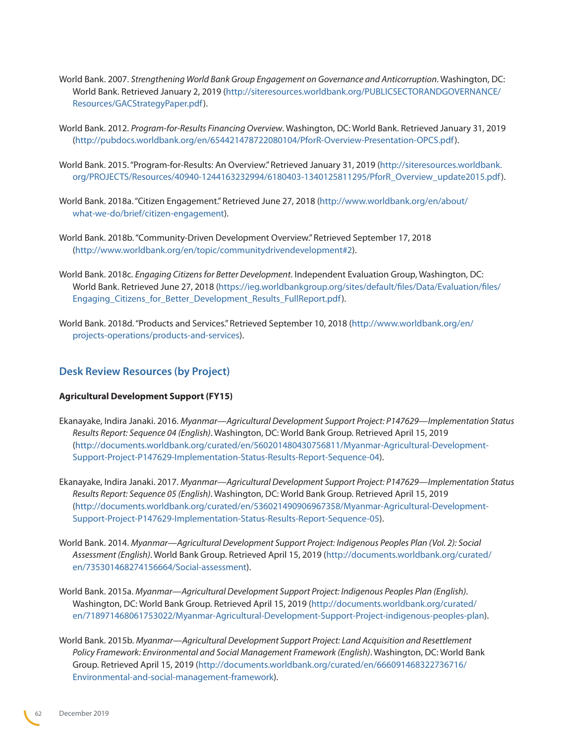World Bank. 2007. *Strengthening World Bank Group Engagement on Governance and Anticorruption*. Washington, DC: World Bank. Retrieved January 2, 2019 (http://siteresources.worldbank.org/PUBLICSECTORANDGOVERNANCE/Resources/GACStrategyPaper.pdf).

World Bank. 2012. *Program-for-Results Financing Overview*. Washington, DC: World Bank. Retrieved January 31, 2019 (http://pubdocs.worldbank.org/en/654421478722080104/PforR-Overview-Presentation-OPCS.pdf).

World Bank. 2015. "Program-for-Results: An Overview." Retrieved January 31, 2019 (http://siteresources.worldbank.org/PROJECTS/Resources/40940-1244163232994/6180403-1340125811295/PforR_Overview_update2015.pdf).

World Bank. 2018a. "Citizen Engagement." Retrieved June 27, 2018 (http://www.worldbank.org/en/about/what-we-do/brief/citizen-engagement).

World Bank. 2018b. "Community-Driven Development Overview." Retrieved September 17, 2018 (http://www.worldbank.org/en/topic/communitydrivendevelopment#2).

World Bank. 2018c. *Engaging Citizens for Better Development*. Independent Evaluation Group, Washington, DC: World Bank. Retrieved June 27, 2018 (https://ieg.worldbankgroup.org/sites/default/files/Data/Evaluation/files/Engaging_Citizens_for_Better_Development_Results_FullReport.pdf).

World Bank. 2018d. "Products and Services." Retrieved September 10, 2018 (http://www.worldbank.org/en/projects-operations/products-and-services).

## Desk Review Resources (by Project)

**Agricultural Development Support (FY15)**

Ekanayake, Indira Janaki. 2016. *Myanmar—Agricultural Development Support Project: P147629—Implementation Status Results Report: Sequence 04 (English)*. Washington, DC: World Bank Group. Retrieved April 15, 2019 (http://documents.worldbank.org/curated/en/560201480430756811/Myanmar-Agricultural-Development-Support-Project-P147629-Implementation-Status-Results-Report-Sequence-04).

Ekanayake, Indira Janaki. 2017. *Myanmar—Agricultural Development Support Project: P147629—Implementation Status Results Report: Sequence 05 (English)*. Washington, DC: World Bank Group. Retrieved April 15, 2019 (http://documents.worldbank.org/curated/en/536021490906967358/Myanmar-Agricultural-Development-Support-Project-P147629-Implementation-Status-Results-Report-Sequence-05).

World Bank. 2014. *Myanmar—Agricultural Development Support Project: Indigenous Peoples Plan (Vol. 2): Social Assessment (English)*. World Bank Group. Retrieved April 15, 2019 (http://documents.worldbank.org/curated/en/735301468274156664/Social-assessment).

World Bank. 2015a. *Myanmar—Agricultural Development Support Project: Indigenous Peoples Plan (English)*. Washington, DC: World Bank Group. Retrieved April 15, 2019 (http://documents.worldbank.org/curated/en/718971468061753022/Myanmar-Agricultural-Development-Support-Project-indigenous-peoples-plan).

World Bank. 2015b. *Myanmar—Agricultural Development Support Project: Land Acquisition and Resettlement Policy Framework: Environmental and Social Management Framework (English)*. Washington, DC: World Bank Group. Retrieved April 15, 2019 (http://documents.worldbank.org/curated/en/666091468322736716/Environmental-and-social-management-framework).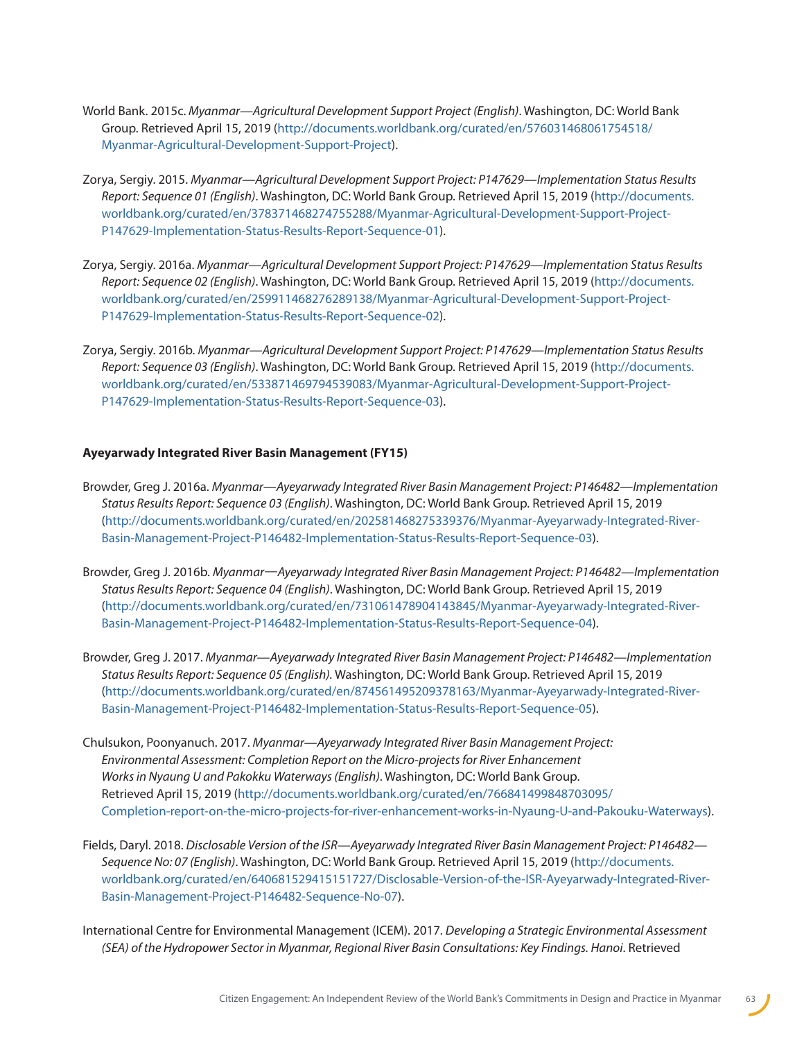World Bank. 2015c. *Myanmar—Agricultural Development Support Project (English)*. Washington, DC: World Bank Group. Retrieved April 15, 2019 (http://documents.worldbank.org/curated/en/576031468061754518/Myanmar-Agricultural-Development-Support-Project).

Zorya, Sergiy. 2015. *Myanmar—Agricultural Development Support Project: P147629—Implementation Status Results Report: Sequence 01 (English)*. Washington, DC: World Bank Group. Retrieved April 15, 2019 (http://documents.worldbank.org/curated/en/378371468274755288/Myanmar-Agricultural-Development-Support-Project-P147629-Implementation-Status-Results-Report-Sequence-01).

Zorya, Sergiy. 2016a. *Myanmar—Agricultural Development Support Project: P147629—Implementation Status Results Report: Sequence 02 (English)*. Washington, DC: World Bank Group. Retrieved April 15, 2019 (http://documents.worldbank.org/curated/en/259911468276289138/Myanmar-Agricultural-Development-Support-Project-P147629-Implementation-Status-Results-Report-Sequence-02).

Zorya, Sergiy. 2016b. *Myanmar—Agricultural Development Support Project: P147629—Implementation Status Results Report: Sequence 03 (English)*. Washington, DC: World Bank Group. Retrieved April 15, 2019 (http://documents.worldbank.org/curated/en/533871469794539083/Myanmar-Agricultural-Development-Support-Project-P147629-Implementation-Status-Results-Report-Sequence-03).

**Ayeyarwady Integrated River Basin Management (FY15)**

Browder, Greg J. 2016a. *Myanmar—Ayeyarwady Integrated River Basin Management Project: P146482—Implementation Status Results Report: Sequence 03 (English)*. Washington, DC: World Bank Group. Retrieved April 15, 2019 (http://documents.worldbank.org/curated/en/202581468275339376/Myanmar-Ayeyarwady-Integrated-River-Basin-Management-Project-P146482-Implementation-Status-Results-Report-Sequence-03).

Browder, Greg J. 2016b. *Myanmar—Ayeyarwady Integrated River Basin Management Project: P146482—Implementation Status Results Report: Sequence 04 (English)*. Washington, DC: World Bank Group. Retrieved April 15, 2019 (http://documents.worldbank.org/curated/en/731061478904143845/Myanmar-Ayeyarwady-Integrated-River-Basin-Management-Project-P146482-Implementation-Status-Results-Report-Sequence-04).

Browder, Greg J. 2017. *Myanmar—Ayeyarwady Integrated River Basin Management Project: P146482—Implementation Status Results Report: Sequence 05 (English).* Washington, DC: World Bank Group. Retrieved April 15, 2019 (http://documents.worldbank.org/curated/en/874561495209378163/Myanmar-Ayeyarwady-Integrated-River-Basin-Management-Project-P146482-Implementation-Status-Results-Report-Sequence-05).

Chulsukon, Poonyanuch. 2017. *Myanmar—Ayeyarwady Integrated River Basin Management Project: Environmental Assessment: Completion Report on the Micro-projects for River Enhancement Works in Nyaung U and Pakokku Waterways (English)*. Washington, DC: World Bank Group. Retrieved April 15, 2019 (http://documents.worldbank.org/curated/en/766841499848703095/Completion-report-on-the-micro-projects-for-river-enhancement-works-in-Nyaung-U-and-Pakouku-Waterways).

Fields, Daryl. 2018. *Disclosable Version of the ISR—Ayeyarwady Integrated River Basin Management Project: P146482—Sequence No: 07 (English)*. Washington, DC: World Bank Group. Retrieved April 15, 2019 (http://documents.worldbank.org/curated/en/640681529415151727/Disclosable-Version-of-the-ISR-Ayeyarwady-Integrated-River-Basin-Management-Project-P146482-Sequence-No-07).

International Centre for Environmental Management (ICEM). 2017. *Developing a Strategic Environmental Assessment (SEA) of the Hydropower Sector in Myanmar, Regional River Basin Consultations: Key Findings. Hanoi*. Retrieved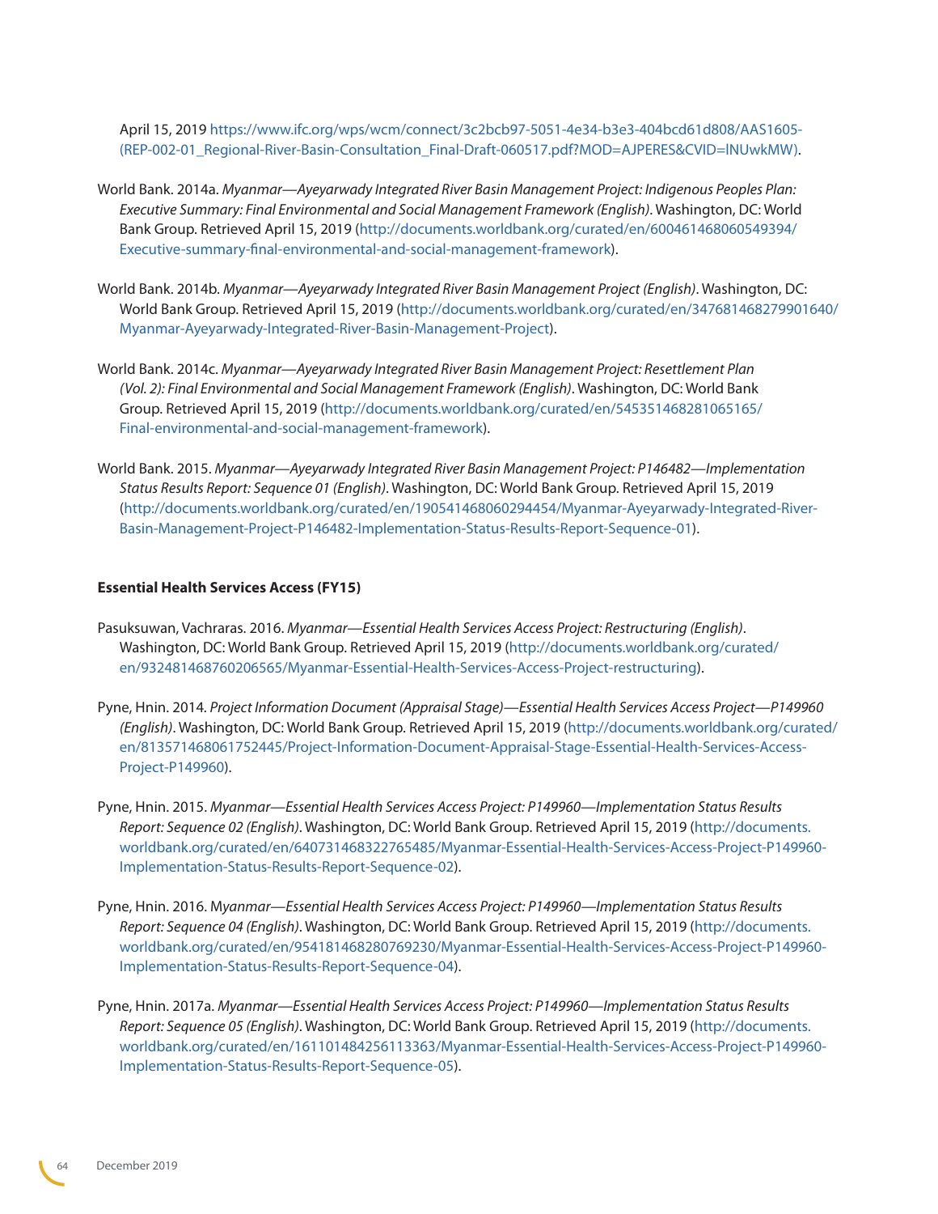April 15, 2019 https://www.ifc.org/wps/wcm/connect/3c2bcb97-5051-4e34-b3e3-404bcd61d808/AAS1605-(REP-002-01_Regional-River-Basin-Consultation_Final-Draft-060517.pdf?MOD=AJPERES&CVID=lNUwkMW).

World Bank. 2014a. *Myanmar—Ayeyarwady Integrated River Basin Management Project: Indigenous Peoples Plan: Executive Summary: Final Environmental and Social Management Framework (English)*. Washington, DC: World Bank Group. Retrieved April 15, 2019 (http://documents.worldbank.org/curated/en/600461468060549394/Executive-summary-final-environmental-and-social-management-framework).

World Bank. 2014b. *Myanmar—Ayeyarwady Integrated River Basin Management Project (English)*. Washington, DC: World Bank Group. Retrieved April 15, 2019 (http://documents.worldbank.org/curated/en/347681468279901640/Myanmar-Ayeyarwady-Integrated-River-Basin-Management-Project).

World Bank. 2014c. *Myanmar—Ayeyarwady Integrated River Basin Management Project: Resettlement Plan (Vol. 2): Final Environmental and Social Management Framework (English)*. Washington, DC: World Bank Group. Retrieved April 15, 2019 (http://documents.worldbank.org/curated/en/545351468281065165/Final-environmental-and-social-management-framework).

World Bank. 2015. *Myanmar—Ayeyarwady Integrated River Basin Management Project: P146482—Implementation Status Results Report: Sequence 01 (English)*. Washington, DC: World Bank Group. Retrieved April 15, 2019 (http://documents.worldbank.org/curated/en/190541468060294454/Myanmar-Ayeyarwady-Integrated-River-Basin-Management-Project-P146482-Implementation-Status-Results-Report-Sequence-01).

**Essential Health Services Access (FY15)**

Pasuksuwan, Vachraras. 2016. *Myanmar—Essential Health Services Access Project: Restructuring (English)*. Washington, DC: World Bank Group. Retrieved April 15, 2019 (http://documents.worldbank.org/curated/en/932481468760206565/Myanmar-Essential-Health-Services-Access-Project-restructuring).

Pyne, Hnin. 2014. *Project Information Document (Appraisal Stage)—Essential Health Services Access Project—P149960 (English)*. Washington, DC: World Bank Group. Retrieved April 15, 2019 (http://documents.worldbank.org/curated/en/813571468061752445/Project-Information-Document-Appraisal-Stage-Essential-Health-Services-Access-Project-P149960).

Pyne, Hnin. 2015. *Myanmar—Essential Health Services Access Project: P149960—Implementation Status Results Report: Sequence 02 (English)*. Washington, DC: World Bank Group. Retrieved April 15, 2019 (http://documents.worldbank.org/curated/en/640731468322765485/Myanmar-Essential-Health-Services-Access-Project-P149960-Implementation-Status-Results-Report-Sequence-02).

Pyne, Hnin. 2016. *Myanmar—Essential Health Services Access Project: P149960—Implementation Status Results Report: Sequence 04 (English)*. Washington, DC: World Bank Group. Retrieved April 15, 2019 (http://documents.worldbank.org/curated/en/954181468280769230/Myanmar-Essential-Health-Services-Access-Project-P149960-Implementation-Status-Results-Report-Sequence-04).

Pyne, Hnin. 2017a. *Myanmar—Essential Health Services Access Project: P149960—Implementation Status Results Report: Sequence 05 (English)*. Washington, DC: World Bank Group. Retrieved April 15, 2019 (http://documents.worldbank.org/curated/en/161101484256113363/Myanmar-Essential-Health-Services-Access-Project-P149960-Implementation-Status-Results-Report-Sequence-05).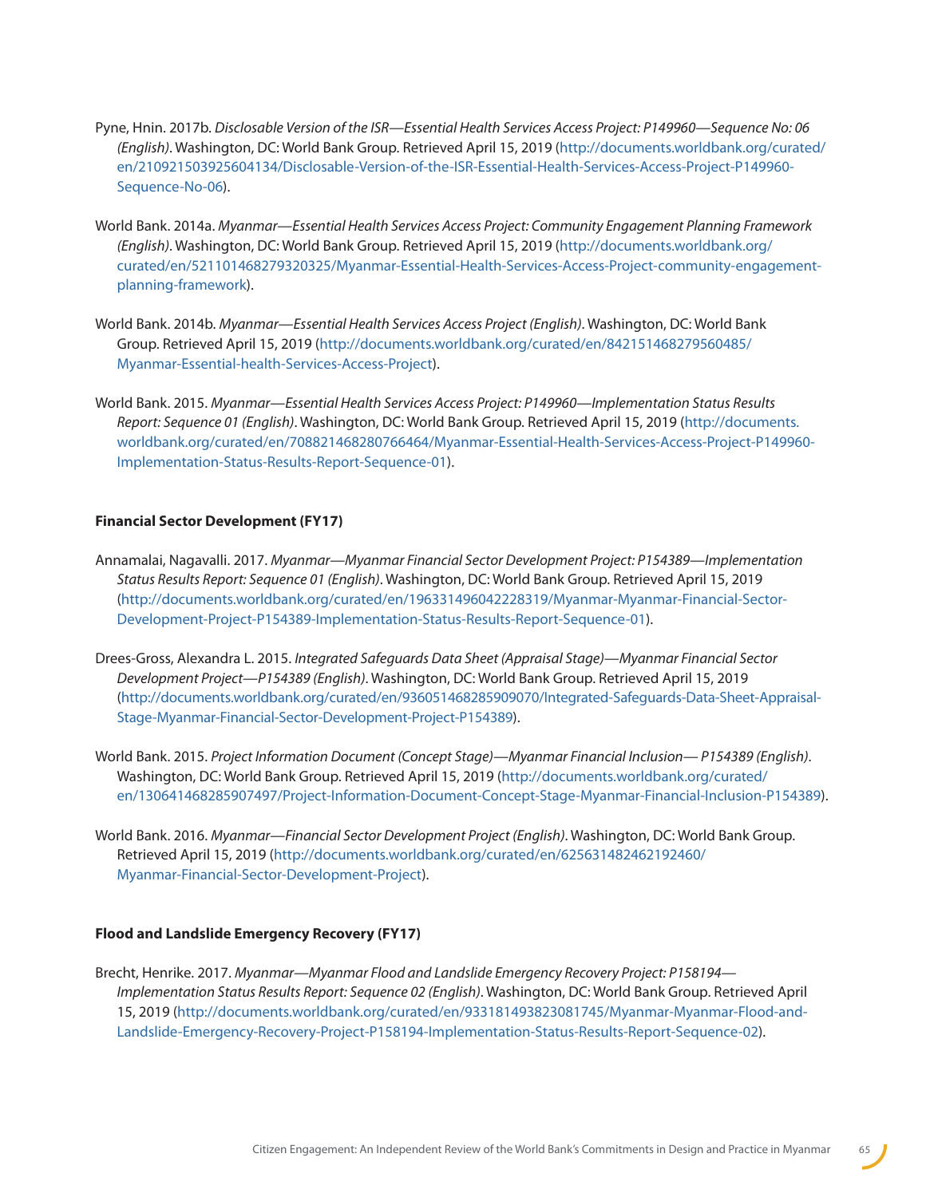Pyne, Hnin. 2017b. *Disclosable Version of the ISR—Essential Health Services Access Project: P149960—Sequence No: 06 (English)*. Washington, DC: World Bank Group. Retrieved April 15, 2019 (http://documents.worldbank.org/curated/en/210921503925604134/Disclosable-Version-of-the-ISR-Essential-Health-Services-Access-Project-P149960-Sequence-No-06).

World Bank. 2014a. *Myanmar—Essential Health Services Access Project: Community Engagement Planning Framework (English)*. Washington, DC: World Bank Group. Retrieved April 15, 2019 (http://documents.worldbank.org/curated/en/521101468279320325/Myanmar-Essential-Health-Services-Access-Project-community-engagement-planning-framework).

World Bank. 2014b. *Myanmar—Essential Health Services Access Project (English)*. Washington, DC: World Bank Group. Retrieved April 15, 2019 (http://documents.worldbank.org/curated/en/842151468279560485/Myanmar-Essential-health-Services-Access-Project).

World Bank. 2015. *Myanmar—Essential Health Services Access Project: P149960—Implementation Status Results Report: Sequence 01 (English)*. Washington, DC: World Bank Group. Retrieved April 15, 2019 (http://documents.worldbank.org/curated/en/708821468280766464/Myanmar-Essential-Health-Services-Access-Project-P149960-Implementation-Status-Results-Report-Sequence-01).

**Financial Sector Development (FY17)**

Annamalai, Nagavalli. 2017. *Myanmar—Myanmar Financial Sector Development Project: P154389—Implementation Status Results Report: Sequence 01 (English)*. Washington, DC: World Bank Group. Retrieved April 15, 2019 (http://documents.worldbank.org/curated/en/196331496042228319/Myanmar-Myanmar-Financial-Sector-Development-Project-P154389-Implementation-Status-Results-Report-Sequence-01).

Drees-Gross, Alexandra L. 2015. *Integrated Safeguards Data Sheet (Appraisal Stage)—Myanmar Financial Sector Development Project—P154389 (English)*. Washington, DC: World Bank Group. Retrieved April 15, 2019 (http://documents.worldbank.org/curated/en/936051468285909070/Integrated-Safeguards-Data-Sheet-Appraisal-Stage-Myanmar-Financial-Sector-Development-Project-P154389).

World Bank. 2015. *Project Information Document (Concept Stage)—Myanmar Financial Inclusion— P154389 (English)*. Washington, DC: World Bank Group. Retrieved April 15, 2019 (http://documents.worldbank.org/curated/en/130641468285907497/Project-Information-Document-Concept-Stage-Myanmar-Financial-Inclusion-P154389).

World Bank. 2016. *Myanmar—Financial Sector Development Project (English)*. Washington, DC: World Bank Group. Retrieved April 15, 2019 (http://documents.worldbank.org/curated/en/625631482462192460/Myanmar-Financial-Sector-Development-Project).

**Flood and Landslide Emergency Recovery (FY17)**

Brecht, Henrike. 2017. *Myanmar—Myanmar Flood and Landslide Emergency Recovery Project: P158194—Implementation Status Results Report: Sequence 02 (English)*. Washington, DC: World Bank Group. Retrieved April 15, 2019 (http://documents.worldbank.org/curated/en/933181493823081745/Myanmar-Myanmar-Flood-and-Landslide-Emergency-Recovery-Project-P158194-Implementation-Status-Results-Report-Sequence-02).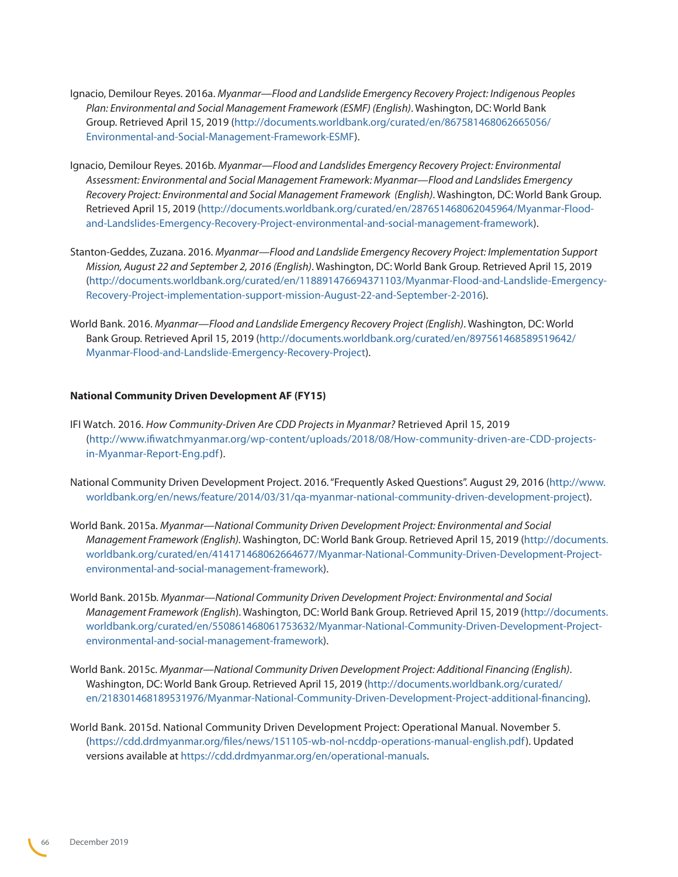Ignacio, Demilour Reyes. 2016a. *Myanmar—Flood and Landslide Emergency Recovery Project: Indigenous Peoples Plan: Environmental and Social Management Framework (ESMF) (English)*. Washington, DC: World Bank Group. Retrieved April 15, 2019 (http://documents.worldbank.org/curated/en/867581468062665056/Environmental-and-Social-Management-Framework-ESMF).

Ignacio, Demilour Reyes. 2016b. *Myanmar—Flood and Landslides Emergency Recovery Project: Environmental Assessment: Environmental and Social Management Framework: Myanmar—Flood and Landslides Emergency Recovery Project: Environmental and Social Management Framework (English)*. Washington, DC: World Bank Group. Retrieved April 15, 2019 (http://documents.worldbank.org/curated/en/287651468062045964/Myanmar-Flood-and-Landslides-Emergency-Recovery-Project-environmental-and-social-management-framework).

Stanton-Geddes, Zuzana. 2016. *Myanmar—Flood and Landslide Emergency Recovery Project: Implementation Support Mission, August 22 and September 2, 2016 (English)*. Washington, DC: World Bank Group. Retrieved April 15, 2019 (http://documents.worldbank.org/curated/en/118891476694371103/Myanmar-Flood-and-Landslide-Emergency-Recovery-Project-implementation-support-mission-August-22-and-September-2-2016).

World Bank. 2016. *Myanmar—Flood and Landslide Emergency Recovery Project (English)*. Washington, DC: World Bank Group. Retrieved April 15, 2019 (http://documents.worldbank.org/curated/en/897561468589519642/Myanmar-Flood-and-Landslide-Emergency-Recovery-Project).

**National Community Driven Development AF (FY15)**

IFI Watch. 2016. *How Community-Driven Are CDD Projects in Myanmar?* Retrieved April 15, 2019 (http://www.ifiwatchmyanmar.org/wp-content/uploads/2018/08/How-community-driven-are-CDD-projects-in-Myanmar-Report-Eng.pdf).

National Community Driven Development Project. 2016. "Frequently Asked Questions". August 29, 2016 (http://www.worldbank.org/en/news/feature/2014/03/31/qa-myanmar-national-community-driven-development-project).

World Bank. 2015a. *Myanmar—National Community Driven Development Project: Environmental and Social Management Framework (English).* Washington, DC: World Bank Group. Retrieved April 15, 2019 (http://documents.worldbank.org/curated/en/414171468062664677/Myanmar-National-Community-Driven-Development-Project-environmental-and-social-management-framework).

World Bank. 2015b. *Myanmar—National Community Driven Development Project: Environmental and Social Management Framework (English*). Washington, DC: World Bank Group. Retrieved April 15, 2019 (http://documents.worldbank.org/curated/en/550861468061753632/Myanmar-National-Community-Driven-Development-Project-environmental-and-social-management-framework).

World Bank. 2015c. *Myanmar—National Community Driven Development Project: Additional Financing (English)*. Washington, DC: World Bank Group. Retrieved April 15, 2019 (http://documents.worldbank.org/curated/en/218301468189531976/Myanmar-National-Community-Driven-Development-Project-additional-financing).

World Bank. 2015d. National Community Driven Development Project: Operational Manual. November 5. (https://cdd.drdmyanmar.org/files/news/151105-wb-nol-ncddp-operations-manual-english.pdf). Updated versions available at https://cdd.drdmyanmar.org/en/operational-manuals.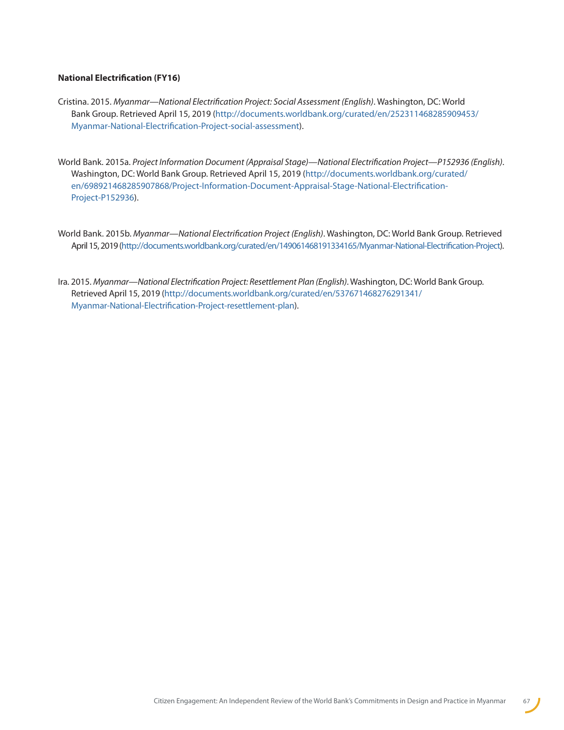**National Electrification (FY16)**

Cristina. 2015. *Myanmar—National Electrification Project: Social Assessment (English)*. Washington, DC: World Bank Group. Retrieved April 15, 2019 (http://documents.worldbank.org/curated/en/252311468285909453/Myanmar-National-Electrification-Project-social-assessment).

World Bank. 2015a. *Project Information Document (Appraisal Stage)—National Electrification Project—P152936 (English)*. Washington, DC: World Bank Group. Retrieved April 15, 2019 (http://documents.worldbank.org/curated/en/698921468285907868/Project-Information-Document-Appraisal-Stage-National-Electrification-Project-P152936).

World Bank. 2015b. *Myanmar—National Electrification Project (English)*. Washington, DC: World Bank Group. Retrieved April 15, 2019 (http://documents.worldbank.org/curated/en/149061468191334165/Myanmar-National-Electrification-Project).

Ira. 2015. *Myanmar—National Electrification Project: Resettlement Plan (English)*. Washington, DC: World Bank Group. Retrieved April 15, 2019 (http://documents.worldbank.org/curated/en/537671468276291341/Myanmar-National-Electrification-Project-resettlement-plan).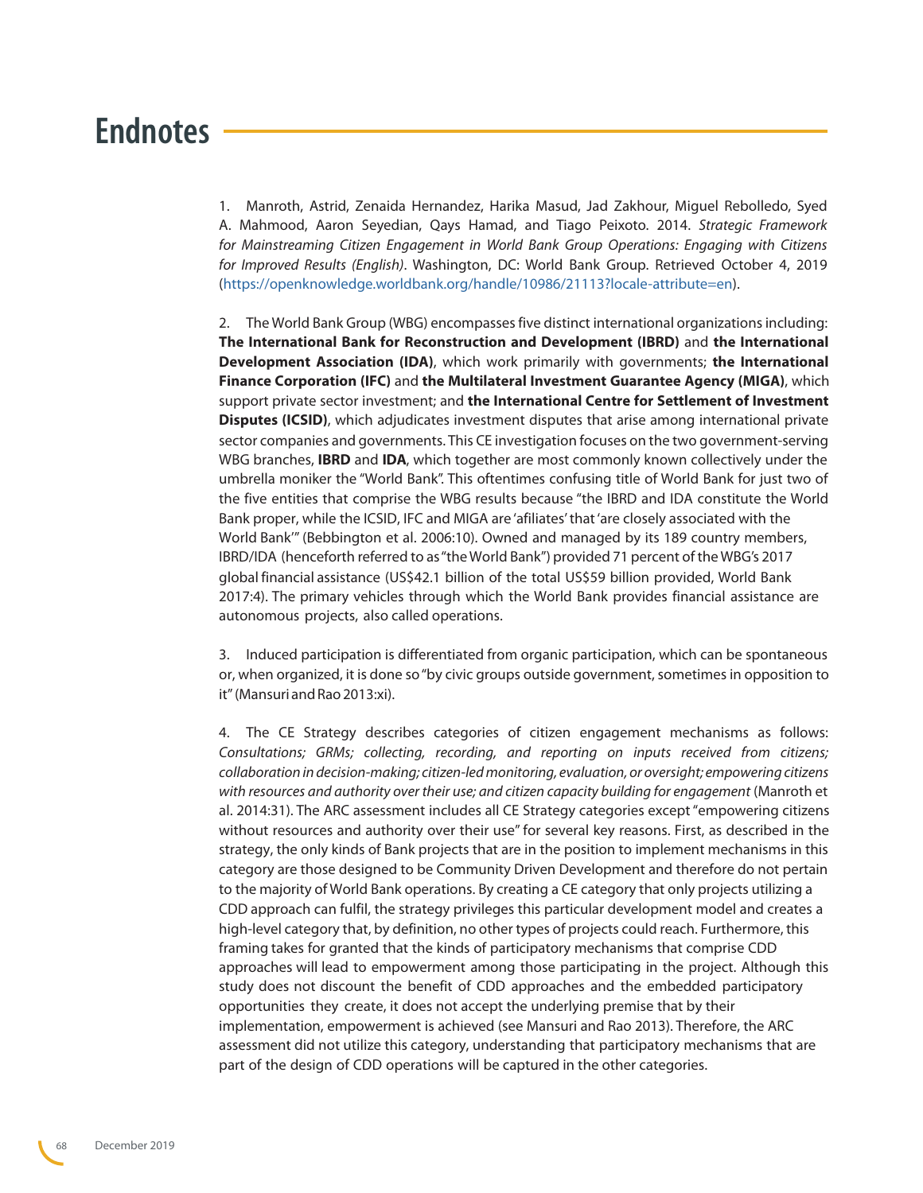# Endnotes

1. Manroth, Astrid, Zenaida Hernandez, Harika Masud, Jad Zakhour, Miguel Rebolledo, Syed A. Mahmood, Aaron Seyedian, Qays Hamad, and Tiago Peixoto. 2014. *Strategic Framework for Mainstreaming Citizen Engagement in World Bank Group Operations: Engaging with Citizens for Improved Results (English)*. Washington, DC: World Bank Group. Retrieved October 4, 2019 (https://openknowledge.worldbank.org/handle/10986/21113?locale-attribute=en).

2. The World Bank Group (WBG) encompasses five distinct international organizations including: **The International Bank for Reconstruction and Development (IBRD)** and **the International Development Association (IDA)**, which work primarily with governments; **the International Finance Corporation (IFC)** and **the Multilateral Investment Guarantee Agency (MIGA)**, which support private sector investment; and **the International Centre for Settlement of Investment Disputes (ICSID)**, which adjudicates investment disputes that arise among international private sector companies and governments. This CE investigation focuses on the two government-serving WBG branches, **IBRD** and **IDA**, which together are most commonly known collectively under the umbrella moniker the "World Bank". This oftentimes confusing title of World Bank for just two of the five entities that comprise the WBG results because "the IBRD and IDA constitute the World Bank proper, while the ICSID, IFC and MIGA are 'afiliates' that 'are closely associated with the World Bank'" (Bebbington et al. 2006:10). Owned and managed by its 189 country members, IBRD/IDA (henceforth referred to as "the World Bank") provided 71 percent of the WBG's 2017 global financial assistance (US$42.1 billion of the total US$59 billion provided, World Bank 2017:4). The primary vehicles through which the World Bank provides financial assistance are autonomous projects, also called operations.

3. Induced participation is differentiated from organic participation, which can be spontaneous or, when organized, it is done so "by civic groups outside government, sometimes in opposition to it" (Mansuri and Rao 2013:xi).

4. The CE Strategy describes categories of citizen engagement mechanisms as follows: *Consultations; GRMs; collecting, recording, and reporting on inputs received from citizens; collaboration in decision-making; citizen-led monitoring, evaluation, or oversight; empowering citizens with resources and authority over their use; and citizen capacity building for engagement* (Manroth et al. 2014:31). The ARC assessment includes all CE Strategy categories except "empowering citizens without resources and authority over their use" for several key reasons. First, as described in the strategy, the only kinds of Bank projects that are in the position to implement mechanisms in this category are those designed to be Community Driven Development and therefore do not pertain to the majority of World Bank operations. By creating a CE category that only projects utilizing a CDD approach can fulfil, the strategy privileges this particular development model and creates a high-level category that, by definition, no other types of projects could reach. Furthermore, this framing takes for granted that the kinds of participatory mechanisms that comprise CDD approaches will lead to empowerment among those participating in the project. Although this study does not discount the benefit of CDD approaches and the embedded participatory opportunities they create, it does not accept the underlying premise that by their implementation, empowerment is achieved (see Mansuri and Rao 2013). Therefore, the ARC assessment did not utilize this category, understanding that participatory mechanisms that are part of the design of CDD operations will be captured in the other categories.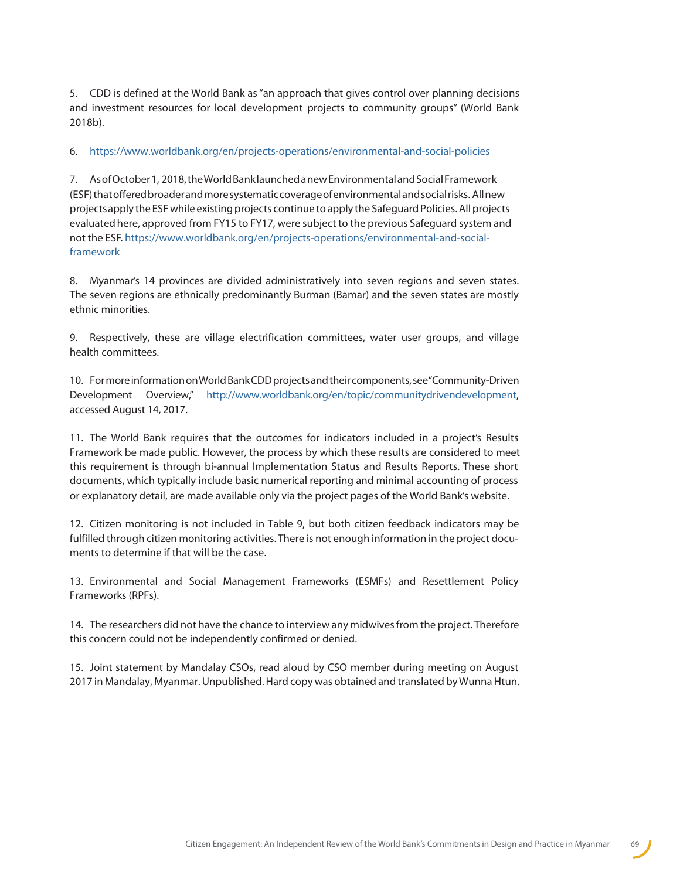5. CDD is defined at the World Bank as "an approach that gives control over planning decisions and investment resources for local development projects to community groups" (World Bank 2018b).

6. https://www.worldbank.org/en/projects-operations/environmental-and-social-policies

7. As of October 1, 2018, the World Bank launched a new Environmental and Social Framework (ESF) that offered broader and more systematic coverage of environmental and social risks. All new projects apply the ESF while existing projects continue to apply the Safeguard Policies. All projects evaluated here, approved from FY15 to FY17, were subject to the previous Safeguard system and not the ESF. https://www.worldbank.org/en/projects-operations/environmental-and-social-framework

8. Myanmar's 14 provinces are divided administratively into seven regions and seven states. The seven regions are ethnically predominantly Burman (Bamar) and the seven states are mostly ethnic minorities.

9. Respectively, these are village electrification committees, water user groups, and village health committees.

10. For more information on World Bank CDD projects and their components, see "Community-Driven Development Overview," http://www.worldbank.org/en/topic/communitydrivendevelopment, accessed August 14, 2017.

11. The World Bank requires that the outcomes for indicators included in a project's Results Framework be made public. However, the process by which these results are considered to meet this requirement is through bi-annual Implementation Status and Results Reports. These short documents, which typically include basic numerical reporting and minimal accounting of process or explanatory detail, are made available only via the project pages of the World Bank's website.

12. Citizen monitoring is not included in Table 9, but both citizen feedback indicators may be fulfilled through citizen monitoring activities. There is not enough information in the project documents to determine if that will be the case.

13. Environmental and Social Management Frameworks (ESMFs) and Resettlement Policy Frameworks (RPFs).

14. The researchers did not have the chance to interview any midwives from the project. Therefore this concern could not be independently confirmed or denied.

15. Joint statement by Mandalay CSOs, read aloud by CSO member during meeting on August 2017 in Mandalay, Myanmar. Unpublished. Hard copy was obtained and translated by Wunna Htun.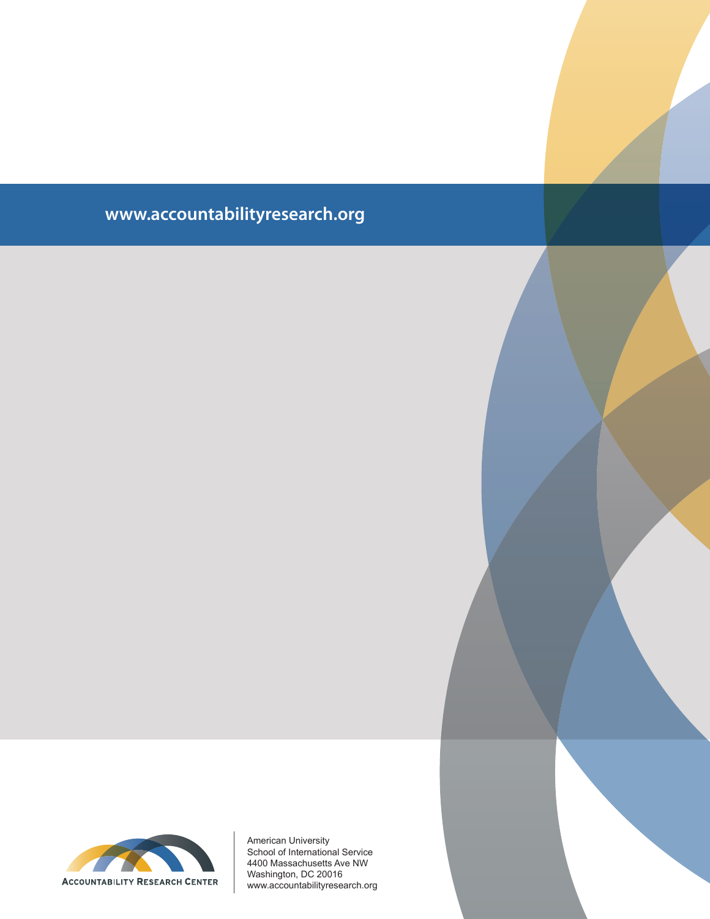www.accountabilityresearch.org

Accountability Research Center

American University
School of International Service
4400 Massachusetts Ave NW
Washington, DC 20016
www.accountabilityresearch.org